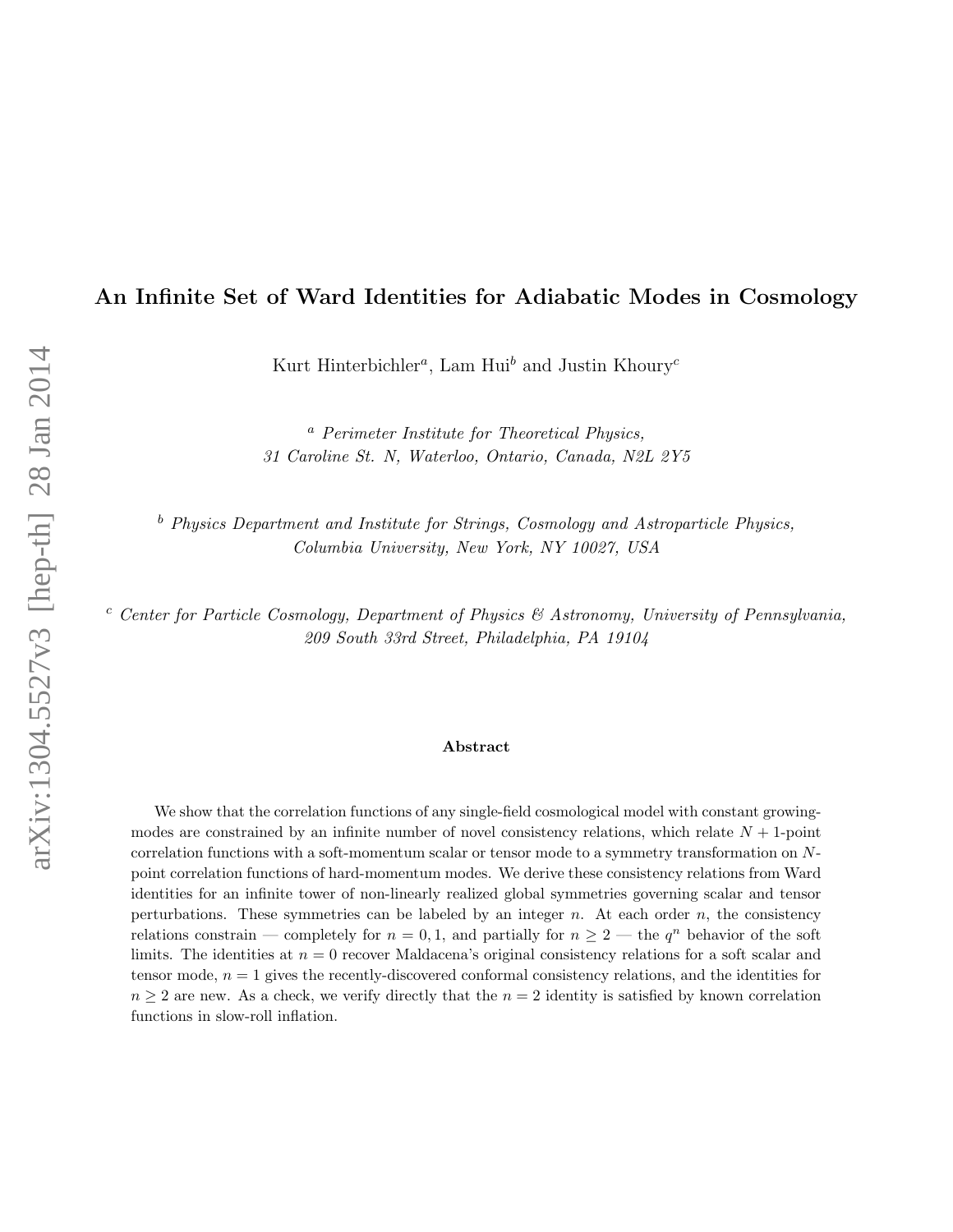# An Infinite Set of Ward Identities for Adiabatic Modes in Cosmology

Kurt Hinterbichler[a], Lam Hui[b] and Justin Khoury[c]

[a] *Perimeter Institute for Theoretical Physics,*
*31 Caroline St. N, Waterloo, Ontario, Canada, N2L 2Y5*

[b] *Physics Department and Institute for Strings, Cosmology and Astroparticle Physics,*
*Columbia University, New York, NY 10027, USA*

[c] *Center for Particle Cosmology, Department of Physics & Astronomy, University of Pennsylvania,*
*209 South 33rd Street, Philadelphia, PA 19104*

### Abstract

We show that the correlation functions of any single-field cosmological model with constant growing-modes are constrained by an infinite number of novel consistency relations, which relate $N+1$-point correlation functions with a soft-momentum scalar or tensor mode to a symmetry transformation on $N$-point correlation functions of hard-momentum modes. We derive these consistency relations from Ward identities for an infinite tower of non-linearly realized global symmetries governing scalar and tensor perturbations. These symmetries can be labeled by an integer $n$. At each order $n$, the consistency relations constrain — completely for $n = 0, 1$, and partially for $n \geq 2$ — the $q^n$ behavior of the soft limits. The identities at $n = 0$ recover Maldacena's original consistency relations for a soft scalar and tensor mode, $n = 1$ gives the recently-discovered conformal consistency relations, and the identities for $n \geq 2$ are new. As a check, we verify directly that the $n = 2$ identity is satisfied by known correlation functions in slow-roll inflation.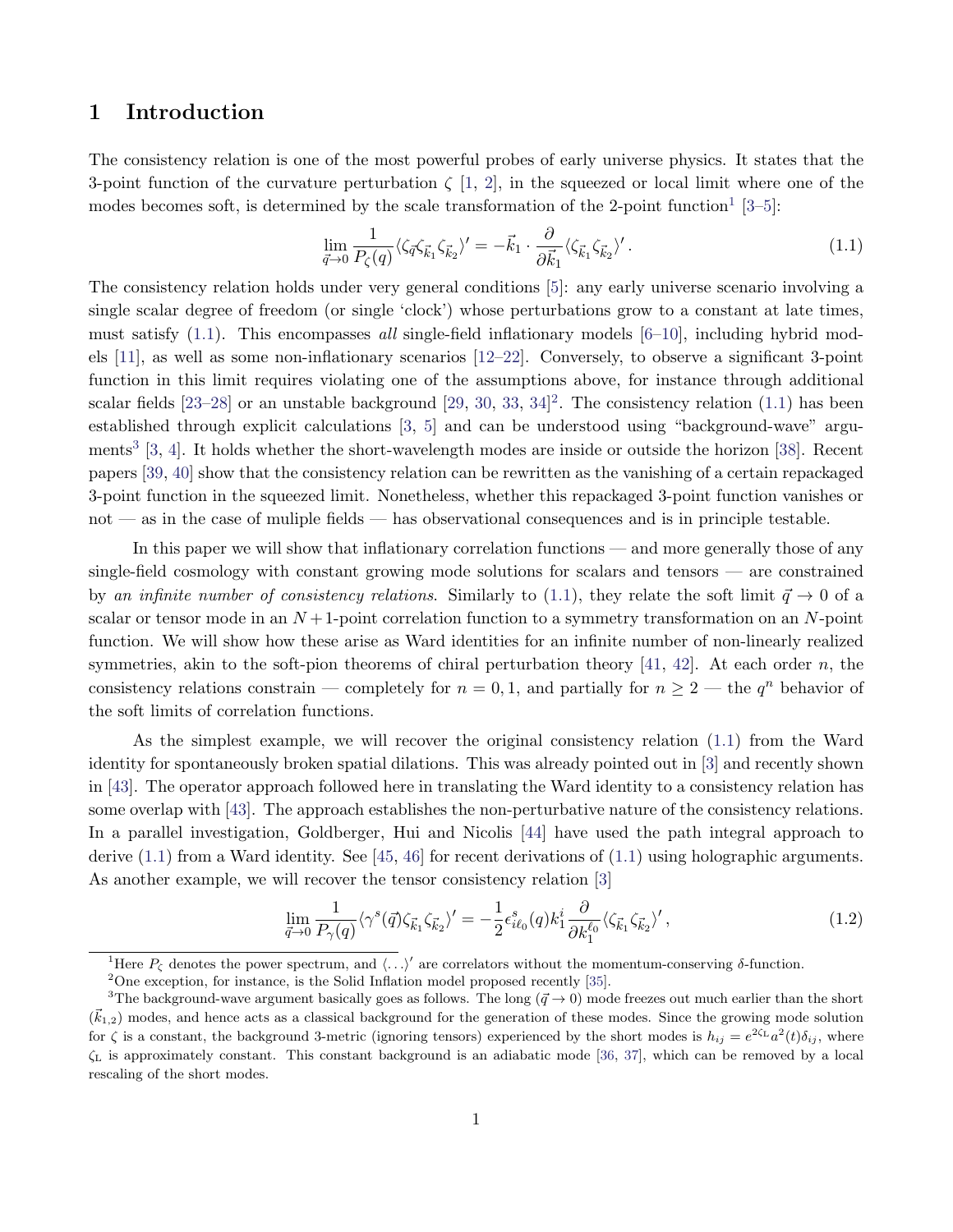# 1 Introduction

The consistency relation is one of the most powerful probes of early universe physics. It states that the 3-point function of the curvature perturbation $\zeta$ [1, 2], in the squeezed or local limit where one of the modes becomes soft, is determined by the scale transformation of the 2-point function[1] [3–5]:

$$\lim_{\vec{q}\to 0} \frac{1}{P_\zeta(q)} \langle \zeta_{\vec{q}} \zeta_{\vec{k}_1} \zeta_{\vec{k}_2} \rangle' = -\vec{k}_1 \cdot \frac{\partial}{\partial \vec{k}_1} \langle \zeta_{\vec{k}_1} \zeta_{\vec{k}_2} \rangle' \,. \tag{1.1}$$

The consistency relation holds under very general conditions [5]: any early universe scenario involving a single scalar degree of freedom (or single 'clock') whose perturbations grow to a constant at late times, must satisfy (1.1). This encompasses *all* single-field inflationary models [6–10], including hybrid models [11], as well as some non-inflationary scenarios [12–22]. Conversely, to observe a significant 3-point function in this limit requires violating one of the assumptions above, for instance through additional scalar fields [23–28] or an unstable background [29, 30, 33, 34][2]. The consistency relation (1.1) has been established through explicit calculations [3, 5] and can be understood using "background-wave" arguments[3] [3, 4]. It holds whether the short-wavelength modes are inside or outside the horizon [38]. Recent papers [39, 40] show that the consistency relation can be rewritten as the vanishing of a certain repackaged 3-point function in the squeezed limit. Nonetheless, whether this repackaged 3-point function vanishes or not — as in the case of muliple fields — has observational consequences and is in principle testable.

In this paper we will show that inflationary correlation functions — and more generally those of any single-field cosmology with constant growing mode solutions for scalars and tensors — are constrained by *an infinite number of consistency relations*. Similarly to (1.1), they relate the soft limit $\vec{q} \to 0$ of a scalar or tensor mode in an $N+1$-point correlation function to a symmetry transformation on an $N$-point function. We will show how these arise as Ward identities for an infinite number of non-linearly realized symmetries, akin to the soft-pion theorems of chiral perturbation theory [41, 42]. At each order $n$, the consistency relations constrain — completely for $n = 0, 1$, and partially for $n \geq 2$ — the $q^n$ behavior of the soft limits of correlation functions.

As the simplest example, we will recover the original consistency relation (1.1) from the Ward identity for spontaneously broken spatial dilations. This was already pointed out in [3] and recently shown in [43]. The operator approach followed here in translating the Ward identity to a consistency relation has some overlap with [43]. The approach establishes the non-perturbative nature of the consistency relations. In a parallel investigation, Goldberger, Hui and Nicolis [44] have used the path integral approach to derive (1.1) from a Ward identity. See [45, 46] for recent derivations of (1.1) using holographic arguments. As another example, we will recover the tensor consistency relation [3]

$$\lim_{\vec{q}\to 0} \frac{1}{P_\gamma(q)} \langle \gamma^s(\vec{q}) \zeta_{\vec{k}_1} \zeta_{\vec{k}_2} \rangle' = -\frac{1}{2} \epsilon^s_{i\ell_0}(q) k_1^i \frac{\partial}{\partial k_1^{\ell_0}} \langle \zeta_{\vec{k}_1} \zeta_{\vec{k}_2} \rangle' \,, \tag{1.2}$$

[1] Here $P_\zeta$ denotes the power spectrum, and $\langle \ldots \rangle'$ are correlators without the momentum-conserving $\delta$-function.

[2] One exception, for instance, is the Solid Inflation model proposed recently [35].

[3] The background-wave argument basically goes as follows. The long ($\vec{q} \to 0$) mode freezes out much earlier than the short ($\vec{k}_{1,2}$) modes, and hence acts as a classical background for the generation of these modes. Since the growing mode solution for $\zeta$ is a constant, the background 3-metric (ignoring tensors) experienced by the short modes is $h_{ij} = e^{2\zeta_L} a^2(t) \delta_{ij}$, where $\zeta_L$ is approximately constant. This constant background is an adiabatic mode [36, 37], which can be removed by a local rescaling of the short modes.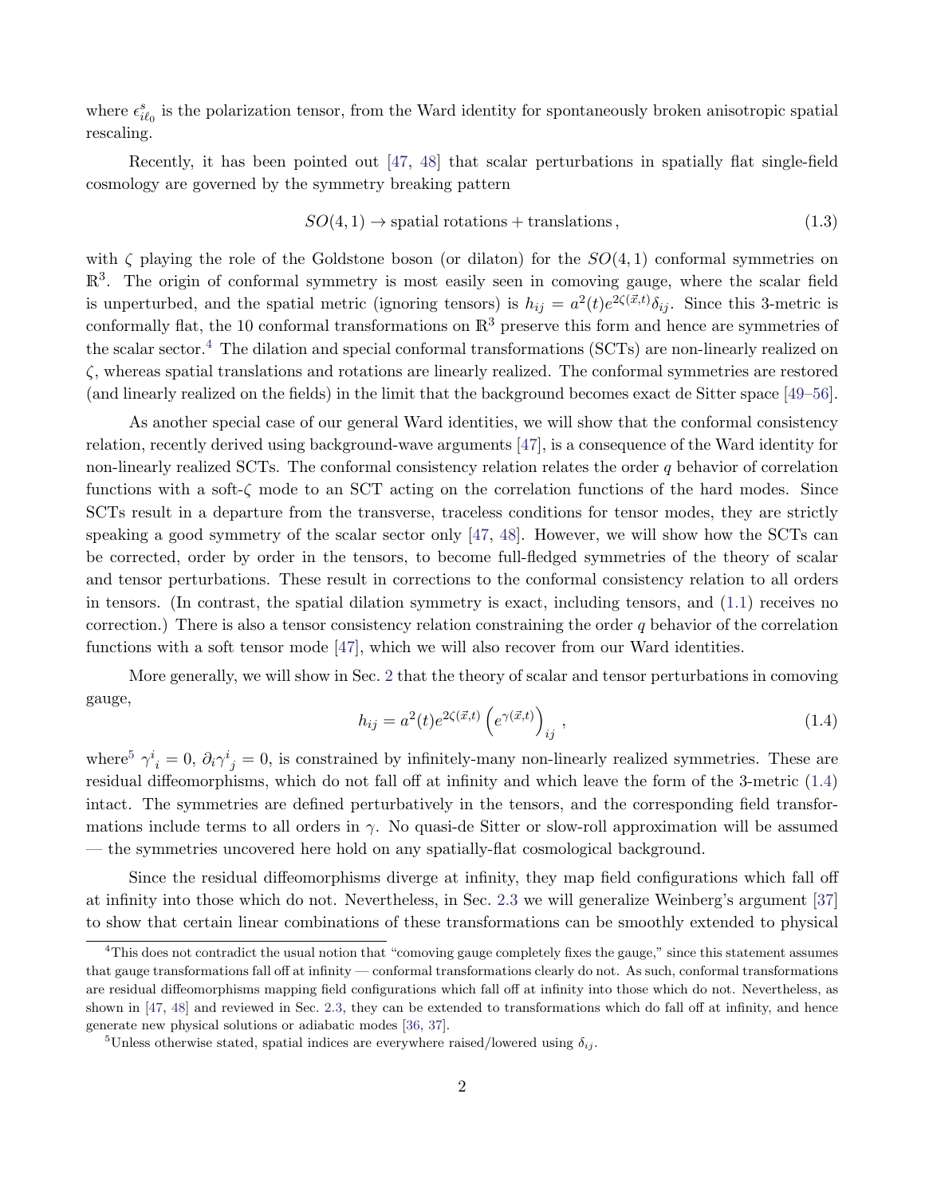where $\epsilon^s_{i\ell_0}$ is the polarization tensor, from the Ward identity for spontaneously broken anisotropic spatial rescaling.

Recently, it has been pointed out [47, 48] that scalar perturbations in spatially flat single-field cosmology are governed by the symmetry breaking pattern

$$SO(4,1) \to \text{spatial rotations} + \text{translations}\,, \tag{1.3}$$

with $\zeta$ playing the role of the Goldstone boson (or dilaton) for the $SO(4,1)$ conformal symmetries on $\mathbb{R}^3$. The origin of conformal symmetry is most easily seen in comoving gauge, where the scalar field is unperturbed, and the spatial metric (ignoring tensors) is $h_{ij} = a^2(t)e^{2\zeta(\vec{x},t)}\delta_{ij}$. Since this 3-metric is conformally flat, the 10 conformal transformations on $\mathbb{R}^3$ preserve this form and hence are symmetries of the scalar sector.[4] The dilation and special conformal transformations (SCTs) are non-linearly realized on $\zeta$, whereas spatial translations and rotations are linearly realized. The conformal symmetries are restored (and linearly realized on the fields) in the limit that the background becomes exact de Sitter space [49–56].

As another special case of our general Ward identities, we will show that the conformal consistency relation, recently derived using background-wave arguments [47], is a consequence of the Ward identity for non-linearly realized SCTs. The conformal consistency relation relates the order $q$ behavior of correlation functions with a soft-$\zeta$ mode to an SCT acting on the correlation functions of the hard modes. Since SCTs result in a departure from the transverse, traceless conditions for tensor modes, they are strictly speaking a good symmetry of the scalar sector only [47, 48]. However, we will show how the SCTs can be corrected, order by order in the tensors, to become full-fledged symmetries of the theory of scalar and tensor perturbations. These result in corrections to the conformal consistency relation to all orders in tensors. (In contrast, the spatial dilation symmetry is exact, including tensors, and (1.1) receives no correction.) There is also a tensor consistency relation constraining the order $q$ behavior of the correlation functions with a soft tensor mode [47], which we will also recover from our Ward identities.

More generally, we will show in Sec. 2 that the theory of scalar and tensor perturbations in comoving gauge,

$$h_{ij} = a^2(t)e^{2\zeta(\vec{x},t)}\left(e^{\gamma(\vec{x},t)}\right)_{ij}\,, \tag{1.4}$$

where[5] $\gamma^i{}_i = 0$, $\partial_i\gamma^i{}_j = 0$, is constrained by infinitely-many non-linearly realized symmetries. These are residual diffeomorphisms, which do not fall off at infinity and which leave the form of the 3-metric (1.4) intact. The symmetries are defined perturbatively in the tensors, and the corresponding field transformations include terms to all orders in $\gamma$. No quasi-de Sitter or slow-roll approximation will be assumed — the symmetries uncovered here hold on any spatially-flat cosmological background.

Since the residual diffeomorphisms diverge at infinity, they map field configurations which fall off at infinity into those which do not. Nevertheless, in Sec. 2.3 we will generalize Weinberg's argument [37] to show that certain linear combinations of these transformations can be smoothly extended to physical

[4] This does not contradict the usual notion that "comoving gauge completely fixes the gauge," since this statement assumes that gauge transformations fall off at infinity — conformal transformations clearly do not. As such, conformal transformations are residual diffeomorphisms mapping field configurations which fall off at infinity into those which do not. Nevertheless, as shown in [47, 48] and reviewed in Sec. 2.3, they can be extended to transformations which do fall off at infinity, and hence generate new physical solutions or adiabatic modes [36, 37].

[5] Unless otherwise stated, spatial indices are everywhere raised/lowered using $\delta_{ij}$.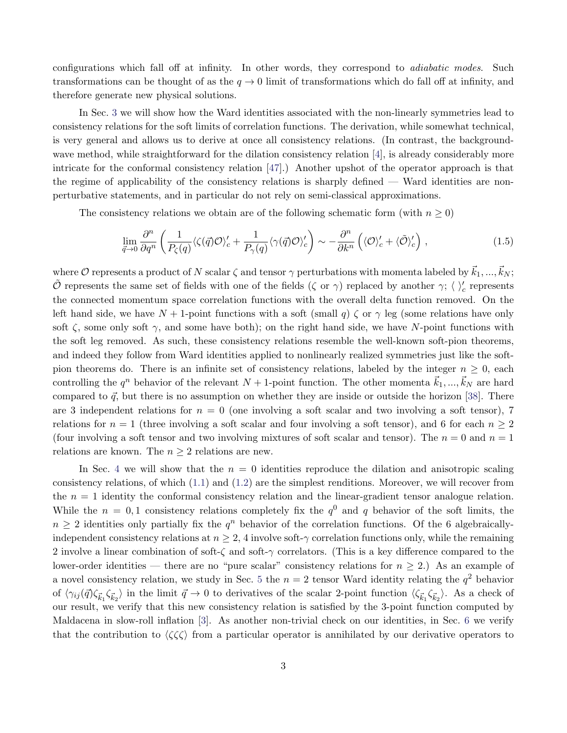configurations which fall off at infinity. In other words, they correspond to *adiabatic modes*. Such transformations can be thought of as the $q \to 0$ limit of transformations which do fall off at infinity, and therefore generate new physical solutions.

In Sec. 3 we will show how the Ward identities associated with the non-linearly symmetries lead to consistency relations for the soft limits of correlation functions. The derivation, while somewhat technical, is very general and allows us to derive at once all consistency relations. (In contrast, the background-wave method, while straightforward for the dilation consistency relation [4], is already considerably more intricate for the conformal consistency relation [47].) Another upshot of the operator approach is that the regime of applicability of the consistency relations is sharply defined — Ward identities are non-perturbative statements, and in particular do not rely on semi-classical approximations.

The consistency relations we obtain are of the following schematic form (with $n \geq 0$)

$$\lim_{\vec{q}\to 0} \frac{\partial^n}{\partial q^n} \left( \frac{1}{P_\zeta(q)} \langle \zeta(\vec{q}) \mathcal{O} \rangle_c' + \frac{1}{P_\gamma(q)} \langle \gamma(\vec{q}) \mathcal{O} \rangle_c' \right) \sim -\frac{\partial^n}{\partial k^n} \left( \langle \mathcal{O} \rangle_c' + \langle \tilde{\mathcal{O}} \rangle_c' \right) , \tag{1.5}$$

where $\mathcal{O}$ represents a product of $N$ scalar $\zeta$ and tensor $\gamma$ perturbations with momenta labeled by $\vec{k}_1, ..., \vec{k}_N$; $\tilde{\mathcal{O}}$ represents the same set of fields with one of the fields ($\zeta$ or $\gamma$) replaced by another $\gamma$; $\langle\, \rangle_c'$ represents the connected momentum space correlation functions with the overall delta function removed. On the left hand side, we have $N+1$-point functions with a soft (small $q$) $\zeta$ or $\gamma$ leg (some relations have only soft $\zeta$, some only soft $\gamma$, and some have both); on the right hand side, we have $N$-point functions with the soft leg removed. As such, these consistency relations resemble the well-known soft-pion theorems, and indeed they follow from Ward identities applied to nonlinearly realized symmetries just like the soft-pion theorems do. There is an infinite set of consistency relations, labeled by the integer $n \geq 0$, each controlling the $q^n$ behavior of the relevant $N+1$-point function. The other momenta $\vec{k}_1, ..., \vec{k}_N$ are hard compared to $\vec{q}$, but there is no assumption on whether they are inside or outside the horizon [38]. There are 3 independent relations for $n = 0$ (one involving a soft scalar and two involving a soft tensor), 7 relations for $n = 1$ (three involving a soft scalar and four involving a soft tensor), and 6 for each $n \geq 2$ (four involving a soft tensor and two involving mixtures of soft scalar and tensor). The $n = 0$ and $n = 1$ relations are known. The $n \geq 2$ relations are new.

In Sec. 4 we will show that the $n = 0$ identities reproduce the dilation and anisotropic scaling consistency relations, of which (1.1) and (1.2) are the simplest renditions. Moreover, we will recover from the $n = 1$ identity the conformal consistency relation and the linear-gradient tensor analogue relation. While the $n = 0, 1$ consistency relations completely fix the $q^0$ and $q$ behavior of the soft limits, the $n \geq 2$ identities only partially fix the $q^n$ behavior of the correlation functions. Of the 6 algebraically-independent consistency relations at $n \geq 2$, 4 involve soft-$\gamma$ correlation functions only, while the remaining 2 involve a linear combination of soft-$\zeta$ and soft-$\gamma$ correlators. (This is a key difference compared to the lower-order identities — there are no "pure scalar" consistency relations for $n \geq 2$.) As an example of a novel consistency relation, we study in Sec. 5 the $n = 2$ tensor Ward identity relating the $q^2$ behavior of $\langle \gamma_{ij}(\vec{q}) \zeta_{\vec{k}_1} \zeta_{\vec{k}_2} \rangle$ in the limit $\vec{q} \to 0$ to derivatives of the scalar 2-point function $\langle \zeta_{\vec{k}_1} \zeta_{\vec{k}_2} \rangle$. As a check of our result, we verify that this new consistency relation is satisfied by the 3-point function computed by Maldacena in slow-roll inflation [3]. As another non-trivial check on our identities, in Sec. 6 we verify that the contribution to $\langle \zeta\zeta\zeta \rangle$ from a particular operator is annihilated by our derivative operators to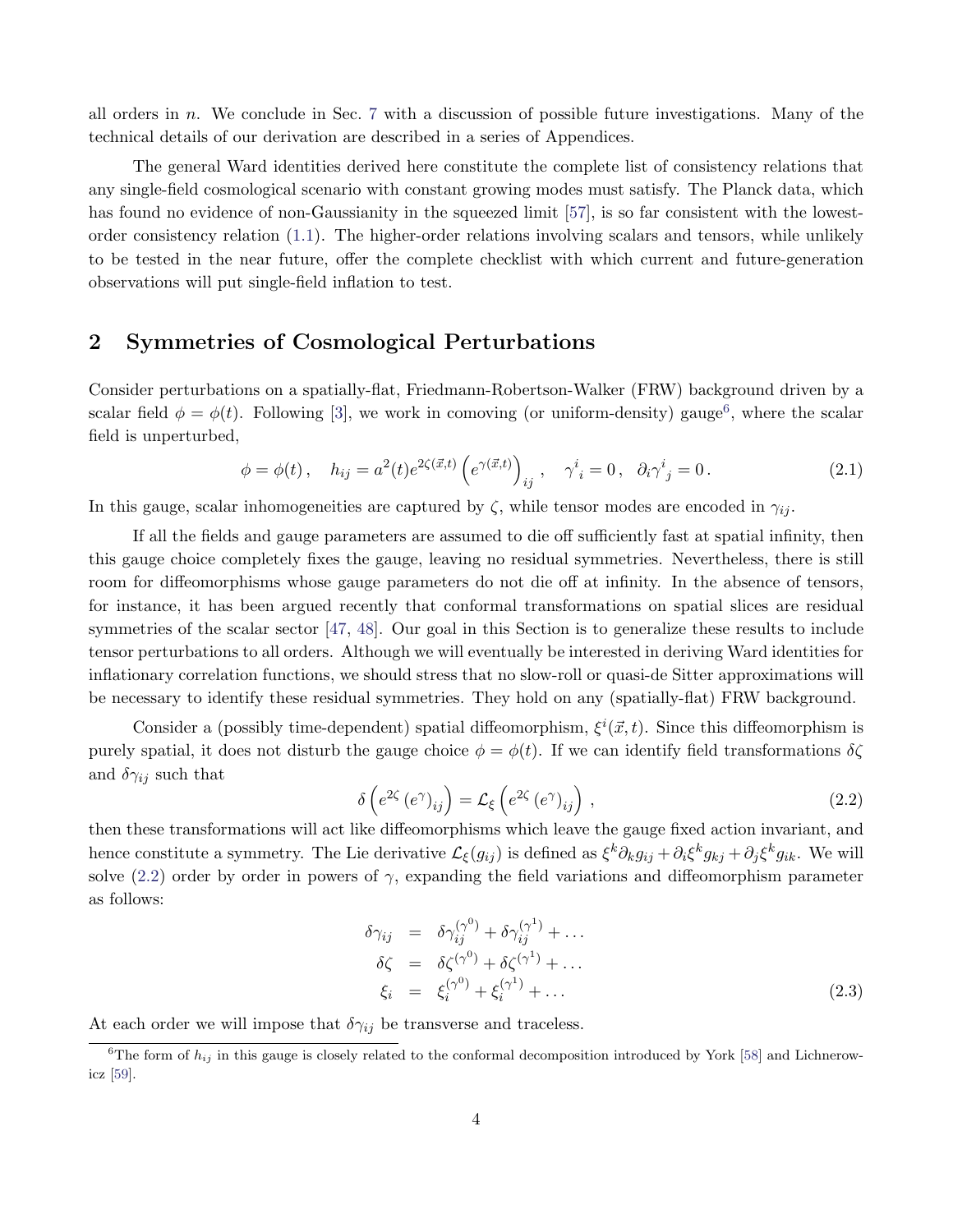all orders in $n$. We conclude in Sec. 7 with a discussion of possible future investigations. Many of the technical details of our derivation are described in a series of Appendices.

The general Ward identities derived here constitute the complete list of consistency relations that any single-field cosmological scenario with constant growing modes must satisfy. The Planck data, which has found no evidence of non-Gaussianity in the squeezed limit [57], is so far consistent with the lowest-order consistency relation (1.1). The higher-order relations involving scalars and tensors, while unlikely to be tested in the near future, offer the complete checklist with which current and future-generation observations will put single-field inflation to test.

## 2 Symmetries of Cosmological Perturbations

Consider perturbations on a spatially-flat, Friedmann-Robertson-Walker (FRW) background driven by a scalar field $\phi = \phi(t)$. Following [3], we work in comoving (or uniform-density) gauge[6], where the scalar field is unperturbed,

$$
\phi = \phi(t)\,, \quad h_{ij} = a^2(t) e^{2\zeta(\vec{x},t)} \left(e^{\gamma(\vec{x},t)}\right)_{ij}\,, \quad \gamma^i{}_i = 0\,, \quad \partial_i \gamma^i{}_j = 0\,. \tag{2.1}
$$

In this gauge, scalar inhomogeneities are captured by $\zeta$, while tensor modes are encoded in $\gamma_{ij}$.

If all the fields and gauge parameters are assumed to die off sufficiently fast at spatial infinity, then this gauge choice completely fixes the gauge, leaving no residual symmetries. Nevertheless, there is still room for diffeomorphisms whose gauge parameters do not die off at infinity. In the absence of tensors, for instance, it has been argued recently that conformal transformations on spatial slices are residual symmetries of the scalar sector [47, 48]. Our goal in this Section is to generalize these results to include tensor perturbations to all orders. Although we will eventually be interested in deriving Ward identities for inflationary correlation functions, we should stress that no slow-roll or quasi-de Sitter approximations will be necessary to identify these residual symmetries. They hold on any (spatially-flat) FRW background.

Consider a (possibly time-dependent) spatial diffeomorphism, $\xi^i(\vec{x},t)$. Since this diffeomorphism is purely spatial, it does not disturb the gauge choice $\phi = \phi(t)$. If we can identify field transformations $\delta\zeta$ and $\delta\gamma_{ij}$ such that

$$
\delta\left(e^{2\zeta}\left(e^{\gamma}\right)_{ij}\right) = \mathcal{L}_\xi\left(e^{2\zeta}\left(e^{\gamma}\right)_{ij}\right)\,, \tag{2.2}
$$

then these transformations will act like diffeomorphisms which leave the gauge fixed action invariant, and hence constitute a symmetry. The Lie derivative $\mathcal{L}_\xi(g_{ij})$ is defined as $\xi^k\partial_k g_{ij} + \partial_i \xi^k g_{kj} + \partial_j \xi^k g_{ik}$. We will solve (2.2) order by order in powers of $\gamma$, expanding the field variations and diffeomorphism parameter as follows:

$$
\begin{aligned}
\delta\gamma_{ij} &= \delta\gamma_{ij}^{(\gamma^0)} + \delta\gamma_{ij}^{(\gamma^1)} + \ldots \\
\delta\zeta &= \delta\zeta^{(\gamma^0)} + \delta\zeta^{(\gamma^1)} + \ldots \\
\xi_i &= \xi_i^{(\gamma^0)} + \xi_i^{(\gamma^1)} + \ldots
\end{aligned} \tag{2.3}
$$

At each order we will impose that $\delta\gamma_{ij}$ be transverse and traceless.

[6] The form of $h_{ij}$ in this gauge is closely related to the conformal decomposition introduced by York [58] and Lichnerowicz [59].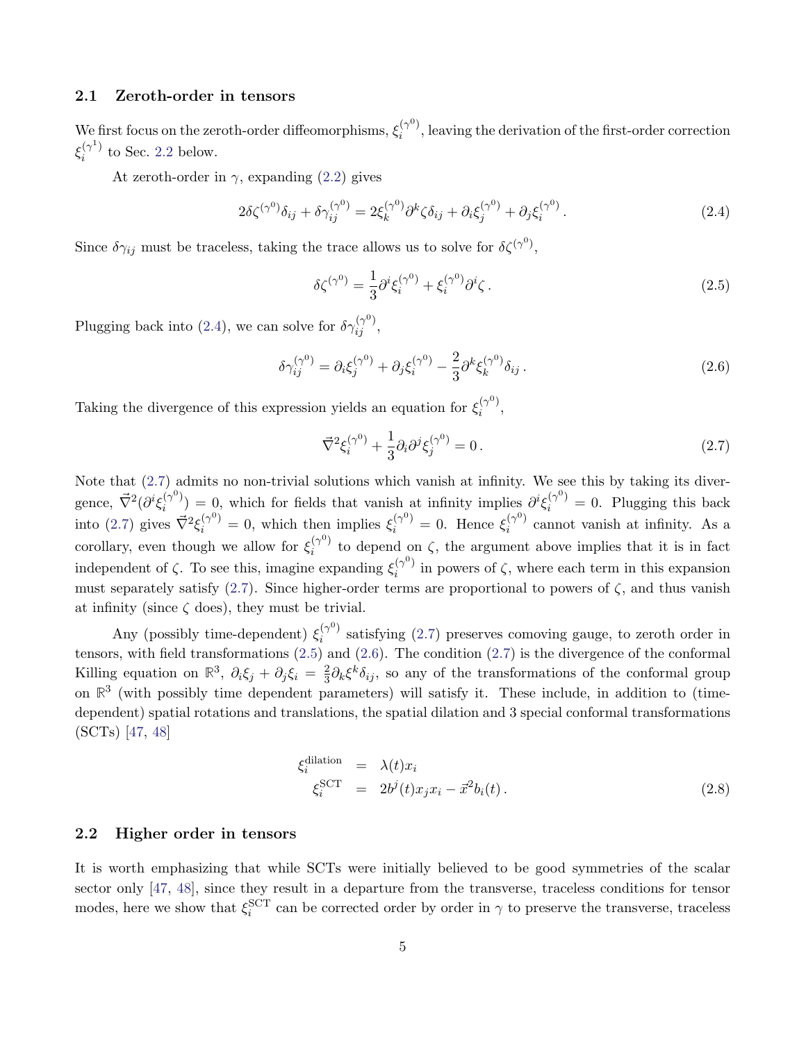### 2.1 Zeroth-order in tensors

We first focus on the zeroth-order diffeomorphisms, $\xi_i^{(\gamma^0)}$, leaving the derivation of the first-order correction $\xi_i^{(\gamma^1)}$ to Sec. 2.2 below.

At zeroth-order in $\gamma$, expanding (2.2) gives

$$2\delta\zeta^{(\gamma^0)}\delta_{ij} + \delta\gamma_{ij}^{(\gamma^0)} = 2\xi_k^{(\gamma^0)}\partial^k\zeta\delta_{ij} + \partial_i\xi_j^{(\gamma^0)} + \partial_j\xi_i^{(\gamma^0)}\,. \tag{2.4}$$

Since $\delta\gamma_{ij}$ must be traceless, taking the trace allows us to solve for $\delta\zeta^{(\gamma^0)}$,

$$\delta\zeta^{(\gamma^0)} = \frac{1}{3}\partial^i\xi_i^{(\gamma^0)} + \xi_i^{(\gamma^0)}\partial^i\zeta\,. \tag{2.5}$$

Plugging back into (2.4), we can solve for $\delta\gamma_{ij}^{(\gamma^0)}$,

$$\delta\gamma_{ij}^{(\gamma^0)} = \partial_i\xi_j^{(\gamma^0)} + \partial_j\xi_i^{(\gamma^0)} - \frac{2}{3}\partial^k\xi_k^{(\gamma^0)}\delta_{ij}\,. \tag{2.6}$$

Taking the divergence of this expression yields an equation for $\xi_i^{(\gamma^0)}$,

$$\vec{\nabla}^2\xi_i^{(\gamma^0)} + \frac{1}{3}\partial_i\partial^j\xi_j^{(\gamma^0)} = 0\,. \tag{2.7}$$

Note that (2.7) admits no non-trivial solutions which vanish at infinity. We see this by taking its divergence, $\vec{\nabla}^2(\partial^i\xi_i^{(\gamma^0)}) = 0$, which for fields that vanish at infinity implies $\partial^i\xi_i^{(\gamma^0)} = 0$. Plugging this back into (2.7) gives $\vec{\nabla}^2\xi_i^{(\gamma^0)} = 0$, which then implies $\xi_i^{(\gamma^0)} = 0$. Hence $\xi_i^{(\gamma^0)}$ cannot vanish at infinity. As a corollary, even though we allow for $\xi_i^{(\gamma^0)}$ to depend on $\zeta$, the argument above implies that it is in fact independent of $\zeta$. To see this, imagine expanding $\xi_i^{(\gamma^0)}$ in powers of $\zeta$, where each term in this expansion must separately satisfy (2.7). Since higher-order terms are proportional to powers of $\zeta$, and thus vanish at infinity (since $\zeta$ does), they must be trivial.

Any (possibly time-dependent) $\xi_i^{(\gamma^0)}$ satisfying (2.7) preserves comoving gauge, to zeroth order in tensors, with field transformations (2.5) and (2.6). The condition (2.7) is the divergence of the conformal Killing equation on $\mathbb{R}^3$, $\partial_i\xi_j + \partial_j\xi_i = \frac{2}{3}\partial_k\xi^k\delta_{ij}$, so any of the transformations of the conformal group on $\mathbb{R}^3$ (with possibly time dependent parameters) will satisfy it. These include, in addition to (time-dependent) spatial rotations and translations, the spatial dilation and 3 special conformal transformations (SCTs) [47, 48]

$$\begin{aligned}
\xi_i^{\rm dilation} &= \lambda(t)x_i \\
\xi_i^{\rm SCT} &= 2b^j(t)x_jx_i - \vec{x}^2b_i(t)\,.
\end{aligned} \tag{2.8}$$

### 2.2 Higher order in tensors

It is worth emphasizing that while SCTs were initially believed to be good symmetries of the scalar sector only [47, 48], since they result in a departure from the transverse, traceless conditions for tensor modes, here we show that $\xi_i^{\rm SCT}$ can be corrected order by order in $\gamma$ to preserve the transverse, traceless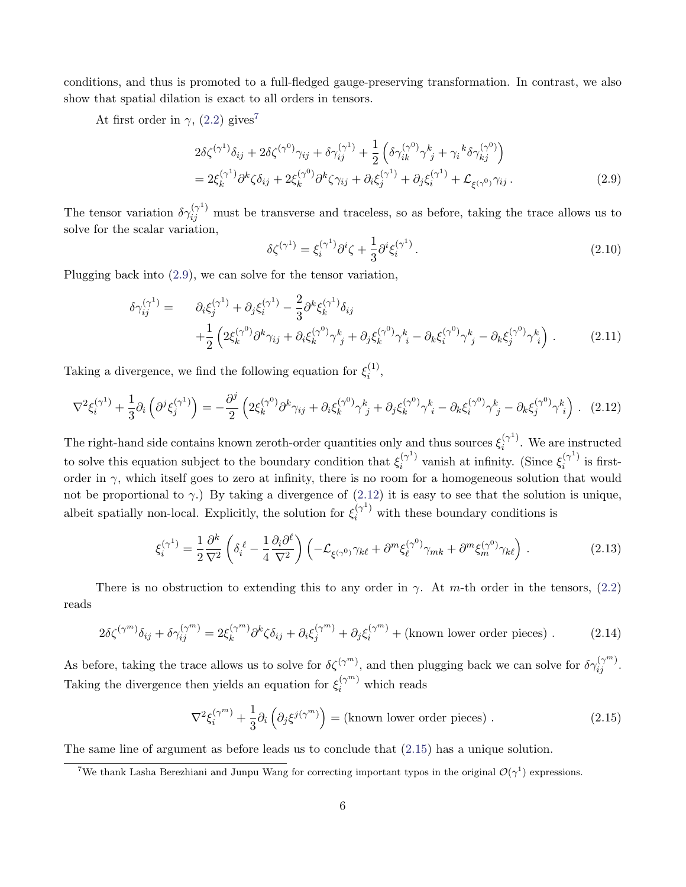conditions, and thus is promoted to a full-fledged gauge-preserving transformation. In contrast, we also show that spatial dilation is exact to all orders in tensors.

At first order in $\gamma$, (2.2) gives[7]

$$
\begin{aligned}
&2\delta\zeta^{(\gamma^1)}\delta_{ij} + 2\delta\zeta^{(\gamma^0)}\gamma_{ij} + \delta\gamma_{ij}^{(\gamma^1)} + \frac{1}{2}\left(\delta\gamma_{ik}^{(\gamma^0)}\gamma^k{}_j + \gamma_i{}^k\delta\gamma_{kj}^{(\gamma^0)}\right) \\
&= 2\xi_k^{(\gamma^1)}\partial^k\zeta\delta_{ij} + 2\xi_k^{(\gamma^0)}\partial^k\zeta\gamma_{ij} + \partial_i\xi_j^{(\gamma^1)} + \partial_j\xi_i^{(\gamma^1)} + \mathcal{L}_{\xi^{(\gamma^0)}}\gamma_{ij}\,.
\end{aligned}
\tag{2.9}
$$

The tensor variation $\delta\gamma_{ij}^{(\gamma^1)}$ must be transverse and traceless, so as before, taking the trace allows us to solve for the scalar variation,

$$
\delta\zeta^{(\gamma^1)} = \xi_i^{(\gamma^1)}\partial^i\zeta + \frac{1}{3}\partial^i\xi_i^{(\gamma^1)}\,. \tag{2.10}
$$

Plugging back into (2.9), we can solve for the tensor variation,

$$
\begin{aligned}
\delta\gamma_{ij}^{(\gamma^1)} = \quad &\partial_i\xi_j^{(\gamma^1)} + \partial_j\xi_i^{(\gamma^1)} - \frac{2}{3}\partial^k\xi_k^{(\gamma^1)}\delta_{ij} \\
&+\frac{1}{2}\left(2\xi_k^{(\gamma^0)}\partial^k\gamma_{ij} + \partial_i\xi_k^{(\gamma^0)}\gamma^k{}_j + \partial_j\xi_k^{(\gamma^0)}\gamma^k{}_i - \partial_k\xi_i^{(\gamma^0)}\gamma^k{}_j - \partial_k\xi_j^{(\gamma^0)}\gamma^k{}_i\right)\,.
\end{aligned}
\tag{2.11}
$$

Taking a divergence, we find the following equation for $\xi_i^{(1)}$,

$$
\nabla^2\xi_i^{(\gamma^1)} + \frac{1}{3}\partial_i\left(\partial^j\xi_j^{(\gamma^1)}\right) = -\frac{\partial^j}{2}\left(2\xi_k^{(\gamma^0)}\partial^k\gamma_{ij} + \partial_i\xi_k^{(\gamma^0)}\gamma^k{}_j + \partial_j\xi_k^{(\gamma^0)}\gamma^k{}_i - \partial_k\xi_i^{(\gamma^0)}\gamma^k{}_j - \partial_k\xi_j^{(\gamma^0)}\gamma^k{}_i\right)\,. \tag{2.12}
$$

The right-hand side contains known zeroth-order quantities only and thus sources $\xi_i^{(\gamma^1)}$. We are instructed to solve this equation subject to the boundary condition that $\xi_i^{(\gamma^1)}$ vanish at infinity. (Since $\xi_i^{(\gamma^1)}$ is first-order in $\gamma$, which itself goes to zero at infinity, there is no room for a homogeneous solution that would not be proportional to $\gamma$.) By taking a divergence of (2.12) it is easy to see that the solution is unique, albeit spatially non-local. Explicitly, the solution for $\xi_i^{(\gamma^1)}$ with these boundary conditions is

$$
\xi_i^{(\gamma^1)} = \frac{1}{2}\frac{\partial^k}{\nabla^2}\left(\delta_i{}^\ell - \frac{1}{4}\frac{\partial_i\partial^\ell}{\nabla^2}\right)\left(-\mathcal{L}_{\xi^{(\gamma^0)}}\gamma_{k\ell} + \partial^m\xi_\ell^{(\gamma^0)}\gamma_{mk} + \partial^m\xi_m^{(\gamma^0)}\gamma_{k\ell}\right)\,. \tag{2.13}
$$

There is no obstruction to extending this to any order in $\gamma$. At $m$-th order in the tensors, (2.2) reads

$$
2\delta\zeta^{(\gamma^m)}\delta_{ij} + \delta\gamma_{ij}^{(\gamma^m)} = 2\xi_k^{(\gamma^m)}\partial^k\zeta\delta_{ij} + \partial_i\xi_j^{(\gamma^m)} + \partial_j\xi_i^{(\gamma^m)} + (\text{known lower order pieces})\,. \tag{2.14}
$$

As before, taking the trace allows us to solve for $\delta\zeta^{(\gamma^m)}$, and then plugging back we can solve for $\delta\gamma_{ij}^{(\gamma^m)}$. Taking the divergence then yields an equation for $\xi_i^{(\gamma^m)}$ which reads

$$
\nabla^2\xi_i^{(\gamma^m)} + \frac{1}{3}\partial_i\left(\partial_j\xi^{j(\gamma^m)}\right) = (\text{known lower order pieces})\,. \tag{2.15}
$$

The same line of argument as before leads us to conclude that (2.15) has a unique solution.

[7] We thank Lasha Berezhiani and Junpu Wang for correcting important typos in the original $\mathcal{O}(\gamma^1)$ expressions.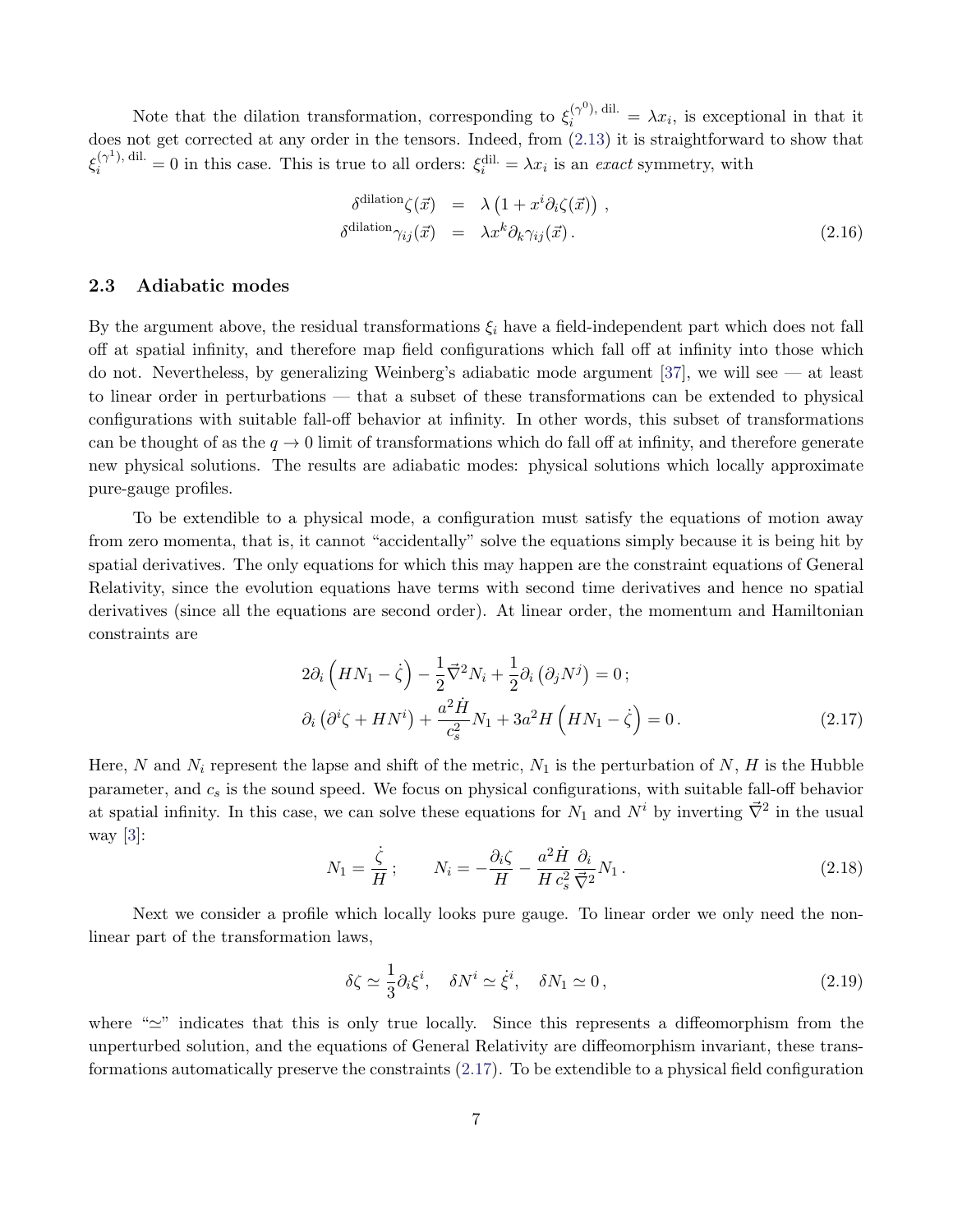Note that the dilation transformation, corresponding to $\xi_i^{(\gamma^0),\,\text{dil.}} = \lambda x_i$, is exceptional in that it does not get corrected at any order in the tensors. Indeed, from (2.13) it is straightforward to show that $\xi_i^{(\gamma^1),\,\text{dil.}} = 0$ in this case. This is true to all orders: $\xi_i^{\text{dil.}} = \lambda x_i$ is an *exact* symmetry, with

$$
\begin{aligned}
\delta^{\text{dilation}}\zeta(\vec{x}) &= \lambda\left(1 + x^i\partial_i\zeta(\vec{x})\right)\,, \\
\delta^{\text{dilation}}\gamma_{ij}(\vec{x}) &= \lambda x^k\partial_k\gamma_{ij}(\vec{x})\,.
\end{aligned}
\tag{2.16}
$$

### 2.3 Adiabatic modes

By the argument above, the residual transformations $\xi_i$ have a field-independent part which does not fall off at spatial infinity, and therefore map field configurations which fall off at infinity into those which do not. Nevertheless, by generalizing Weinberg's adiabatic mode argument [37], we will see — at least to linear order in perturbations — that a subset of these transformations can be extended to physical configurations with suitable fall-off behavior at infinity. In other words, this subset of transformations can be thought of as the $q \to 0$ limit of transformations which do fall off at infinity, and therefore generate new physical solutions. The results are adiabatic modes: physical solutions which locally approximate pure-gauge profiles.

To be extendible to a physical mode, a configuration must satisfy the equations of motion away from zero momenta, that is, it cannot "accidentally" solve the equations simply because it is being hit by spatial derivatives. The only equations for which this may happen are the constraint equations of General Relativity, since the evolution equations have terms with second time derivatives and hence no spatial derivatives (since all the equations are second order). At linear order, the momentum and Hamiltonian constraints are

$$
\begin{aligned}
&2\partial_i\left(HN_1 - \dot{\zeta}\right) - \frac{1}{2}\vec{\nabla}^2 N_i + \frac{1}{2}\partial_i\left(\partial_j N^j\right) = 0\,; \\
&\partial_i\left(\partial^i\zeta + HN^i\right) + \frac{a^2\dot{H}}{c_s^2}N_1 + 3a^2H\left(HN_1 - \dot{\zeta}\right) = 0\,.
\end{aligned}
\tag{2.17}
$$

Here, $N$ and $N_i$ represent the lapse and shift of the metric, $N_1$ is the perturbation of $N$, $H$ is the Hubble parameter, and $c_s$ is the sound speed. We focus on physical configurations, with suitable fall-off behavior at spatial infinity. In this case, we can solve these equations for $N_1$ and $N^i$ by inverting $\vec{\nabla}^2$ in the usual way [3]:

$$
N_1 = \frac{\dot{\zeta}}{H}\,; \qquad N_i = -\frac{\partial_i\zeta}{H} - \frac{a^2\dot{H}}{H\,c_s^2}\frac{\partial_i}{\vec{\nabla}^2}N_1\,.
\tag{2.18}
$$

Next we consider a profile which locally looks pure gauge. To linear order we only need the non-linear part of the transformation laws,

$$
\delta\zeta \simeq \frac{1}{3}\partial_i\xi^i, \quad \delta N^i \simeq \dot{\xi}^i, \quad \delta N_1 \simeq 0\,,
\tag{2.19}
$$

where "$\simeq$" indicates that this is only true locally. Since this represents a diffeomorphism from the unperturbed solution, and the equations of General Relativity are diffeomorphism invariant, these transformations automatically preserve the constraints (2.17). To be extendible to a physical field configuration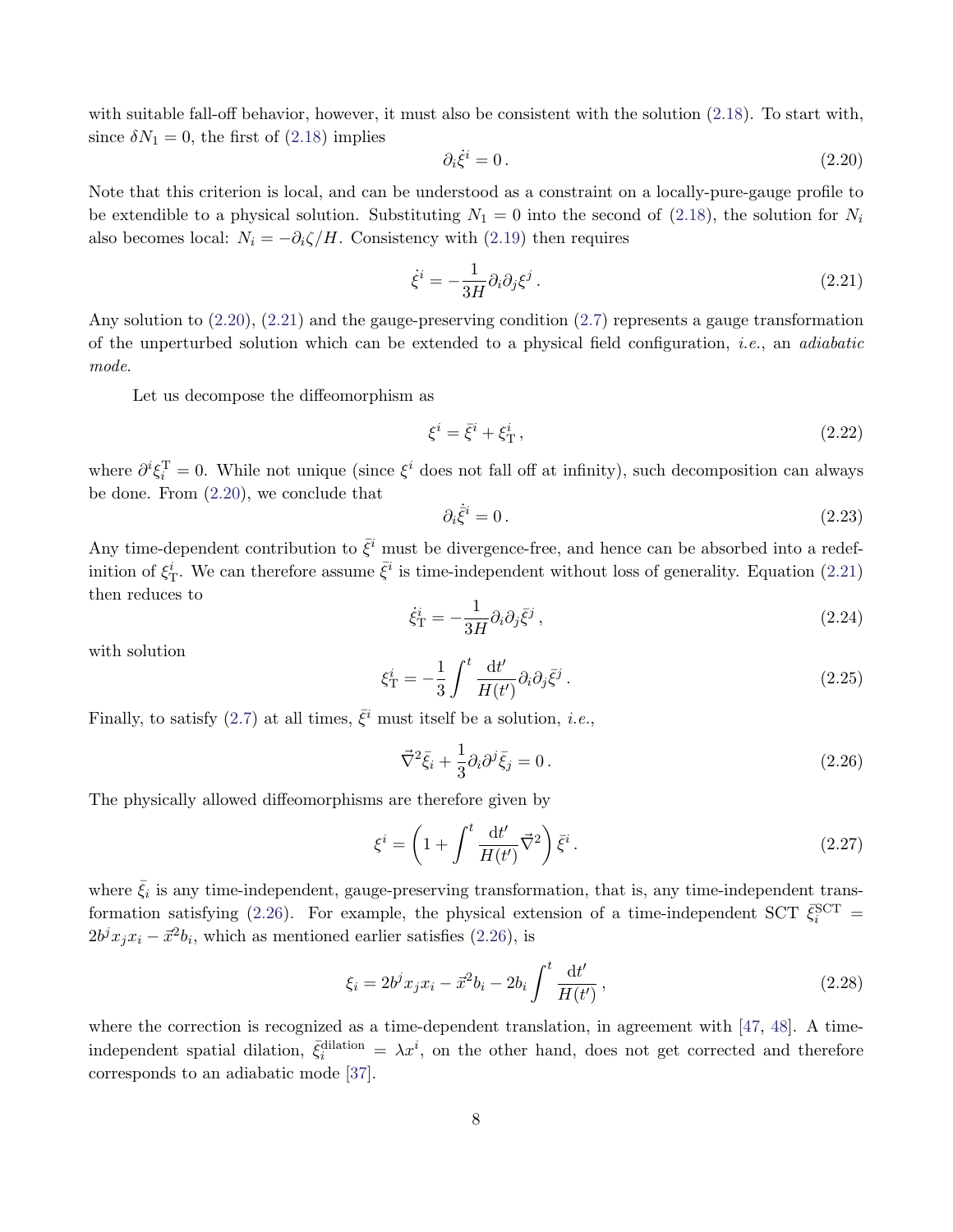with suitable fall-off behavior, however, it must also be consistent with the solution (2.18). To start with, since $\delta N_1 = 0$, the first of (2.18) implies

$$\partial_i \dot{\xi}^i = 0\,. \tag{2.20}$$

Note that this criterion is local, and can be understood as a constraint on a locally-pure-gauge profile to be extendible to a physical solution. Substituting $N_1 = 0$ into the second of (2.18), the solution for $N_i$ also becomes local: $N_i = -\partial_i \zeta / H$. Consistency with (2.19) then requires

$$\dot{\xi}^i = -\frac{1}{3H}\partial_i \partial_j \xi^j\,. \tag{2.21}$$

Any solution to (2.20), (2.21) and the gauge-preserving condition (2.7) represents a gauge transformation of the unperturbed solution which can be extended to a physical field configuration, *i.e.*, an *adiabatic mode*.

Let us decompose the diffeomorphism as

$$\xi^i = \bar{\xi}^i + \xi^i_{\rm T}\,, \tag{2.22}$$

where $\partial^i \xi^{\rm T}_i = 0$. While not unique (since $\xi^i$ does not fall off at infinity), such decomposition can always be done. From (2.20), we conclude that

$$\partial_i \dot{\bar{\xi}}^i = 0\,. \tag{2.23}$$

Any time-dependent contribution to $\bar{\xi}^i$ must be divergence-free, and hence can be absorbed into a redefinition of $\xi^i_{\rm T}$. We can therefore assume $\bar{\xi}^i$ is time-independent without loss of generality. Equation (2.21) then reduces to

$$\dot{\xi}^i_{\rm T} = -\frac{1}{3H}\partial_i \partial_j \bar{\xi}^j\,, \tag{2.24}$$

with solution

$$\xi^i_{\rm T} = -\frac{1}{3}\int^t \frac{{\rm d}t'}{H(t')}\partial_i \partial_j \bar{\xi}^j\,. \tag{2.25}$$

Finally, to satisfy (2.7) at all times, $\bar{\xi}^i$ must itself be a solution, *i.e.*,

$$\vec{\nabla}^2 \bar{\xi}_i + \frac{1}{3}\partial_i \partial^j \bar{\xi}_j = 0\,. \tag{2.26}$$

The physically allowed diffeomorphisms are therefore given by

$$\xi^i = \left(1 + \int^t \frac{{\rm d}t'}{H(t')}\vec{\nabla}^2\right)\bar{\xi}^i\,. \tag{2.27}$$

where $\bar{\xi}_i$ is any time-independent, gauge-preserving transformation, that is, any time-independent transformation satisfying (2.26). For example, the physical extension of a time-independent SCT $\bar{\xi}^{\rm SCT}_i = 2b^j x_j x_i - \vec{x}^2 b_i$, which as mentioned earlier satisfies (2.26), is

$$\xi_i = 2b^j x_j x_i - \vec{x}^2 b_i - 2b_i \int^t \frac{{\rm d}t'}{H(t')}\,, \tag{2.28}$$

where the correction is recognized as a time-dependent translation, in agreement with [47, 48]. A time-independent spatial dilation, $\bar{\xi}^{\rm dilation}_i = \lambda x^i$, on the other hand, does not get corrected and therefore corresponds to an adiabatic mode [37].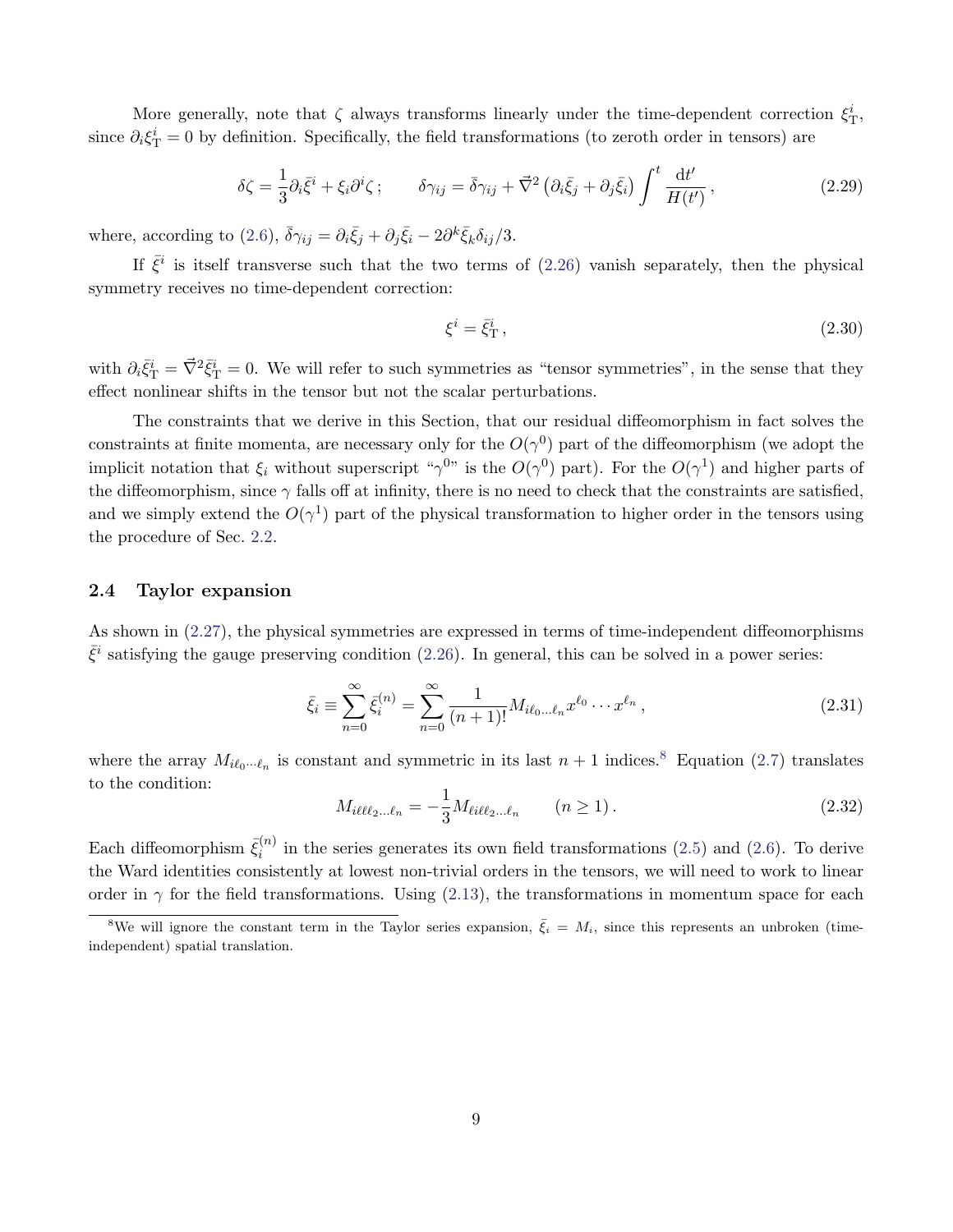More generally, note that $\zeta$ always transforms linearly under the time-dependent correction $\xi^i_{\rm T}$, since $\partial_i \xi^i_{\rm T} = 0$ by definition. Specifically, the field transformations (to zeroth order in tensors) are

$$
\delta\zeta = \frac{1}{3}\partial_i \bar{\xi}^i + \xi_i \partial^i \zeta\,; \qquad \delta\gamma_{ij} = \bar{\delta}\gamma_{ij} + \vec{\nabla}^2\left(\partial_i\bar{\xi}_j + \partial_j\bar{\xi}_i\right)\int^t \frac{{\rm d}t'}{H(t')}\,, \tag{2.29}
$$

where, according to (2.6), $\bar{\delta}\gamma_{ij} = \partial_i\bar{\xi}_j + \partial_j\bar{\xi}_i - 2\partial^k\bar{\xi}_k\delta_{ij}/3$.

If $\bar{\xi}^i$ is itself transverse such that the two terms of (2.26) vanish separately, then the physical symmetry receives no time-dependent correction:

$$
\xi^i = \bar{\xi}^i_{\rm T}\,, \tag{2.30}
$$

with $\partial_i\bar{\xi}^i_{\rm T} = \vec{\nabla}^2\bar{\xi}^i_{\rm T} = 0$. We will refer to such symmetries as "tensor symmetries", in the sense that they effect nonlinear shifts in the tensor but not the scalar perturbations.

The constraints that we derive in this Section, that our residual diffeomorphism in fact solves the constraints at finite momenta, are necessary only for the $O(\gamma^0)$ part of the diffeomorphism (we adopt the implicit notation that $\xi_i$ without superscript "$\gamma^0$" is the $O(\gamma^0)$ part). For the $O(\gamma^1)$ and higher parts of the diffeomorphism, since $\gamma$ falls off at infinity, there is no need to check that the constraints are satisfied, and we simply extend the $O(\gamma^1)$ part of the physical transformation to higher order in the tensors using the procedure of Sec. 2.2.

### 2.4 Taylor expansion

As shown in (2.27), the physical symmetries are expressed in terms of time-independent diffeomorphisms $\bar{\xi}^i$ satisfying the gauge preserving condition (2.26). In general, this can be solved in a power series:

$$
\bar{\xi}_i \equiv \sum_{n=0}^{\infty}\bar{\xi}_i^{(n)} = \sum_{n=0}^{\infty}\frac{1}{(n+1)!}M_{i\ell_0\cdots\ell_n}x^{\ell_0}\cdots x^{\ell_n}\,, \tag{2.31}
$$

where the array $M_{i\ell_0\cdots\ell_n}$ is constant and symmetric in its last $n+1$ indices.[8] Equation (2.7) translates to the condition:

$$
M_{i\ell\ell\ell_2\ldots\ell_n} = -\frac{1}{3}M_{\ell i\ell\ell_2\ldots\ell_n} \qquad (n \geq 1)\,. \tag{2.32}
$$

Each diffeomorphism $\bar{\xi}_i^{(n)}$ in the series generates its own field transformations (2.5) and (2.6). To derive the Ward identities consistently at lowest non-trivial orders in the tensors, we will need to work to linear order in $\gamma$ for the field transformations. Using (2.13), the transformations in momentum space for each

[8] We will ignore the constant term in the Taylor series expansion, $\bar{\xi}_i = M_i$, since this represents an unbroken (time-independent) spatial translation.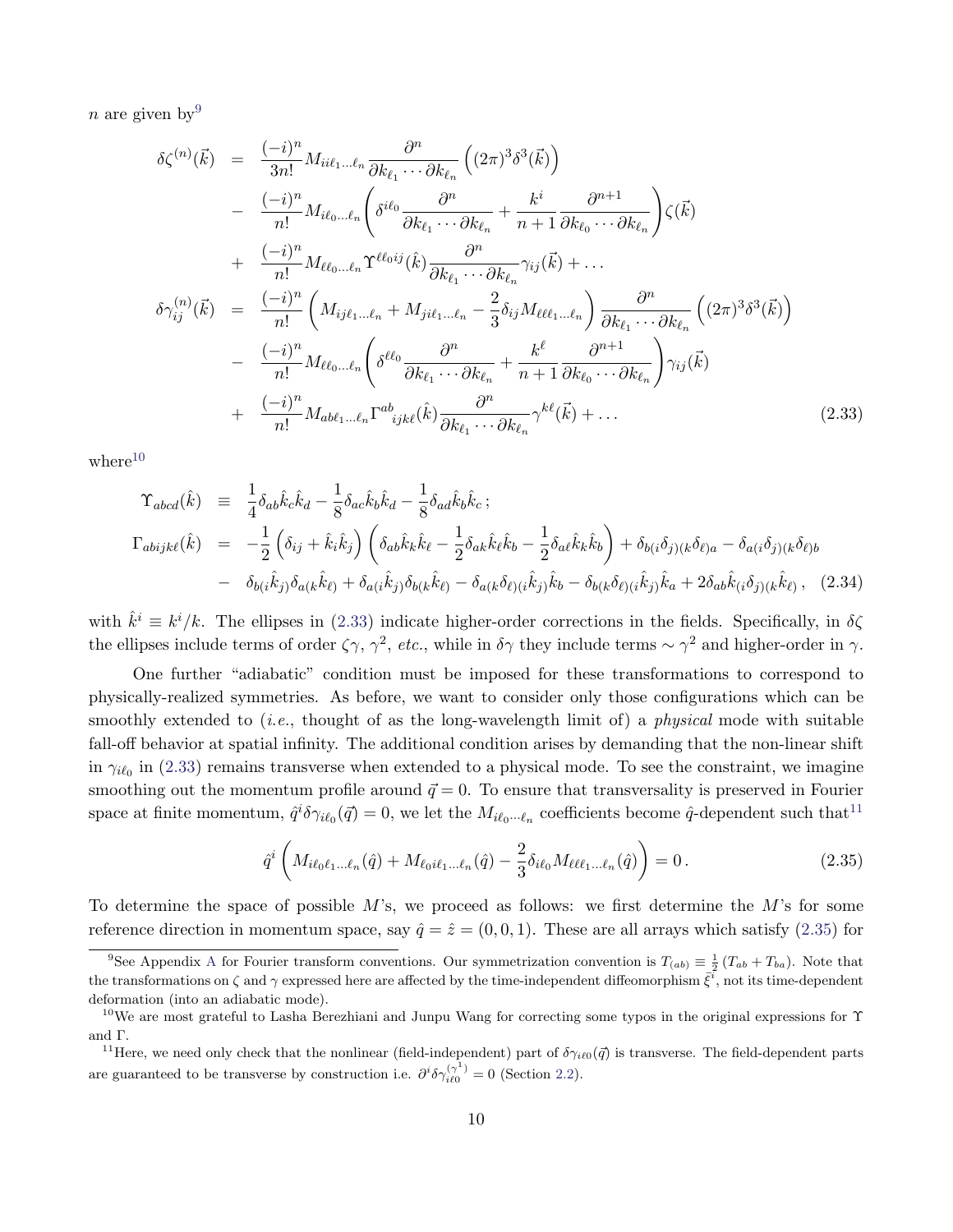$n$ are given by[9]

$$
\begin{aligned}
\delta\zeta^{(n)}(\vec{k}) &= \frac{(-i)^n}{3n!} M_{ii\ell_1\ldots\ell_n} \frac{\partial^n}{\partial k_{\ell_1}\cdots\partial k_{\ell_n}} \Big( (2\pi)^3 \delta^3(\vec{k}) \Big) \\
&- \frac{(-i)^n}{n!} M_{i\ell_0\ldots\ell_n} \left( \delta^{i\ell_0} \frac{\partial^n}{\partial k_{\ell_1}\cdots\partial k_{\ell_n}} + \frac{k^i}{n+1} \frac{\partial^{n+1}}{\partial k_{\ell_0}\cdots\partial k_{\ell_n}} \right) \zeta(\vec{k}) \\
&+ \frac{(-i)^n}{n!} M_{\ell\ell_0\ldots\ell_n} \Upsilon^{\ell\ell_0 ij}(\hat{k}) \frac{\partial^n}{\partial k_{\ell_1}\cdots\partial k_{\ell_n}} \gamma_{ij}(\vec{k}) + \ldots \\
\delta\gamma_{ij}^{(n)}(\vec{k}) &= \frac{(-i)^n}{n!} \left( M_{ij\ell_1\ldots\ell_n} + M_{ji\ell_1\ldots\ell_n} - \frac{2}{3}\delta_{ij} M_{\ell\ell\ell_1\ldots\ell_n} \right) \frac{\partial^n}{\partial k_{\ell_1}\cdots\partial k_{\ell_n}} \Big( (2\pi)^3 \delta^3(\vec{k}) \Big) \\
&- \frac{(-i)^n}{n!} M_{\ell\ell_0\ldots\ell_n} \left( \delta^{\ell\ell_0} \frac{\partial^n}{\partial k_{\ell_1}\cdots\partial k_{\ell_n}} + \frac{k^\ell}{n+1} \frac{\partial^{n+1}}{\partial k_{\ell_0}\cdots\partial k_{\ell_n}} \right) \gamma_{ij}(\vec{k}) \\
&+ \frac{(-i)^n}{n!} M_{ab\ell_1\ldots\ell_n} \Gamma^{ab}{}_{ijk\ell}(\hat{k}) \frac{\partial^n}{\partial k_{\ell_1}\cdots\partial k_{\ell_n}} \gamma^{k\ell}(\vec{k}) + \ldots
\end{aligned}
\tag{2.33}
$$

where[10]

$$
\begin{aligned}
\Upsilon_{abcd}(\hat{k}) &\equiv \frac{1}{4}\delta_{ab}\hat{k}_c\hat{k}_d - \frac{1}{8}\delta_{ac}\hat{k}_b\hat{k}_d - \frac{1}{8}\delta_{ad}\hat{k}_b\hat{k}_c\,; \\
\Gamma_{abijk\ell}(\hat{k}) &= -\frac{1}{2}\left(\delta_{ij} + \hat{k}_i\hat{k}_j\right)\left(\delta_{ab}\hat{k}_k\hat{k}_\ell - \frac{1}{2}\delta_{ak}\hat{k}_\ell\hat{k}_b - \frac{1}{2}\delta_{a\ell}\hat{k}_k\hat{k}_b\right) + \delta_{b(i}\delta_{j)(k}\delta_{\ell)a} - \delta_{a(i}\delta_{j)(k}\delta_{\ell)b} \\
&- \delta_{b(i}\hat{k}_{j)}\delta_{a(k}\hat{k}_{\ell)} + \delta_{a(i}\hat{k}_{j)}\delta_{b(k}\hat{k}_{\ell)} - \delta_{a(k}\delta_{\ell)(i}\hat{k}_{j)}\hat{k}_b - \delta_{b(k}\delta_{\ell)(i}\hat{k}_{j)}\hat{k}_a + 2\delta_{ab}\hat{k}_{(i}\delta_{j)(k}\hat{k}_{\ell)}\,,
\end{aligned}
\tag{2.34}
$$

with $\hat{k}^i \equiv k^i/k$. The ellipses in (2.33) indicate higher-order corrections in the fields. Specifically, in $\delta\zeta$ the ellipses include terms of order $\zeta\gamma$, $\gamma^2$, *etc.*, while in $\delta\gamma$ they include terms $\sim \gamma^2$ and higher-order in $\gamma$.

One further "adiabatic" condition must be imposed for these transformations to correspond to physically-realized symmetries. As before, we want to consider only those configurations which can be smoothly extended to (*i.e.*, thought of as the long-wavelength limit of) a *physical* mode with suitable fall-off behavior at spatial infinity. The additional condition arises by demanding that the non-linear shift in $\gamma_{i\ell_0}$ in (2.33) remains transverse when extended to a physical mode. To see the constraint, we imagine smoothing out the momentum profile around $\vec{q} = 0$. To ensure that transversality is preserved in Fourier space at finite momentum, $\hat{q}^i\delta\gamma_{i\ell_0}(\vec{q}) = 0$, we let the $M_{i\ell_0\cdots\ell_n}$ coefficients become $\hat{q}$-dependent such that[11]

$$
\hat{q}^i \left( M_{i\ell_0\ell_1\ldots\ell_n}(\hat{q}) + M_{\ell_0 i\ell_1\ldots\ell_n}(\hat{q}) - \frac{2}{3}\delta_{i\ell_0} M_{\ell\ell\ell_1\ldots\ell_n}(\hat{q}) \right) = 0\,.
\tag{2.35}
$$

To determine the space of possible $M$'s, we proceed as follows: we first determine the $M$'s for some reference direction in momentum space, say $\hat{q} = \hat{z} = (0, 0, 1)$. These are all arrays which satisfy (2.35) for

---

[9] See Appendix A for Fourier transform conventions. Our symmetrization convention is $T_{(ab)} \equiv \frac{1}{2}(T_{ab} + T_{ba})$. Note that the transformations on $\zeta$ and $\gamma$ expressed here are affected by the time-independent diffeomorphism $\bar{\xi}^i$, not its time-dependent deformation (into an adiabatic mode).

[10] We are most grateful to Lasha Berezhiani and Junpu Wang for correcting some typos in the original expressions for $\Upsilon$ and $\Gamma$.

[11] Here, we need only check that the nonlinear (field-independent) part of $\delta\gamma_{i\ell 0}(\vec{q})$ is transverse. The field-dependent parts are guaranteed to be transverse by construction i.e. $\partial^i\delta\gamma_{i\ell 0}^{(\gamma^1)} = 0$ (Section 2.2).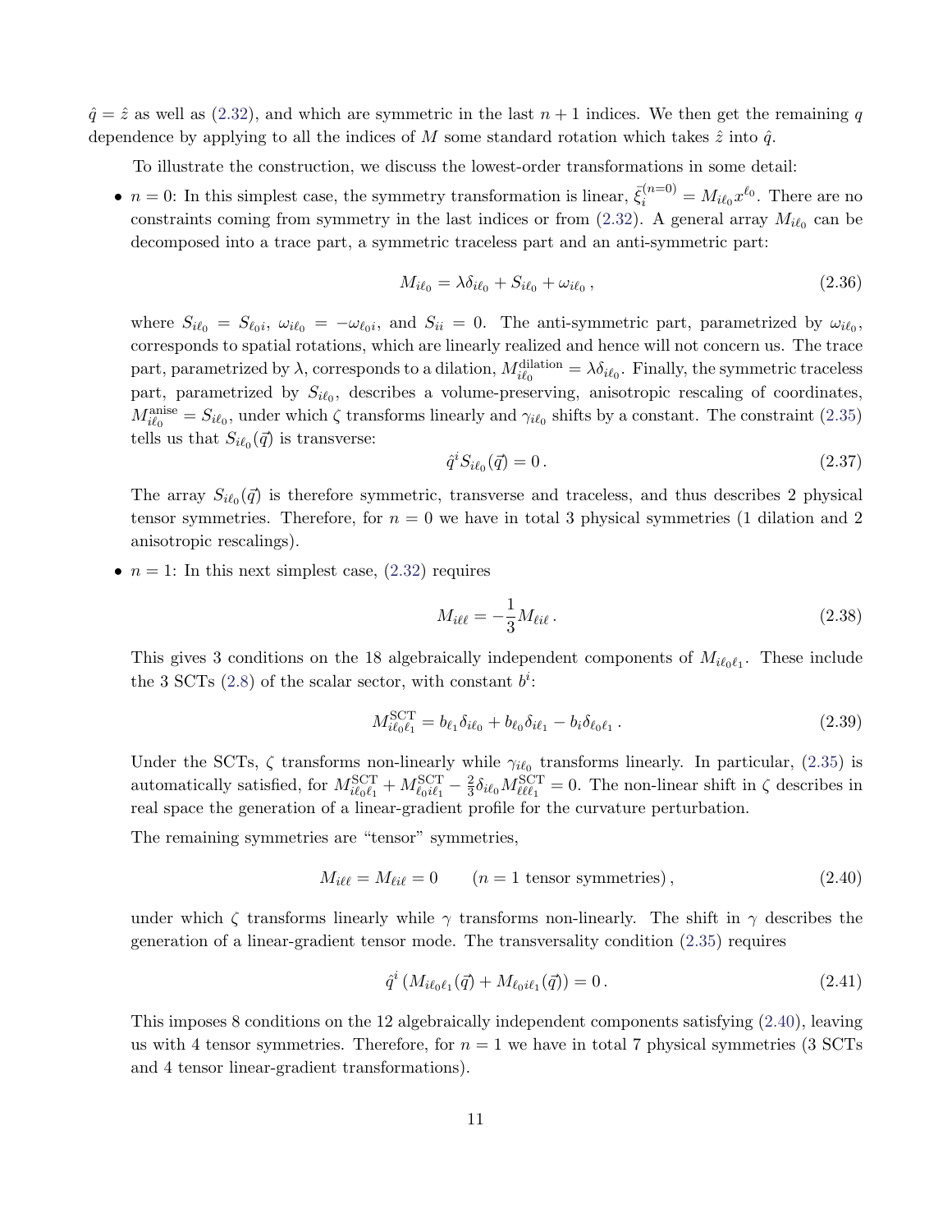$\hat{q} = \hat{z}$ as well as (2.32), and which are symmetric in the last $n+1$ indices. We then get the remaining $q$ dependence by applying to all the indices of $M$ some standard rotation which takes $\hat{z}$ into $\hat{q}$.

To illustrate the construction, we discuss the lowest-order transformations in some detail:

- $n = 0$: In this simplest case, the symmetry transformation is linear, $\bar{\xi}_i^{(n=0)} = M_{i\ell_0} x^{\ell_0}$. There are no constraints coming from symmetry in the last indices or from (2.32). A general array $M_{i\ell_0}$ can be decomposed into a trace part, a symmetric traceless part and an anti-symmetric part:

$$M_{i\ell_0} = \lambda \delta_{i\ell_0} + S_{i\ell_0} + \omega_{i\ell_0} \,, \tag{2.36}$$

  where $S_{i\ell_0} = S_{\ell_0 i}$, $\omega_{i\ell_0} = -\omega_{\ell_0 i}$, and $S_{ii} = 0$. The anti-symmetric part, parametrized by $\omega_{i\ell_0}$, corresponds to spatial rotations, which are linearly realized and hence will not concern us. The trace part, parametrized by $\lambda$, corresponds to a dilation, $M_{i\ell_0}^{\text{dilation}} = \lambda \delta_{i\ell_0}$. Finally, the symmetric traceless part, parametrized by $S_{i\ell_0}$, describes a volume-preserving, anisotropic rescaling of coordinates, $M_{i\ell_0}^{\text{anise}} = S_{i\ell_0}$, under which $\zeta$ transforms linearly and $\gamma_{i\ell_0}$ shifts by a constant. The constraint (2.35) tells us that $S_{i\ell_0}(\vec{q})$ is transverse:

$$\hat{q}^i S_{i\ell_0}(\vec{q}) = 0 \,. \tag{2.37}$$

  The array $S_{i\ell_0}(\vec{q})$ is therefore symmetric, transverse and traceless, and thus describes 2 physical tensor symmetries. Therefore, for $n = 0$ we have in total 3 physical symmetries (1 dilation and 2 anisotropic rescalings).

- $n = 1$: In this next simplest case, (2.32) requires

$$M_{i\ell\ell} = -\frac{1}{3} M_{\ell i\ell} \,. \tag{2.38}$$

  This gives 3 conditions on the 18 algebraically independent components of $M_{i\ell_0\ell_1}$. These include the 3 SCTs (2.8) of the scalar sector, with constant $b^i$:

$$M_{i\ell_0\ell_1}^{\text{SCT}} = b_{\ell_1}\delta_{i\ell_0} + b_{\ell_0}\delta_{i\ell_1} - b_i \delta_{\ell_0\ell_1} \,. \tag{2.39}$$

  Under the SCTs, $\zeta$ transforms non-linearly while $\gamma_{i\ell_0}$ transforms linearly. In particular, (2.35) is automatically satisfied, for $M_{i\ell_0\ell_1}^{\text{SCT}} + M_{\ell_0 i\ell_1}^{\text{SCT}} - \frac{2}{3}\delta_{i\ell_0} M_{\ell\ell\ell_1}^{\text{SCT}} = 0$. The non-linear shift in $\zeta$ describes in real space the generation of a linear-gradient profile for the curvature perturbation.

  The remaining symmetries are "tensor" symmetries,

$$M_{i\ell\ell} = M_{\ell i\ell} = 0 \qquad (n = 1 \text{ tensor symmetries}) \,, \tag{2.40}$$

  under which $\zeta$ transforms linearly while $\gamma$ transforms non-linearly. The shift in $\gamma$ describes the generation of a linear-gradient tensor mode. The transversality condition (2.35) requires

$$\hat{q}^i \left( M_{i\ell_0\ell_1}(\vec{q}) + M_{\ell_0 i\ell_1}(\vec{q}) \right) = 0 \,. \tag{2.41}$$

  This imposes 8 conditions on the 12 algebraically independent components satisfying (2.40), leaving us with 4 tensor symmetries. Therefore, for $n = 1$ we have in total 7 physical symmetries (3 SCTs and 4 tensor linear-gradient transformations).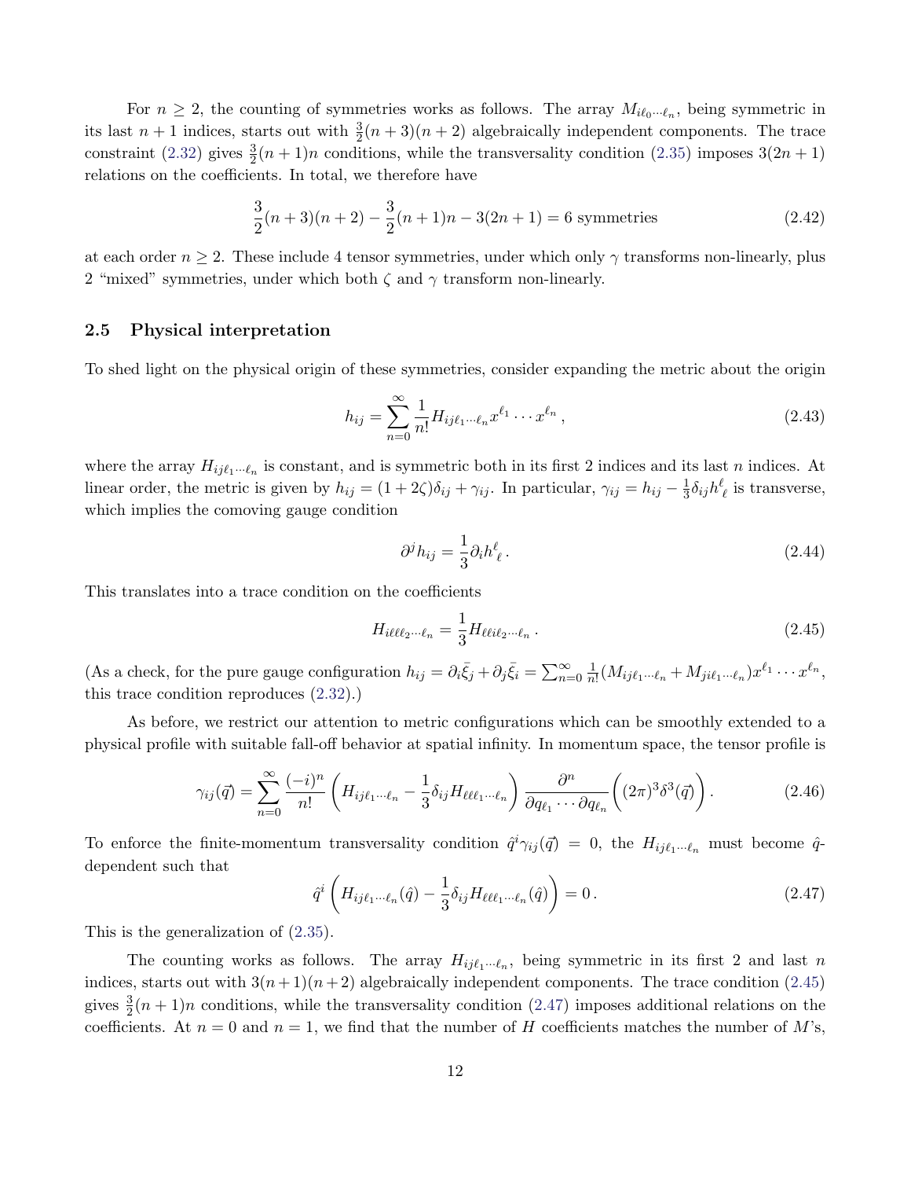For $n \geq 2$, the counting of symmetries works as follows. The array $M_{i\ell_0\cdots\ell_n}$, being symmetric in its last $n+1$ indices, starts out with $\frac{3}{2}(n+3)(n+2)$ algebraically independent components. The trace constraint (2.32) gives $\frac{3}{2}(n+1)n$ conditions, while the transversality condition (2.35) imposes $3(2n+1)$ relations on the coefficients. In total, we therefore have

$$\frac{3}{2}(n+3)(n+2) - \frac{3}{2}(n+1)n - 3(2n+1) = 6 \text{ symmetries} \tag{2.42}$$

at each order $n \geq 2$. These include 4 tensor symmetries, under which only $\gamma$ transforms non-linearly, plus 2 "mixed" symmetries, under which both $\zeta$ and $\gamma$ transform non-linearly.

## 2.5 Physical interpretation

To shed light on the physical origin of these symmetries, consider expanding the metric about the origin

$$h_{ij} = \sum_{n=0}^{\infty} \frac{1}{n!} H_{ij\ell_1\cdots\ell_n} x^{\ell_1}\cdots x^{\ell_n}\,, \tag{2.43}$$

where the array $H_{ij\ell_1\cdots\ell_n}$ is constant, and is symmetric both in its first 2 indices and its last $n$ indices. At linear order, the metric is given by $h_{ij} = (1+2\zeta)\delta_{ij} + \gamma_{ij}$. In particular, $\gamma_{ij} = h_{ij} - \frac{1}{3}\delta_{ij}h^\ell_{\ \ell}$ is transverse, which implies the comoving gauge condition

$$\partial^j h_{ij} = \frac{1}{3}\partial_i h^\ell_{\ \ell}\,. \tag{2.44}$$

This translates into a trace condition on the coefficients

$$H_{i\ell\ell\ell_2\cdots\ell_n} = \frac{1}{3}H_{\ell\ell i\ell_2\cdots\ell_n}\,. \tag{2.45}$$

(As a check, for the pure gauge configuration $h_{ij} = \partial_i\bar{\xi}_j + \partial_j\bar{\xi}_i = \sum_{n=0}^{\infty}\frac{1}{n!}(M_{ij\ell_1\cdots\ell_n} + M_{ji\ell_1\cdots\ell_n})x^{\ell_1}\cdots x^{\ell_n}$, this trace condition reproduces (2.32).)

As before, we restrict our attention to metric configurations which can be smoothly extended to a physical profile with suitable fall-off behavior at spatial infinity. In momentum space, the tensor profile is

$$\gamma_{ij}(\vec{q}) = \sum_{n=0}^{\infty} \frac{(-i)^n}{n!}\left(H_{ij\ell_1\cdots\ell_n} - \frac{1}{3}\delta_{ij}H_{\ell\ell\ell_1\cdots\ell_n}\right)\frac{\partial^n}{\partial q_{\ell_1}\cdots\partial q_{\ell_n}}\left((2\pi)^3\delta^3(\vec{q})\right). \tag{2.46}$$

To enforce the finite-momentum transversality condition $\hat{q}^i\gamma_{ij}(\vec{q}) = 0$, the $H_{ij\ell_1\cdots\ell_n}$ must become $\hat{q}$-dependent such that

$$\hat{q}^i\left(H_{ij\ell_1\cdots\ell_n}(\hat{q}) - \frac{1}{3}\delta_{ij}H_{\ell\ell\ell_1\cdots\ell_n}(\hat{q})\right) = 0\,. \tag{2.47}$$

This is the generalization of (2.35).

The counting works as follows. The array $H_{ij\ell_1\cdots\ell_n}$, being symmetric in its first 2 and last $n$ indices, starts out with $3(n+1)(n+2)$ algebraically independent components. The trace condition (2.45) gives $\frac{3}{2}(n+1)n$ conditions, while the transversality condition (2.47) imposes additional relations on the coefficients. At $n=0$ and $n=1$, we find that the number of $H$ coefficients matches the number of $M$'s,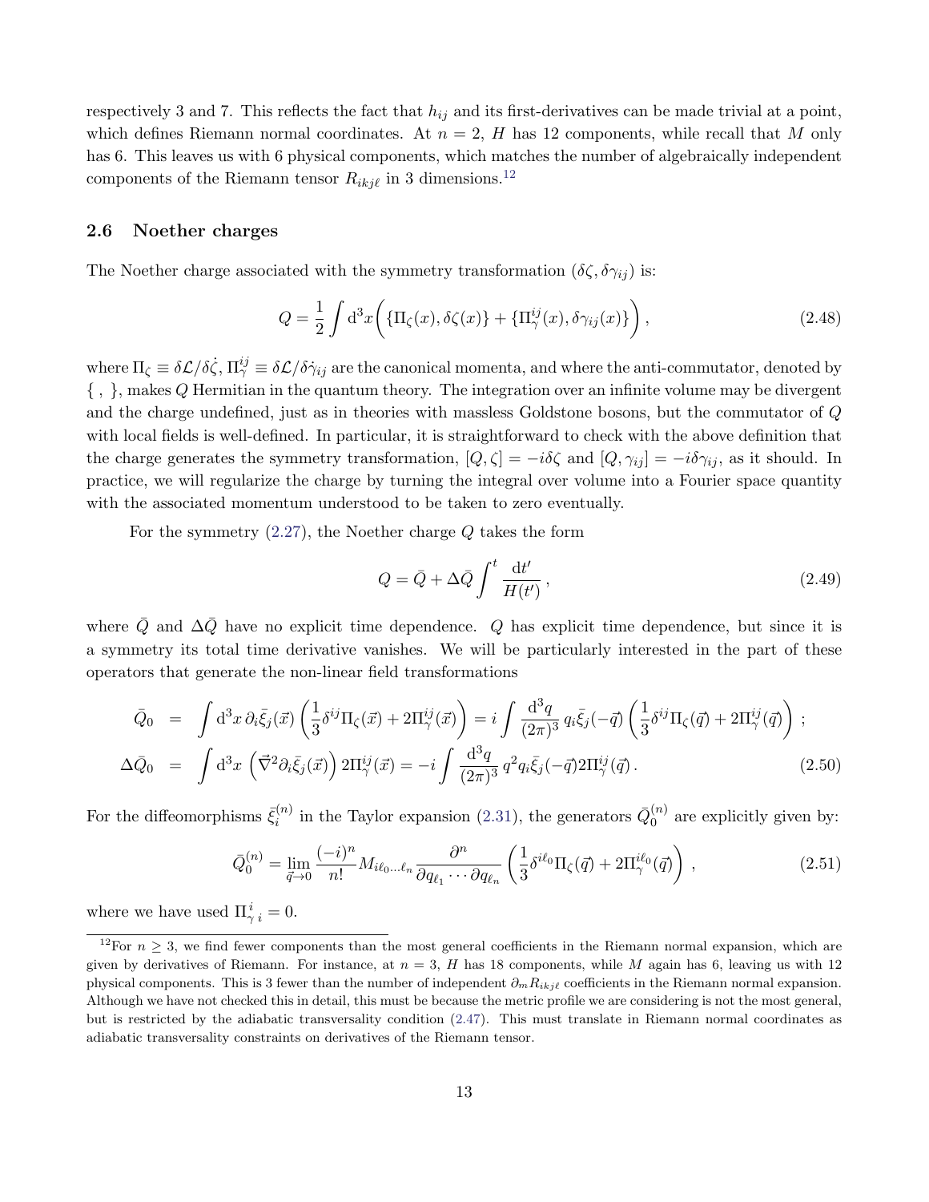respectively 3 and 7. This reflects the fact that $h_{ij}$ and its first-derivatives can be made trivial at a point, which defines Riemann normal coordinates. At $n = 2$, $H$ has 12 components, while recall that $M$ only has 6. This leaves us with 6 physical components, which matches the number of algebraically independent components of the Riemann tensor $R_{ikj\ell}$ in 3 dimensions.[12]

### 2.6 Noether charges

The Noether charge associated with the symmetry transformation $(\delta\zeta, \delta\gamma_{ij})$ is:

$$
Q = \frac{1}{2}\int \mathrm{d}^3x \bigg( \{\Pi_\zeta(x), \delta\zeta(x)\} + \{\Pi_\gamma^{ij}(x), \delta\gamma_{ij}(x)\} \bigg)\,, \tag{2.48}
$$

where $\Pi_\zeta \equiv \delta\mathcal{L}/\delta\dot{\zeta}$, $\Pi_\gamma^{ij} \equiv \delta\mathcal{L}/\delta\dot{\gamma}_{ij}$ are the canonical momenta, and where the anti-commutator, denoted by $\{\ ,\ \}$, makes $Q$ Hermitian in the quantum theory. The integration over an infinite volume may be divergent and the charge undefined, just as in theories with massless Goldstone bosons, but the commutator of $Q$ with local fields is well-defined. In particular, it is straightforward to check with the above definition that the charge generates the symmetry transformation, $[Q, \zeta] = -i\delta\zeta$ and $[Q, \gamma_{ij}] = -i\delta\gamma_{ij}$, as it should. In practice, we will regularize the charge by turning the integral over volume into a Fourier space quantity with the associated momentum understood to be taken to zero eventually.

For the symmetry (2.27), the Noether charge $Q$ takes the form

$$
Q = \bar{Q} + \Delta\bar{Q}\int^t \frac{\mathrm{d}t'}{H(t')}\,, \tag{2.49}
$$

where $\bar{Q}$ and $\Delta\bar{Q}$ have no explicit time dependence. $Q$ has explicit time dependence, but since it is a symmetry its total time derivative vanishes. We will be particularly interested in the part of these operators that generate the non-linear field transformations

$$
\begin{aligned}
\bar{Q}_0 &= \int \mathrm{d}^3x\, \partial_i\bar{\xi}_j(\vec{x}) \left(\frac{1}{3}\delta^{ij}\Pi_\zeta(\vec{x}) + 2\Pi_\gamma^{ij}(\vec{x})\right) = i\int \frac{\mathrm{d}^3q}{(2\pi)^3}\, q_i\bar{\xi}_j(-\vec{q}) \left(\frac{1}{3}\delta^{ij}\Pi_\zeta(\vec{q}) + 2\Pi_\gamma^{ij}(\vec{q})\right)\,; \\
\Delta\bar{Q}_0 &= \int \mathrm{d}^3x \left(\vec{\nabla}^2\partial_i\bar{\xi}_j(\vec{x})\right) 2\Pi_\gamma^{ij}(\vec{x}) = -i\int \frac{\mathrm{d}^3q}{(2\pi)^3}\, q^2 q_i\bar{\xi}_j(-\vec{q}) 2\Pi_\gamma^{ij}(\vec{q})\,.
\end{aligned} \tag{2.50}
$$

For the diffeomorphisms $\bar{\xi}_i^{(n)}$ in the Taylor expansion (2.31), the generators $\bar{Q}_0^{(n)}$ are explicitly given by:

$$
\bar{Q}_0^{(n)} = \lim_{\vec{q}\to 0} \frac{(-i)^n}{n!} M_{i\ell_0\ldots\ell_n} \frac{\partial^n}{\partial q_{\ell_1}\cdots\partial q_{\ell_n}} \left(\frac{1}{3}\delta^{i\ell_0}\Pi_\zeta(\vec{q}) + 2\Pi_\gamma^{i\ell_0}(\vec{q})\right)\,, \tag{2.51}
$$

where we have used $\Pi^i_{\gamma\ i} = 0$.

[12] For $n \geq 3$, we find fewer components than the most general coefficients in the Riemann normal expansion, which are given by derivatives of Riemann. For instance, at $n = 3$, $H$ has 18 components, while $M$ again has 6, leaving us with 12 physical components. This is 3 fewer than the number of independent $\partial_m R_{ikj\ell}$ coefficients in the Riemann normal expansion. Although we have not checked this in detail, this must be because the metric profile we are considering is not the most general, but is restricted by the adiabatic transversality condition (2.47). This must translate in Riemann normal coordinates as adiabatic transversality constraints on derivatives of the Riemann tensor.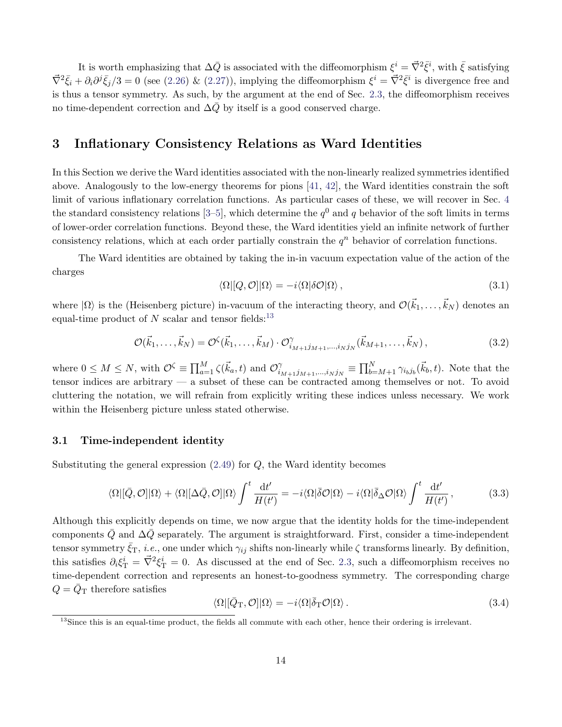It is worth emphasizing that $\Delta\bar{Q}$ is associated with the diffeomorphism $\xi^i = \vec{\nabla}^2\bar{\xi}^i$, with $\bar{\xi}$ satisfying $\vec{\nabla}^2\bar{\xi}_i + \partial_i\partial^j\bar{\xi}_j/3 = 0$ (see (2.26) & (2.27)), implying the diffeomorphism $\xi^i = \vec{\nabla}^2\bar{\xi}^i$ is divergence free and is thus a tensor symmetry. As such, by the argument at the end of Sec. 2.3, the diffeomorphism receives no time-dependent correction and $\Delta\bar{Q}$ by itself is a good conserved charge.

# 3 Inflationary Consistency Relations as Ward Identities

In this Section we derive the Ward identities associated with the non-linearly realized symmetries identified above. Analogously to the low-energy theorems for pions [41, 42], the Ward identities constrain the soft limit of various inflationary correlation functions. As particular cases of these, we will recover in Sec. 4 the standard consistency relations [3–5], which determine the $q^0$ and $q$ behavior of the soft limits in terms of lower-order correlation functions. Beyond these, the Ward identities yield an infinite network of further consistency relations, which at each order partially constrain the $q^n$ behavior of correlation functions.

The Ward identities are obtained by taking the in-in vacuum expectation value of the action of the charges

$$\langle\Omega|[Q,\mathcal{O}]|\Omega\rangle = -i\langle\Omega|\delta\mathcal{O}|\Omega\rangle\,, \tag{3.1}$$

where $|\Omega\rangle$ is the (Heisenberg picture) in-vacuum of the interacting theory, and $\mathcal{O}(\vec{k}_1,\ldots,\vec{k}_N)$ denotes an equal-time product of $N$ scalar and tensor fields:[13]

$$\mathcal{O}(\vec{k}_1,\ldots,\vec{k}_N) = \mathcal{O}^\zeta(\vec{k}_1,\ldots,\vec{k}_M)\cdot\mathcal{O}^\gamma_{i_{M+1}j_{M+1},\ldots,i_Nj_N}(\vec{k}_{M+1},\ldots,\vec{k}_N)\,, \tag{3.2}$$

where $0\leq M\leq N$, with $\mathcal{O}^\zeta \equiv \prod_{a=1}^M \zeta(\vec{k}_a,t)$ and $\mathcal{O}^\gamma_{i_{M+1}j_{M+1},\ldots,i_Nj_N} \equiv \prod_{b=M+1}^N \gamma_{i_bj_b}(\vec{k}_b,t)$. Note that the tensor indices are arbitrary — a subset of these can be contracted among themselves or not. To avoid cluttering the notation, we will refrain from explicitly writing these indices unless necessary. We work within the Heisenberg picture unless stated otherwise.

## 3.1 Time-independent identity

Substituting the general expression (2.49) for $Q$, the Ward identity becomes

$$\langle\Omega|[\bar{Q},\mathcal{O}]|\Omega\rangle + \langle\Omega|[\Delta\bar{Q},\mathcal{O}]|\Omega\rangle\int^t\frac{{\rm d}t'}{H(t')} = -i\langle\Omega|\bar{\delta}\mathcal{O}|\Omega\rangle - i\langle\Omega|\bar{\delta}_\Delta\mathcal{O}|\Omega\rangle\int^t\frac{{\rm d}t'}{H(t')}\,, \tag{3.3}$$

Although this explicitly depends on time, we now argue that the identity holds for the time-independent components $\bar{Q}$ and $\Delta\bar{Q}$ separately. The argument is straightforward. First, consider a time-independent tensor symmetry $\bar{\xi}_{\rm T}$, *i.e.*, one under which $\gamma_{ij}$ shifts non-linearly while $\zeta$ transforms linearly. By definition, this satisfies $\partial_i\xi^i_{\rm T} = \vec{\nabla}^2\xi^i_{\rm T} = 0$. As discussed at the end of Sec. 2.3, such a diffeomorphism receives no time-dependent correction and represents an honest-to-goodness symmetry. The corresponding charge $Q = \bar{Q}_{\rm T}$ therefore satisfies

$$\langle\Omega|[\bar{Q}_{\rm T},\mathcal{O}]|\Omega\rangle = -i\langle\Omega|\bar{\delta}_{\rm T}\mathcal{O}|\Omega\rangle\,. \tag{3.4}$$

[13] Since this is an equal-time product, the fields all commute with each other, hence their ordering is irrelevant.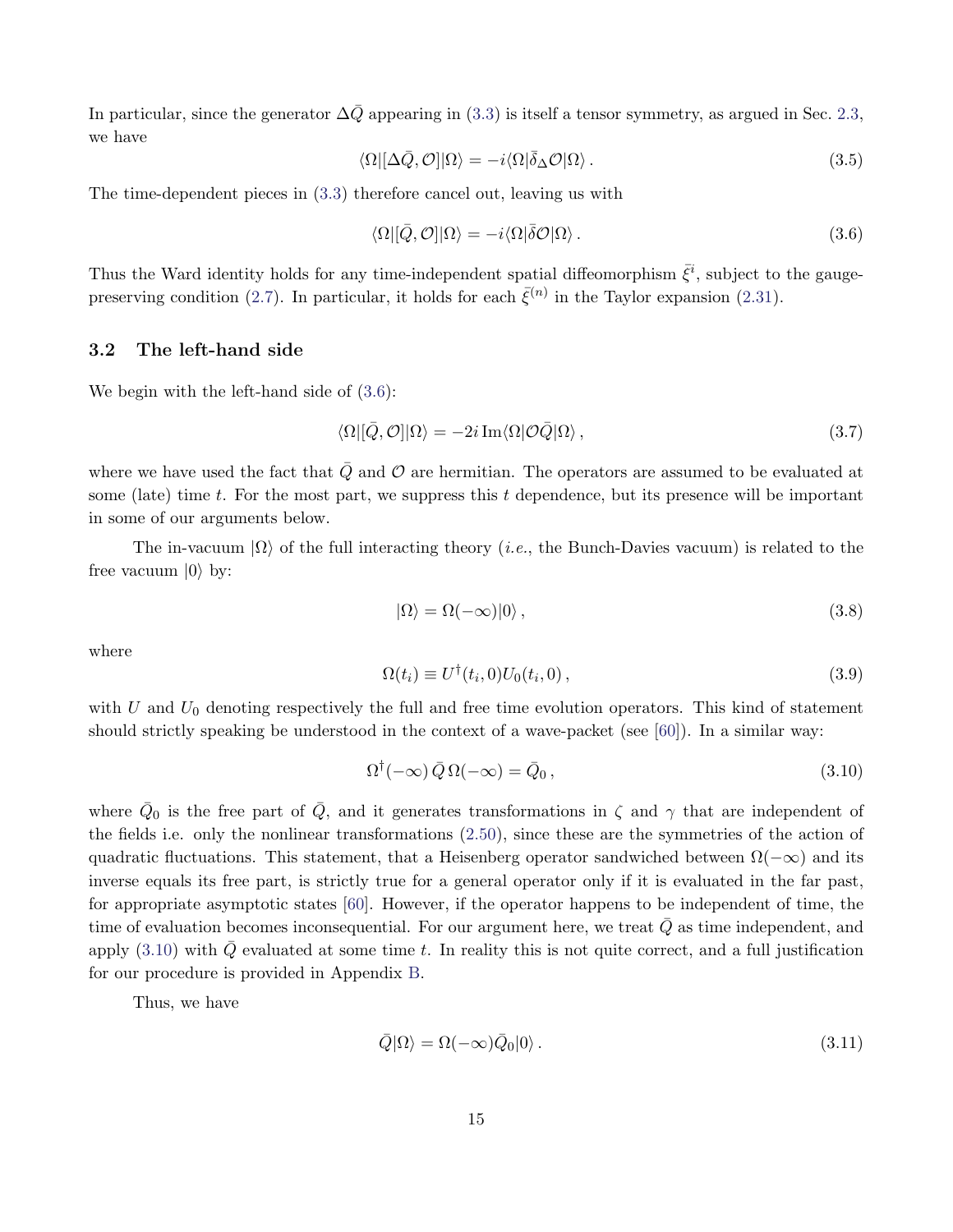In particular, since the generator $\Delta\bar{Q}$ appearing in (3.3) is itself a tensor symmetry, as argued in Sec. 2.3, we have

$$\langle\Omega|[\Delta\bar{Q},\mathcal{O}]|\Omega\rangle = -i\langle\Omega|\bar{\delta}_\Delta\mathcal{O}|\Omega\rangle\,. \tag{3.5}$$

The time-dependent pieces in (3.3) therefore cancel out, leaving us with

$$\langle\Omega|[\bar{Q},\mathcal{O}]|\Omega\rangle = -i\langle\Omega|\bar{\delta}\mathcal{O}|\Omega\rangle\,. \tag{3.6}$$

Thus the Ward identity holds for any time-independent spatial diffeomorphism $\bar{\xi}^i$, subject to the gauge-preserving condition (2.7). In particular, it holds for each $\bar{\xi}^{(n)}$ in the Taylor expansion (2.31).

### 3.2 The left-hand side

We begin with the left-hand side of (3.6):

$$\langle\Omega|[\bar{Q},\mathcal{O}]|\Omega\rangle = -2i\,\mathrm{Im}\langle\Omega|\mathcal{O}\bar{Q}|\Omega\rangle\,, \tag{3.7}$$

where we have used the fact that $\bar{Q}$ and $\mathcal{O}$ are hermitian. The operators are assumed to be evaluated at some (late) time $t$. For the most part, we suppress this $t$ dependence, but its presence will be important in some of our arguments below.

The in-vacuum $|\Omega\rangle$ of the full interacting theory (*i.e.*, the Bunch-Davies vacuum) is related to the free vacuum $|0\rangle$ by:

$$|\Omega\rangle = \Omega(-\infty)|0\rangle\,, \tag{3.8}$$

where

$$\Omega(t_i) \equiv U^\dagger(t_i,0)U_0(t_i,0)\,, \tag{3.9}$$

with $U$ and $U_0$ denoting respectively the full and free time evolution operators. This kind of statement should strictly speaking be understood in the context of a wave-packet (see [60]). In a similar way:

$$\Omega^\dagger(-\infty)\,\bar{Q}\,\Omega(-\infty) = \bar{Q}_0\,, \tag{3.10}$$

where $\bar{Q}_0$ is the free part of $\bar{Q}$, and it generates transformations in $\zeta$ and $\gamma$ that are independent of the fields i.e. only the nonlinear transformations (2.50), since these are the symmetries of the action of quadratic fluctuations. This statement, that a Heisenberg operator sandwiched between $\Omega(-\infty)$ and its inverse equals its free part, is strictly true for a general operator only if it is evaluated in the far past, for appropriate asymptotic states [60]. However, if the operator happens to be independent of time, the time of evaluation becomes inconsequential. For our argument here, we treat $\bar{Q}$ as time independent, and apply (3.10) with $\bar{Q}$ evaluated at some time $t$. In reality this is not quite correct, and a full justification for our procedure is provided in Appendix B.

Thus, we have

$$\bar{Q}|\Omega\rangle = \Omega(-\infty)\bar{Q}_0|0\rangle\,. \tag{3.11}$$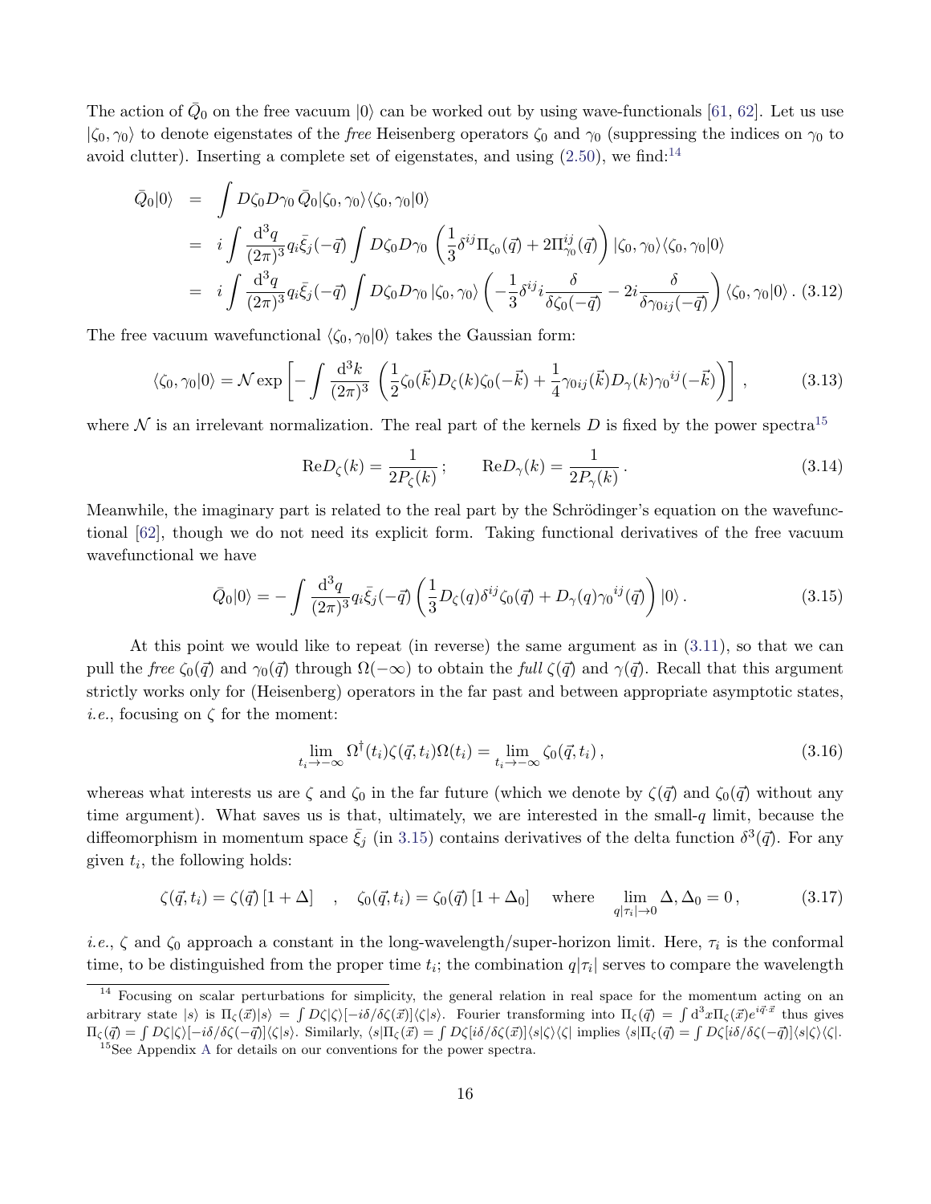The action of $\bar{Q}_0$ on the free vacuum $|0\rangle$ can be worked out by using wave-functionals [61, 62]. Let us use $|\zeta_0, \gamma_0\rangle$ to denote eigenstates of the *free* Heisenberg operators $\zeta_0$ and $\gamma_0$ (suppressing the indices on $\gamma_0$ to avoid clutter). Inserting a complete set of eigenstates, and using (2.50), we find:[14]

$$
\begin{aligned}
\bar{Q}_0|0\rangle &= \int D\zeta_0 D\gamma_0 \, \bar{Q}_0|\zeta_0, \gamma_0\rangle\langle\zeta_0, \gamma_0|0\rangle \\
&= i\int \frac{\mathrm{d}^3q}{(2\pi)^3} q_i \bar{\xi}_j(-\vec{q}) \int D\zeta_0 D\gamma_0 \left(\frac{1}{3}\delta^{ij}\Pi_{\zeta_0}(\vec{q}) + 2\Pi^{ij}_{\gamma_0}(\vec{q})\right)|\zeta_0, \gamma_0\rangle\langle\zeta_0, \gamma_0|0\rangle \\
&= i\int \frac{\mathrm{d}^3q}{(2\pi)^3} q_i \bar{\xi}_j(-\vec{q}) \int D\zeta_0 D\gamma_0 \, |\zeta_0, \gamma_0\rangle \left(-\frac{1}{3}\delta^{ij} i\frac{\delta}{\delta\zeta_0(-\vec{q})} - 2i\frac{\delta}{\delta\gamma_{0ij}(-\vec{q})}\right)\langle\zeta_0, \gamma_0|0\rangle \, . \quad (3.12)
\end{aligned}
$$

The free vacuum wavefunctional $\langle\zeta_0, \gamma_0|0\rangle$ takes the Gaussian form:

$$
\langle\zeta_0, \gamma_0|0\rangle = \mathcal{N}\exp\left[-\int \frac{\mathrm{d}^3k}{(2\pi)^3}\left(\frac{1}{2}\zeta_0(\vec{k})D_\zeta(k)\zeta_0(-\vec{k}) + \frac{1}{4}\gamma_{0ij}(\vec{k})D_\gamma(k)\gamma_0{}^{ij}(-\vec{k})\right)\right], \quad (3.13)
$$

where $\mathcal{N}$ is an irrelevant normalization. The real part of the kernels $D$ is fixed by the power spectra[15]

$$
\mathrm{Re}D_\zeta(k) = \frac{1}{2P_\zeta(k)}; \qquad \mathrm{Re}D_\gamma(k) = \frac{1}{2P_\gamma(k)}. \quad (3.14)
$$

Meanwhile, the imaginary part is related to the real part by the Schrödinger's equation on the wavefunctional [62], though we do not need its explicit form. Taking functional derivatives of the free vacuum wavefunctional we have

$$
\bar{Q}_0|0\rangle = -\int \frac{\mathrm{d}^3q}{(2\pi)^3} q_i \bar{\xi}_j(-\vec{q}) \left(\frac{1}{3}D_\zeta(q)\delta^{ij}\zeta_0(\vec{q}) + D_\gamma(q)\gamma_0{}^{ij}(\vec{q})\right)|0\rangle \, . \quad (3.15)
$$

At this point we would like to repeat (in reverse) the same argument as in (3.11), so that we can pull the *free* $\zeta_0(\vec{q})$ and $\gamma_0(\vec{q})$ through $\Omega(-\infty)$ to obtain the *full* $\zeta(\vec{q})$ and $\gamma(\vec{q})$. Recall that this argument strictly works only for (Heisenberg) operators in the far past and between appropriate asymptotic states, *i.e.*, focusing on $\zeta$ for the moment:

$$
\lim_{t_i\to-\infty}\Omega^\dagger(t_i)\zeta(\vec{q}, t_i)\Omega(t_i) = \lim_{t_i\to-\infty}\zeta_0(\vec{q}, t_i) \, , \quad (3.16)
$$

whereas what interests us are $\zeta$ and $\zeta_0$ in the far future (which we denote by $\zeta(\vec{q})$ and $\zeta_0(\vec{q})$ without any time argument). What saves us is that, ultimately, we are interested in the small-$q$ limit, because the diffeomorphism in momentum space $\bar{\xi}_j$ (in 3.15) contains derivatives of the delta function $\delta^3(\vec{q})$. For any given $t_i$, the following holds:

$$
\zeta(\vec{q}, t_i) = \zeta(\vec{q})\left[1+\Delta\right] \quad , \quad \zeta_0(\vec{q}, t_i) = \zeta_0(\vec{q})\left[1+\Delta_0\right] \quad \text{where} \quad \lim_{q|\tau_i|\to 0}\Delta, \Delta_0 = 0 \, , \quad (3.17)
$$

*i.e.*, $\zeta$ and $\zeta_0$ approach a constant in the long-wavelength/super-horizon limit. Here, $\tau_i$ is the conformal time, to be distinguished from the proper time $t_i$; the combination $q|\tau_i|$ serves to compare the wavelength

---

[14] Focusing on scalar perturbations for simplicity, the general relation in real space for the momentum acting on an arbitrary state $|s\rangle$ is $\Pi_\zeta(\vec{x})|s\rangle = \int D\zeta|\zeta\rangle[-i\delta/\delta\zeta(\vec{x})]\langle\zeta|s\rangle$. Fourier transforming into $\Pi_\zeta(\vec{q}) = \int \mathrm{d}^3x \Pi_\zeta(\vec{x})e^{i\vec{q}\cdot\vec{x}}$ thus gives $\Pi_\zeta(\vec{q}) = \int D\zeta|\zeta\rangle[-i\delta/\delta\zeta(-\vec{q})]\langle\zeta|s\rangle$. Similarly, $\langle s|\Pi_\zeta(\vec{x}) = \int D\zeta[i\delta/\delta\zeta(\vec{x})]\langle s|\zeta\rangle\langle\zeta|$ implies $\langle s|\Pi_\zeta(\vec{q}) = \int D\zeta[i\delta/\delta\zeta(-\vec{q})]\langle s|\zeta\rangle\langle\zeta|$.

[15] See Appendix A for details on our conventions for the power spectra.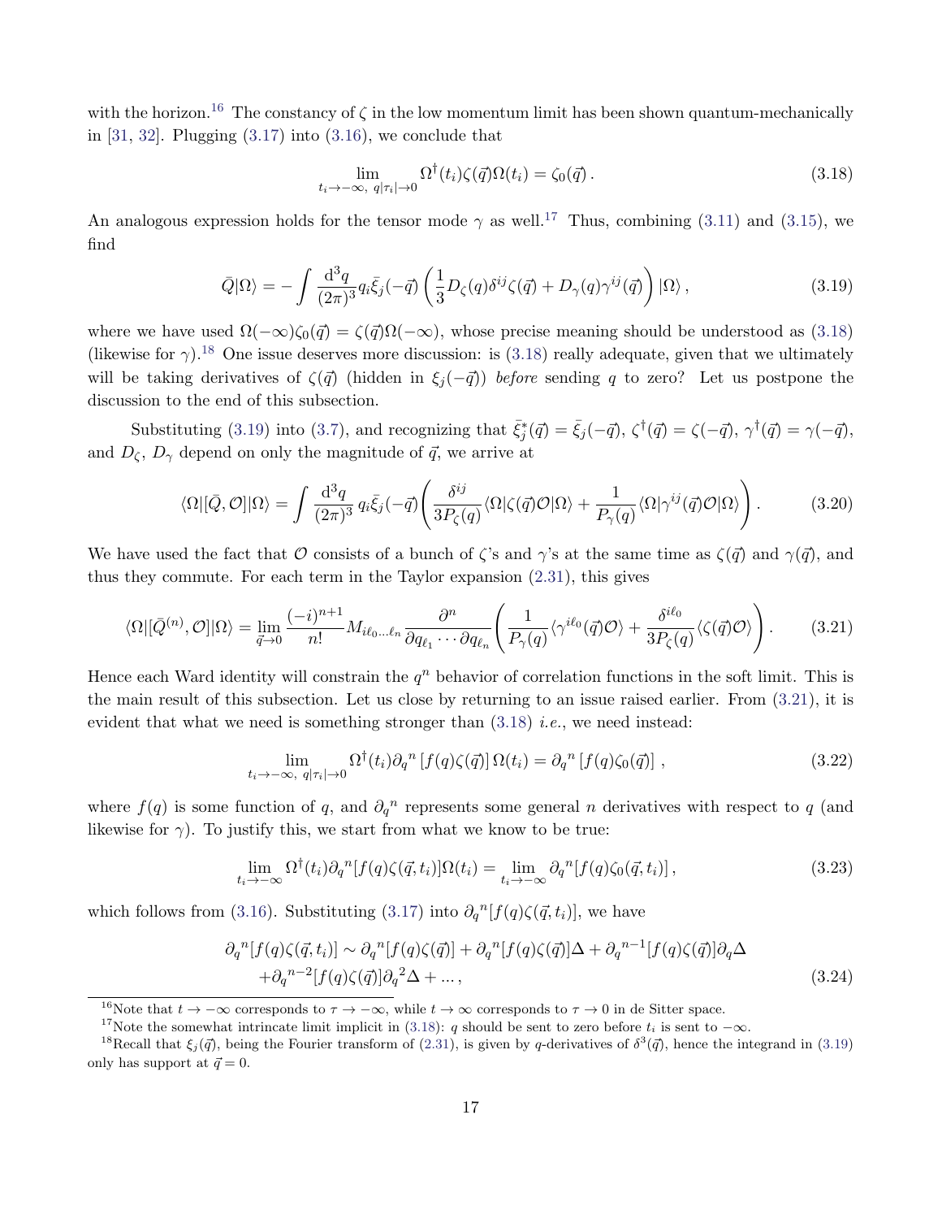with the horizon.[16] The constancy of $\zeta$ in the low momentum limit has been shown quantum-mechanically in [31, 32]. Plugging (3.17) into (3.16), we conclude that

$$\lim_{t_i \to -\infty,\ q|\tau_i| \to 0} \Omega^\dagger(t_i)\zeta(\vec{q})\Omega(t_i) = \zeta_0(\vec{q})\,. \tag{3.18}$$

An analogous expression holds for the tensor mode $\gamma$ as well.[17] Thus, combining (3.11) and (3.15), we find

$$\bar{Q}|\Omega\rangle = -\int \frac{\mathrm{d}^3 q}{(2\pi)^3} q_i \bar{\xi}_j(-\vec{q}) \left( \frac{1}{3} D_\zeta(q)\delta^{ij}\zeta(\vec{q}) + D_\gamma(q)\gamma^{ij}(\vec{q}) \right)|\Omega\rangle\,, \tag{3.19}$$

where we have used $\Omega(-\infty)\zeta_0(\vec{q}) = \zeta(\vec{q})\Omega(-\infty)$, whose precise meaning should be understood as (3.18) (likewise for $\gamma$).[18] One issue deserves more discussion: is (3.18) really adequate, given that we ultimately will be taking derivatives of $\zeta(\vec{q})$ (hidden in $\xi_j(-\vec{q})$) *before* sending $q$ to zero? Let us postpone the discussion to the end of this subsection.

Substituting (3.19) into (3.7), and recognizing that $\bar{\xi}_j^*(\vec{q}) = \bar{\xi}_j(-\vec{q})$, $\zeta^\dagger(\vec{q}) = \zeta(-\vec{q})$, $\gamma^\dagger(\vec{q}) = \gamma(-\vec{q})$, and $D_\zeta$, $D_\gamma$ depend on only the magnitude of $\vec{q}$, we arrive at

$$\langle\Omega|[\bar{Q},\mathcal{O}]|\Omega\rangle = \int \frac{\mathrm{d}^3 q}{(2\pi)^3}\, q_i \bar{\xi}_j(-\vec{q}) \left( \frac{\delta^{ij}}{3P_\zeta(q)} \langle\Omega|\zeta(\vec{q})\mathcal{O}|\Omega\rangle + \frac{1}{P_\gamma(q)}\langle\Omega|\gamma^{ij}(\vec{q})\mathcal{O}|\Omega\rangle \right). \tag{3.20}$$

We have used the fact that $\mathcal{O}$ consists of a bunch of $\zeta$'s and $\gamma$'s at the same time as $\zeta(\vec{q})$ and $\gamma(\vec{q})$, and thus they commute. For each term in the Taylor expansion (2.31), this gives

$$\langle\Omega|[\bar{Q}^{(n)},\mathcal{O}]|\Omega\rangle = \lim_{\vec{q}\to 0} \frac{(-i)^{n+1}}{n!} M_{i\ell_0\ldots\ell_n} \frac{\partial^n}{\partial q_{\ell_1}\cdots\partial q_{\ell_n}} \left( \frac{1}{P_\gamma(q)} \langle\gamma^{i\ell_0}(\vec{q})\mathcal{O}\rangle + \frac{\delta^{i\ell_0}}{3P_\zeta(q)}\langle\zeta(\vec{q})\mathcal{O}\rangle \right). \tag{3.21}$$

Hence each Ward identity will constrain the $q^n$ behavior of correlation functions in the soft limit. This is the main result of this subsection. Let us close by returning to an issue raised earlier. From (3.21), it is evident that what we need is something stronger than (3.18) *i.e.*, we need instead:

$$\lim_{t_i \to -\infty,\ q|\tau_i| \to 0} \Omega^\dagger(t_i)\partial_q{}^n \left[f(q)\zeta(\vec{q})\right]\Omega(t_i) = \partial_q{}^n\left[f(q)\zeta_0(\vec{q})\right]\,, \tag{3.22}$$

where $f(q)$ is some function of $q$, and $\partial_q{}^n$ represents some general $n$ derivatives with respect to $q$ (and likewise for $\gamma$). To justify this, we start from what we know to be true:

$$\lim_{t_i \to -\infty} \Omega^\dagger(t_i)\partial_q{}^n[f(q)\zeta(\vec{q},t_i)]\Omega(t_i) = \lim_{t_i \to -\infty} \partial_q{}^n[f(q)\zeta_0(\vec{q},t_i)]\,, \tag{3.23}$$

which follows from (3.16). Substituting (3.17) into $\partial_q{}^n[f(q)\zeta(\vec{q},t_i)]$, we have

$$\begin{aligned}\partial_q{}^n[f(q)\zeta(\vec{q},t_i)] \sim\ & \partial_q{}^n[f(q)\zeta(\vec{q})] + \partial_q{}^n[f(q)\zeta(\vec{q})]\Delta + \partial_q{}^{n-1}[f(q)\zeta(\vec{q})]\partial_q\Delta \\ & + \partial_q{}^{n-2}[f(q)\zeta(\vec{q})]\partial_q{}^2\Delta + \ldots\,,\end{aligned} \tag{3.24}$$

---

[16] Note that $t \to -\infty$ corresponds to $\tau \to -\infty$, while $t \to \infty$ corresponds to $\tau \to 0$ in de Sitter space.

[17] Note the somewhat intricate limit implicit in (3.18): $q$ should be sent to zero before $t_i$ is sent to $-\infty$.

[18] Recall that $\xi_j(\vec{q})$, being the Fourier transform of (2.31), is given by $q$-derivatives of $\delta^3(\vec{q})$, hence the integrand in (3.19) only has support at $\vec{q} = 0$.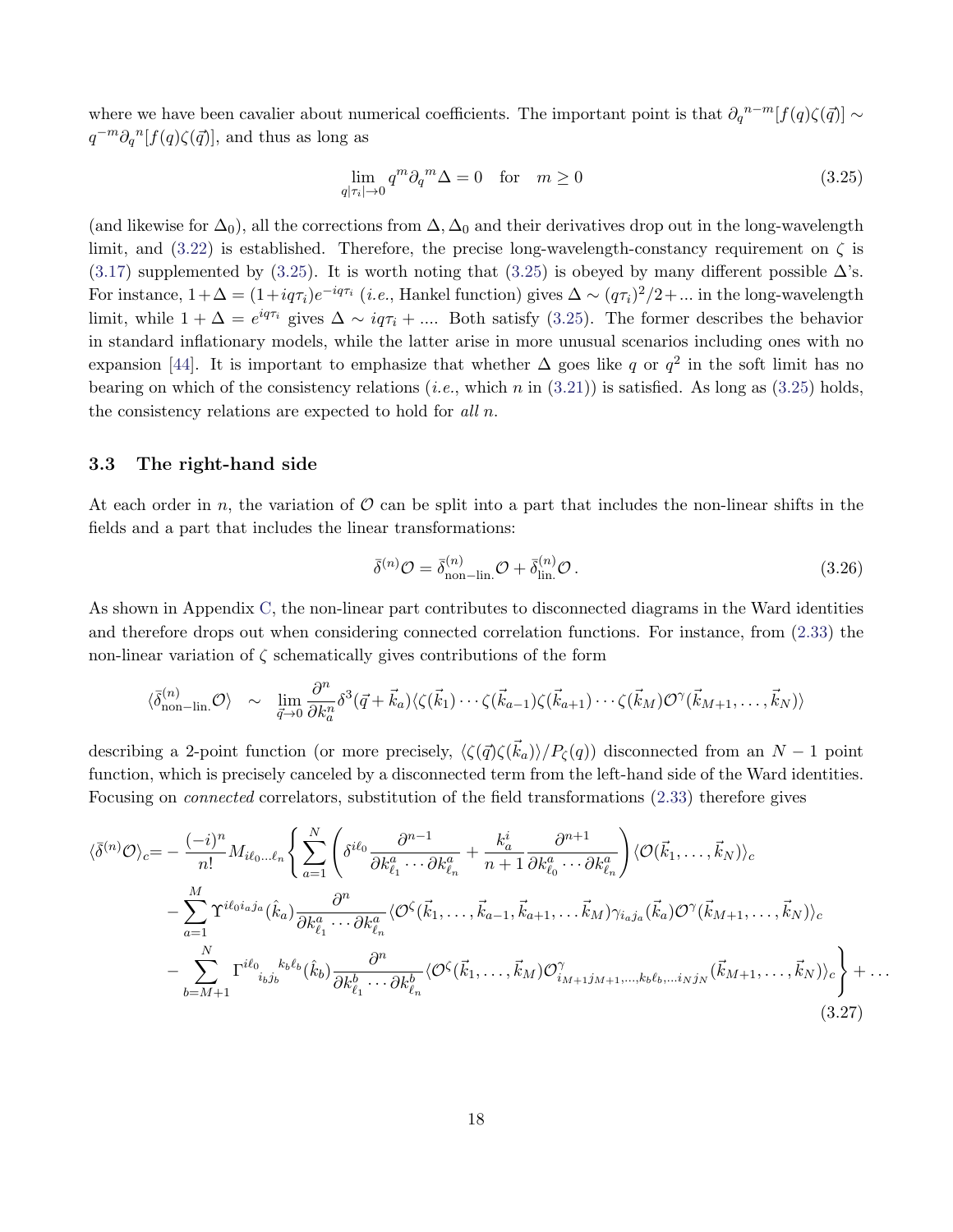where we have been cavalier about numerical coefficients. The important point is that ${\partial_q}^{n-m}[f(q)\zeta(\vec{q})] \sim q^{-m}{\partial_q}^{n}[f(q)\zeta(\vec{q})]$, and thus as long as

$$
\lim_{q|\tau_i|\to 0} q^m {\partial_q}^m \Delta = 0 \quad \text{for} \quad m \geq 0 \tag{3.25}
$$

(and likewise for $\Delta_0$), all the corrections from $\Delta, \Delta_0$ and their derivatives drop out in the long-wavelength limit, and (3.22) is established. Therefore, the precise long-wavelength-constancy requirement on $\zeta$ is (3.17) supplemented by (3.25). It is worth noting that (3.25) is obeyed by many different possible $\Delta$'s. For instance, $1+\Delta = (1+iq\tau_i)e^{-iq\tau_i}$ (*i.e.*, Hankel function) gives $\Delta \sim (q\tau_i)^2/2 + \ldots$ in the long-wavelength limit, while $1+\Delta = e^{iq\tau_i}$ gives $\Delta \sim iq\tau_i + \ldots$. Both satisfy (3.25). The former describes the behavior in standard inflationary models, while the latter arise in more unusual scenarios including ones with no expansion [44]. It is important to emphasize that whether $\Delta$ goes like $q$ or $q^2$ in the soft limit has no bearing on which of the consistency relations (*i.e.*, which $n$ in (3.21)) is satisfied. As long as (3.25) holds, the consistency relations are expected to hold for *all* $n$.

### 3.3 The right-hand side

At each order in $n$, the variation of $\mathcal{O}$ can be split into a part that includes the non-linear shifts in the fields and a part that includes the linear transformations:

$$
\bar{\delta}^{(n)}\mathcal{O} = \bar{\delta}^{(n)}_{\text{non-lin.}}\mathcal{O} + \bar{\delta}^{(n)}_{\text{lin.}}\mathcal{O}\,. \tag{3.26}
$$

As shown in Appendix C, the non-linear part contributes to disconnected diagrams in the Ward identities and therefore drops out when considering connected correlation functions. For instance, from (2.33) the non-linear variation of $\zeta$ schematically gives contributions of the form

$$
\langle \bar{\delta}^{(n)}_{\text{non-lin.}}\mathcal{O}\rangle \quad \sim \quad \lim_{\vec{q}\to 0}\frac{\partial^n}{\partial k_a^n}\delta^3(\vec{q}+\vec{k}_a)\langle \zeta(\vec{k}_1)\cdots\zeta(\vec{k}_{a-1})\zeta(\vec{k}_{a+1})\cdots\zeta(\vec{k}_M)\mathcal{O}^\gamma(\vec{k}_{M+1},\ldots,\vec{k}_N)\rangle
$$

describing a 2-point function (or more precisely, $\langle\zeta(\vec{q})\zeta(\vec{k}_a)\rangle/P_\zeta(q)$) disconnected from an $N-1$ point function, which is precisely canceled by a disconnected term from the left-hand side of the Ward identities. Focusing on *connected* correlators, substitution of the field transformations (2.33) therefore gives

$$
\begin{aligned}
\langle\bar{\delta}^{(n)}\mathcal{O}\rangle_c = &-\frac{(-i)^n}{n!}M_{i\ell_0\ldots\ell_n}\Bigg\{\sum_{a=1}^{N}\left(\delta^{i\ell_0}\frac{\partial^{n-1}}{\partial k^a_{\ell_1}\cdots\partial k^a_{\ell_n}} + \frac{k^i_a}{n+1}\frac{\partial^{n+1}}{\partial k^a_{\ell_0}\cdots\partial k^a_{\ell_n}}\right)\langle\mathcal{O}(\vec{k}_1,\ldots,\vec{k}_N)\rangle_c \\
&-\sum_{a=1}^{M}\Upsilon^{i\ell_0 i_a j_a}(\hat{k}_a)\frac{\partial^n}{\partial k^a_{\ell_1}\cdots\partial k^a_{\ell_n}}\langle\mathcal{O}^\zeta(\vec{k}_1,\ldots,\vec{k}_{a-1},\vec{k}_{a+1},\ldots\vec{k}_M)\gamma_{i_a j_a}(\vec{k}_a)\mathcal{O}^\gamma(\vec{k}_{M+1},\ldots,\vec{k}_N)\rangle_c \\
&-\sum_{b=M+1}^{N}\Gamma^{i\ell_0}{}_{i_b j_b}{}^{k_b\ell_b}(\hat{k}_b)\frac{\partial^n}{\partial k^b_{\ell_1}\cdots\partial k^b_{\ell_n}}\langle\mathcal{O}^\zeta(\vec{k}_1,\ldots,\vec{k}_M)\mathcal{O}^\gamma_{i_{M+1}j_{M+1},\ldots,k_b\ell_b,\ldots i_N j_N}(\vec{k}_{M+1},\ldots,\vec{k}_N)\rangle_c\Bigg\} + \ldots
\end{aligned} \tag{3.27}
$$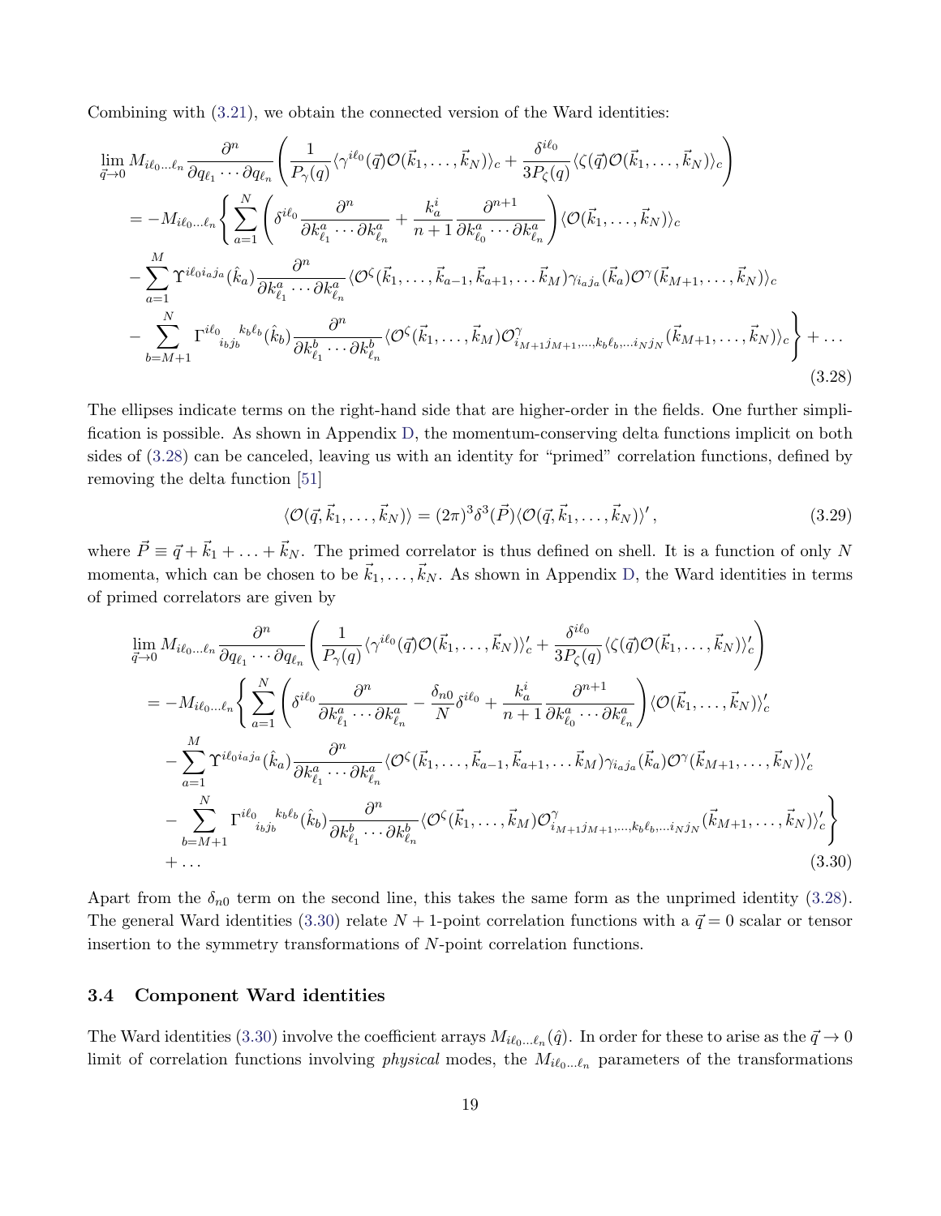Combining with (3.21), we obtain the connected version of the Ward identities:

$$
\begin{aligned}
&\lim_{\vec{q}\to 0} M_{i\ell_0\ldots\ell_n} \frac{\partial^n}{\partial q_{\ell_1}\cdots\partial q_{\ell_n}} \left( \frac{1}{P_\gamma(q)} \langle \gamma^{i\ell_0}(\vec{q})\mathcal{O}(\vec{k}_1,\ldots,\vec{k}_N)\rangle_c + \frac{\delta^{i\ell_0}}{3P_\zeta(q)} \langle \zeta(\vec{q})\mathcal{O}(\vec{k}_1,\ldots,\vec{k}_N)\rangle_c \right) \\
&= -M_{i\ell_0\ldots\ell_n} \Bigg\{ \sum_{a=1}^{N} \left( \delta^{i\ell_0} \frac{\partial^n}{\partial k^a_{\ell_1}\cdots\partial k^a_{\ell_n}} + \frac{k^i_a}{n+1} \frac{\partial^{n+1}}{\partial k^a_{\ell_0}\cdots\partial k^a_{\ell_n}} \right) \langle \mathcal{O}(\vec{k}_1,\ldots,\vec{k}_N)\rangle_c \\
&\quad - \sum_{a=1}^{M} \Upsilon^{i\ell_0 i_a j_a}(\hat{k}_a) \frac{\partial^n}{\partial k^a_{\ell_1}\cdots\partial k^a_{\ell_n}} \langle \mathcal{O}^\zeta(\vec{k}_1,\ldots,\vec{k}_{a-1},\vec{k}_{a+1},\ldots\vec{k}_M)\gamma_{i_a j_a}(\vec{k}_a)\mathcal{O}^\gamma(\vec{k}_{M+1},\ldots,\vec{k}_N)\rangle_c \\
&\quad - \sum_{b=M+1}^{N} \Gamma^{i\ell_0}{}_{i_b j_b}{}^{k_b \ell_b}(\hat{k}_b) \frac{\partial^n}{\partial k^b_{\ell_1}\cdots\partial k^b_{\ell_n}} \langle \mathcal{O}^\zeta(\vec{k}_1,\ldots,\vec{k}_M)\mathcal{O}^\gamma_{i_{M+1}j_{M+1},\ldots,k_b\ell_b,\ldots i_N j_N}(\vec{k}_{M+1},\ldots,\vec{k}_N)\rangle_c \Bigg\} + \ldots
\end{aligned}
\tag{3.28}
$$

The ellipses indicate terms on the right-hand side that are higher-order in the fields. One further simplification is possible. As shown in Appendix D, the momentum-conserving delta functions implicit on both sides of (3.28) can be canceled, leaving us with an identity for "primed" correlation functions, defined by removing the delta function [51]

$$
\langle \mathcal{O}(\vec{q},\vec{k}_1,\ldots,\vec{k}_N)\rangle = (2\pi)^3 \delta^3(\vec{P}) \langle \mathcal{O}(\vec{q},\vec{k}_1,\ldots,\vec{k}_N)\rangle' \,, \tag{3.29}
$$

where $\vec{P} \equiv \vec{q} + \vec{k}_1 + \ldots + \vec{k}_N$. The primed correlator is thus defined on shell. It is a function of only $N$ momenta, which can be chosen to be $\vec{k}_1,\ldots,\vec{k}_N$. As shown in Appendix D, the Ward identities in terms of primed correlators are given by

$$
\begin{aligned}
&\lim_{\vec{q}\to 0} M_{i\ell_0\ldots\ell_n} \frac{\partial^n}{\partial q_{\ell_1}\cdots\partial q_{\ell_n}} \left( \frac{1}{P_\gamma(q)} \langle \gamma^{i\ell_0}(\vec{q})\mathcal{O}(\vec{k}_1,\ldots,\vec{k}_N)\rangle'_c + \frac{\delta^{i\ell_0}}{3P_\zeta(q)} \langle \zeta(\vec{q})\mathcal{O}(\vec{k}_1,\ldots,\vec{k}_N)\rangle'_c \right) \\
&= -M_{i\ell_0\ldots\ell_n} \Bigg\{ \sum_{a=1}^{N} \left( \delta^{i\ell_0} \frac{\partial^n}{\partial k^a_{\ell_1}\cdots\partial k^a_{\ell_n}} - \frac{\delta_{n0}}{N}\delta^{i\ell_0} + \frac{k^i_a}{n+1} \frac{\partial^{n+1}}{\partial k^a_{\ell_0}\cdots\partial k^a_{\ell_n}} \right) \langle \mathcal{O}(\vec{k}_1,\ldots,\vec{k}_N)\rangle'_c \\
&\quad - \sum_{a=1}^{M} \Upsilon^{i\ell_0 i_a j_a}(\hat{k}_a) \frac{\partial^n}{\partial k^a_{\ell_1}\cdots\partial k^a_{\ell_n}} \langle \mathcal{O}^\zeta(\vec{k}_1,\ldots,\vec{k}_{a-1},\vec{k}_{a+1},\ldots\vec{k}_M)\gamma_{i_a j_a}(\vec{k}_a)\mathcal{O}^\gamma(\vec{k}_{M+1},\ldots,\vec{k}_N)\rangle'_c \\
&\quad - \sum_{b=M+1}^{N} \Gamma^{i\ell_0}{}_{i_b j_b}{}^{k_b \ell_b}(\hat{k}_b) \frac{\partial^n}{\partial k^b_{\ell_1}\cdots\partial k^b_{\ell_n}} \langle \mathcal{O}^\zeta(\vec{k}_1,\ldots,\vec{k}_M)\mathcal{O}^\gamma_{i_{M+1}j_{M+1},\ldots,k_b\ell_b,\ldots i_N j_N}(\vec{k}_{M+1},\ldots,\vec{k}_N)\rangle'_c \Bigg\} \\
&\quad + \ldots
\end{aligned}
\tag{3.30}
$$

Apart from the $\delta_{n0}$ term on the second line, this takes the same form as the unprimed identity (3.28). The general Ward identities (3.30) relate $N+1$-point correlation functions with a $\vec{q}=0$ scalar or tensor insertion to the symmetry transformations of $N$-point correlation functions.

### 3.4 Component Ward identities

The Ward identities (3.30) involve the coefficient arrays $M_{i\ell_0\ldots\ell_n}(\hat{q})$. In order for these to arise as the $\vec{q}\to 0$ limit of correlation functions involving *physical* modes, the $M_{i\ell_0\ldots\ell_n}$ parameters of the transformations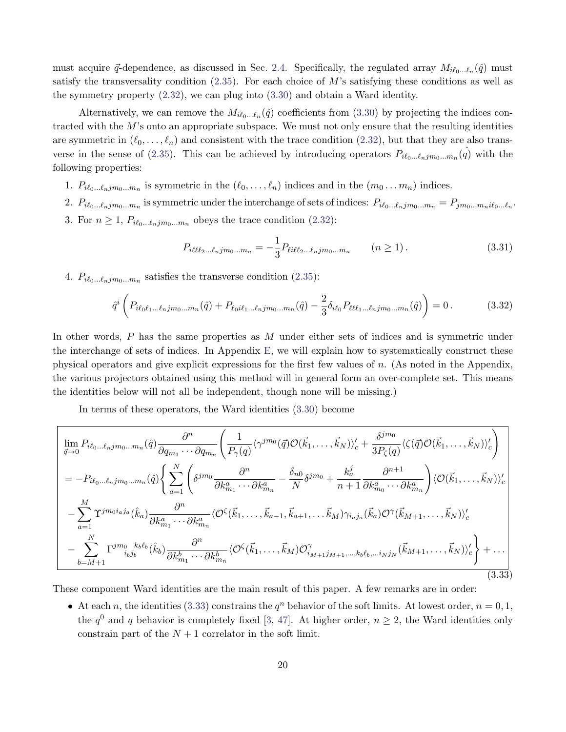must acquire $\vec{q}$-dependence, as discussed in Sec. 2.4. Specifically, the regulated array $M_{i\ell_0\ldots\ell_n}(\hat{q})$ must satisfy the transversality condition (2.35). For each choice of $M$'s satisfying these conditions as well as the symmetry property (2.32), we can plug into (3.30) and obtain a Ward identity.

Alternatively, we can remove the $M_{i\ell_0\ldots\ell_n}(\hat{q})$ coefficients from (3.30) by projecting the indices contracted with the $M$'s onto an appropriate subspace. We must not only ensure that the resulting identities are symmetric in $(\ell_0,\ldots,\ell_n)$ and consistent with the trace condition (2.32), but that they are also transverse in the sense of (2.35). This can be achieved by introducing operators $P_{i\ell_0\ldots\ell_n jm_0\ldots m_n}(\hat{q})$ with the following properties:

1. $P_{i\ell_0\ldots\ell_n jm_0\ldots m_n}$ is symmetric in the $(\ell_0,\ldots,\ell_n)$ indices and in the $(m_0\ldots m_n)$ indices.
2. $P_{i\ell_0\ldots\ell_n jm_0\ldots m_n}$ is symmetric under the interchange of sets of indices: $P_{i\ell_0\ldots\ell_n jm_0\ldots m_n} = P_{jm_0\ldots m_n i\ell_0\ldots\ell_n}$.
3. For $n\geq 1$, $P_{i\ell_0\ldots\ell_n jm_0\ldots m_n}$ obeys the trace condition (2.32):

$$P_{i\ell\ell\ell_2\ldots\ell_n jm_0\ldots m_n} = -\frac{1}{3}P_{\ell i\ell\ell_2\ldots\ell_n jm_0\ldots m_n} \qquad (n\geq 1)\,. \tag{3.31}$$

4. $P_{i\ell_0\ldots\ell_n jm_0\ldots m_n}$ satisfies the transverse condition (2.35):

$$\hat{q}^i\left(P_{i\ell_0\ell_1\ldots\ell_n jm_0\ldots m_n}(\hat{q}) + P_{\ell_0 i\ell_1\ldots\ell_n jm_0\ldots m_n}(\hat{q}) - \frac{2}{3}\delta_{i\ell_0}P_{\ell\ell\ell_1\ldots\ell_n jm_0\ldots m_n}(\hat{q})\right) = 0\,. \tag{3.32}$$

In other words, $P$ has the same properties as $M$ under either sets of indices and is symmetric under the interchange of sets of indices. In Appendix E, we will explain how to systematically construct these physical operators and give explicit expressions for the first few values of $n$. (As noted in the Appendix, the various projectors obtained using this method will in general form an over-complete set. This means the identities below will not all be independent, though none will be missing.)

In terms of these operators, the Ward identities (3.30) become

$$\begin{aligned}
&\lim_{\vec{q}\to 0} P_{i\ell_0\ldots\ell_n jm_0\ldots m_n}(\hat{q})\frac{\partial^n}{\partial q_{m_1}\cdots\partial q_{m_n}}\left(\frac{1}{P_\gamma(q)}\langle\gamma^{jm_0}(\vec{q})\mathcal{O}(\vec{k}_1,\ldots,\vec{k}_N)\rangle_c' + \frac{\delta^{jm_0}}{3P_\zeta(q)}\langle\zeta(\vec{q})\mathcal{O}(\vec{k}_1,\ldots,\vec{k}_N)\rangle_c'\right)\\
&= -P_{i\ell_0\ldots\ell_n jm_0\ldots m_n}(\hat{q})\Bigg\{\sum_{a=1}^N\left(\delta^{jm_0}\frac{\partial^n}{\partial k^a_{m_1}\cdots\partial k^a_{m_n}} - \frac{\delta_{n0}}{N}\delta^{jm_0} + \frac{k_a^j}{n+1}\frac{\partial^{n+1}}{\partial k^a_{m_0}\cdots\partial k^a_{m_n}}\right)\langle\mathcal{O}(\vec{k}_1,\ldots,\vec{k}_N)\rangle_c'\\
&- \sum_{a=1}^M \Upsilon^{jm_0 i_a j_a}(\hat{k}_a)\frac{\partial^n}{\partial k^a_{m_1}\cdots\partial k^a_{m_n}}\langle\mathcal{O}^\zeta(\vec{k}_1,\ldots,\vec{k}_{a-1},\vec{k}_{a+1},\ldots\vec{k}_M)\gamma_{i_a j_a}(\vec{k}_a)\mathcal{O}^\gamma(\vec{k}_{M+1},\ldots,\vec{k}_N)\rangle_c'\\
&- \sum_{b=M+1}^N \Gamma^{jm_0}{}_{i_b j_b}{}^{k_b\ell_b}(\hat{k}_b)\frac{\partial^n}{\partial k^b_{m_1}\cdots\partial k^b_{m_n}}\langle\mathcal{O}^\zeta(\vec{k}_1,\ldots,\vec{k}_M)\mathcal{O}^\gamma_{i_{M+1}j_{M+1},\ldots,k_b\ell_b,\ldots i_N j_N}(\vec{k}_{M+1},\ldots,\vec{k}_N)\rangle_c'\Bigg\} + \ldots
\end{aligned} \tag{3.33}$$

These component Ward identities are the main result of this paper. A few remarks are in order:

- At each $n$, the identities (3.33) constrains the $q^n$ behavior of the soft limits. At lowest order, $n = 0, 1$, the $q^0$ and $q$ behavior is completely fixed [3, 47]. At higher order, $n \geq 2$, the Ward identities only constrain part of the $N+1$ correlator in the soft limit.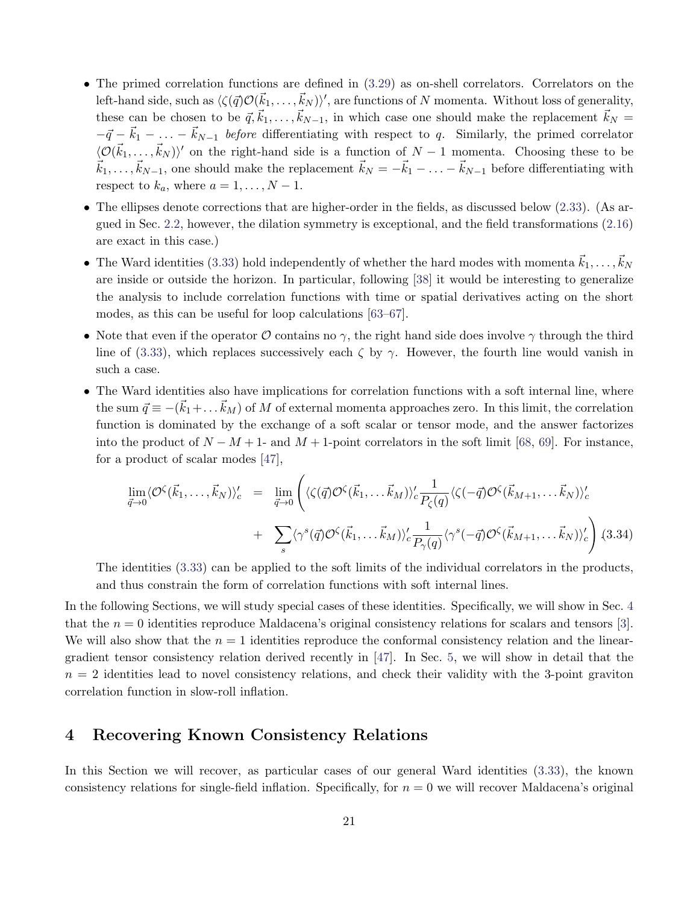- The primed correlation functions are defined in (3.29) as on-shell correlators. Correlators on the left-hand side, such as $\langle\zeta(\vec{q})\mathcal{O}(\vec{k}_1,\ldots,\vec{k}_N)\rangle'$, are functions of $N$ momenta. Without loss of generality, these can be chosen to be $\vec{q},\vec{k}_1,\ldots,\vec{k}_{N-1}$, in which case one should make the replacement $\vec{k}_N = -\vec{q}-\vec{k}_1-\ldots-\vec{k}_{N-1}$ *before* differentiating with respect to $q$. Similarly, the primed correlator $\langle\mathcal{O}(\vec{k}_1,\ldots,\vec{k}_N)\rangle'$ on the right-hand side is a function of $N-1$ momenta. Choosing these to be $\vec{k}_1,\ldots,\vec{k}_{N-1}$, one should make the replacement $\vec{k}_N = -\vec{k}_1-\ldots-\vec{k}_{N-1}$ before differentiating with respect to $k_a$, where $a = 1,\ldots,N-1$.
- The ellipses denote corrections that are higher-order in the fields, as discussed below (2.33). (As argued in Sec. 2.2, however, the dilation symmetry is exceptional, and the field transformations (2.16) are exact in this case.)
- The Ward identities (3.33) hold independently of whether the hard modes with momenta $\vec{k}_1,\ldots,\vec{k}_N$ are inside or outside the horizon. In particular, following [38] it would be interesting to generalize the analysis to include correlation functions with time or spatial derivatives acting on the short modes, as this can be useful for loop calculations [63–67].
- Note that even if the operator $\mathcal{O}$ contains no $\gamma$, the right hand side does involve $\gamma$ through the third line of (3.33), which replaces successively each $\zeta$ by $\gamma$. However, the fourth line would vanish in such a case.
- The Ward identities also have implications for correlation functions with a soft internal line, where the sum $\vec{q}\equiv -(\vec{k}_1+\ldots\vec{k}_M)$ of $M$ of external momenta approaches zero. In this limit, the correlation function is dominated by the exchange of a soft scalar or tensor mode, and the answer factorizes into the product of $N-M+1$- and $M+1$-point correlators in the soft limit [68, 69]. For instance, for a product of scalar modes [47],

$$
\begin{aligned}
\lim_{\vec{q}\to 0}\langle\mathcal{O}^\zeta(\vec{k}_1,\ldots,\vec{k}_N)\rangle_c' \;=\; & \lim_{\vec{q}\to 0}\Bigg(\langle\zeta(\vec{q})\mathcal{O}^\zeta(\vec{k}_1,\ldots\vec{k}_M)\rangle_c'\frac{1}{P_\zeta(q)}\langle\zeta(-\vec{q})\mathcal{O}^\zeta(\vec{k}_{M+1},\ldots\vec{k}_N)\rangle_c' \\
& +\sum_s\langle\gamma^s(\vec{q})\mathcal{O}^\zeta(\vec{k}_1,\ldots\vec{k}_M)\rangle_c'\frac{1}{P_\gamma(q)}\langle\gamma^s(-\vec{q})\mathcal{O}^\zeta(\vec{k}_{M+1},\ldots\vec{k}_N)\rangle_c'\Bigg)
\end{aligned}
\tag{3.34}
$$

  The identities (3.33) can be applied to the soft limits of the individual correlators in the products, and thus constrain the form of correlation functions with soft internal lines.

In the following Sections, we will study special cases of these identities. Specifically, we will show in Sec. 4 that the $n = 0$ identities reproduce Maldacena's original consistency relations for scalars and tensors [3]. We will also show that the $n = 1$ identities reproduce the conformal consistency relation and the linear-gradient tensor consistency relation derived recently in [47]. In Sec. 5, we will show in detail that the $n = 2$ identities lead to novel consistency relations, and check their validity with the 3-point graviton correlation function in slow-roll inflation.

# 4 Recovering Known Consistency Relations

In this Section we will recover, as particular cases of our general Ward identities (3.33), the known consistency relations for single-field inflation. Specifically, for $n = 0$ we will recover Maldacena's original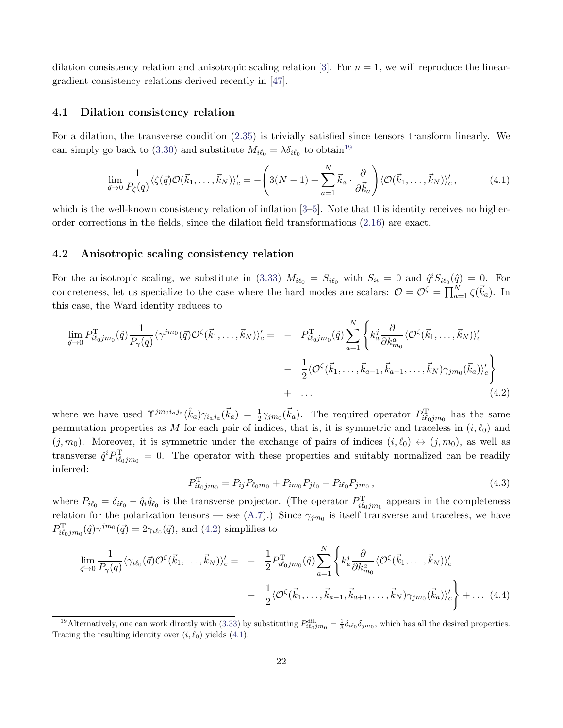dilation consistency relation and anisotropic scaling relation [3]. For $n = 1$, we will reproduce the linear-gradient consistency relations derived recently in [47].

### 4.1 Dilation consistency relation

For a dilation, the transverse condition (2.35) is trivially satisfied since tensors transform linearly. We can simply go back to (3.30) and substitute $M_{i\ell_0} = \lambda\delta_{i\ell_0}$ to obtain[19]

$$
\lim_{\vec{q}\to 0}\frac{1}{P_\zeta(q)}\langle\zeta(\vec{q})\mathcal{O}(\vec{k}_1,\ldots,\vec{k}_N)\rangle_c' = -\left(3(N-1) + \sum_{a=1}^{N}\vec{k}_a\cdot\frac{\partial}{\partial\vec{k}_a}\right)\langle\mathcal{O}(\vec{k}_1,\ldots,\vec{k}_N)\rangle_c' \,, \tag{4.1}
$$

which is the well-known consistency relation of inflation [3–5]. Note that this identity receives no higher-order corrections in the fields, since the dilation field transformations (2.16) are exact.

### 4.2 Anisotropic scaling consistency relation

For the anisotropic scaling, we substitute in (3.33) $M_{i\ell_0} = S_{i\ell_0}$ with $S_{ii} = 0$ and $\hat{q}^i S_{i\ell_0}(\hat{q}) = 0$. For concreteness, let us specialize to the case where the hard modes are scalars: $\mathcal{O} = \mathcal{O}^\zeta = \prod_{a=1}^N \zeta(\vec{k}_a)$. In this case, the Ward identity reduces to

$$
\begin{aligned}
\lim_{\vec{q}\to 0} P^{\rm T}_{i\ell_0 jm_0}(\hat{q})\frac{1}{P_\gamma(q)}\langle\gamma^{jm_0}(\vec{q})\mathcal{O}^\zeta(\vec{k}_1,\ldots,\vec{k}_N)\rangle_c' = \; & - \; P^{\rm T}_{i\ell_0 jm_0}(\hat{q})\sum_{a=1}^{N}\Bigg\{k_a^j\frac{\partial}{\partial k_{m_0}^a}\langle\mathcal{O}^\zeta(\vec{k}_1,\ldots,\vec{k}_N)\rangle_c' \\
& - \; \frac{1}{2}\langle\mathcal{O}^\zeta(\vec{k}_1,\ldots,\vec{k}_{a-1},\vec{k}_{a+1},\ldots,\vec{k}_N)\gamma_{jm_0}(\vec{k}_a)\rangle_c'\Bigg\} \\
& + \; \ldots
\end{aligned} \tag{4.2}
$$

where we have used $\Upsilon^{jm_0 i_a j_a}(\hat{k}_a)\gamma_{i_a j_a}(\vec{k}_a) = \frac{1}{2}\gamma_{jm_0}(\vec{k}_a)$. The required operator $P^{\rm T}_{i\ell_0 jm_0}$ has the same permutation properties as $M$ for each pair of indices, that is, it is symmetric and traceless in $(i,\ell_0)$ and $(j,m_0)$. Moreover, it is symmetric under the exchange of pairs of indices $(i,\ell_0)\leftrightarrow(j,m_0)$, as well as transverse $\hat{q}^i P^{\rm T}_{i\ell_0 jm_0} = 0$. The operator with these properties and suitably normalized can be readily inferred:

$$
P^{\rm T}_{i\ell_0 jm_0} = P_{ij}P_{\ell_0 m_0} + P_{im_0}P_{j\ell_0} - P_{i\ell_0}P_{jm_0} \,, \tag{4.3}
$$

where $P_{i\ell_0} = \delta_{i\ell_0} - \hat{q}_i\hat{q}_{\ell_0}$ is the transverse projector. (The operator $P^{\rm T}_{i\ell_0 jm_0}$ appears in the completeness relation for the polarization tensors — see (A.7).) Since $\gamma_{jm_0}$ is itself transverse and traceless, we have $P^{\rm T}_{i\ell_0 jm_0}(\hat{q})\gamma^{jm_0}(\vec{q}) = 2\gamma_{i\ell_0}(\vec{q})$, and (4.2) simplifies to

$$
\begin{aligned}
\lim_{\vec{q}\to 0}\frac{1}{P_\gamma(q)}\langle\gamma_{i\ell_0}(\vec{q})\mathcal{O}^\zeta(\vec{k}_1,\ldots,\vec{k}_N)\rangle_c' = \; & - \; \frac{1}{2}P^{\rm T}_{i\ell_0 jm_0}(\hat{q})\sum_{a=1}^{N}\Bigg\{k_a^j\frac{\partial}{\partial k_{m_0}^a}\langle\mathcal{O}^\zeta(\vec{k}_1,\ldots,\vec{k}_N)\rangle_c' \\
& - \; \frac{1}{2}\langle\mathcal{O}^\zeta(\vec{k}_1,\ldots,\vec{k}_{a-1},\vec{k}_{a+1},\ldots,\vec{k}_N)\gamma_{jm_0}(\vec{k}_a)\rangle_c'\Bigg\} + \ldots
\end{aligned} \tag{4.4}
$$

---

[19] Alternatively, one can work directly with (3.33) by substituting $P^{\rm dil.}_{i\ell_0 jm_0} = \frac{1}{3}\delta_{i\ell_0}\delta_{jm_0}$, which has all the desired properties. Tracing the resulting identity over $(i,\ell_0)$ yields (4.1).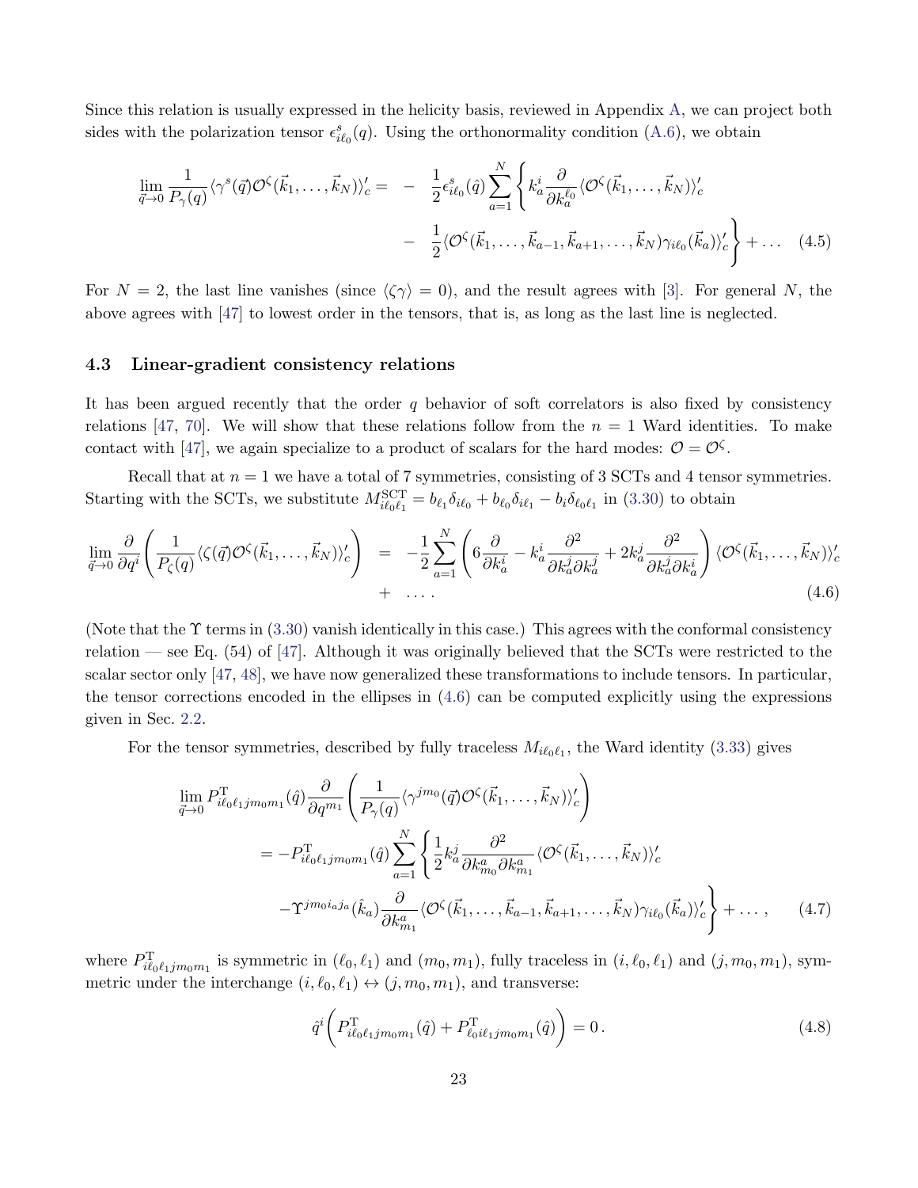Since this relation is usually expressed in the helicity basis, reviewed in Appendix A, we can project both sides with the polarization tensor $\epsilon^s_{i\ell_0}(q)$. Using the orthonormality condition (A.6), we obtain

$$
\begin{aligned}
\lim_{\vec{q}\to 0}\frac{1}{P_\gamma(q)}\langle\gamma^s(\vec{q})\mathcal{O}^\zeta(\vec{k}_1,\ldots,\vec{k}_N)\rangle_c' = &-\frac{1}{2}\epsilon^s_{i\ell_0}(\hat{q})\sum_{a=1}^N\bigg\{k^i_a\frac{\partial}{\partial k^{\ell_0}_a}\langle\mathcal{O}^\zeta(\vec{k}_1,\ldots,\vec{k}_N)\rangle_c' \\
&-\frac{1}{2}\langle\mathcal{O}^\zeta(\vec{k}_1,\ldots,\vec{k}_{a-1},\vec{k}_{a+1},\ldots,\vec{k}_N)\gamma_{i\ell_0}(\vec{k}_a)\rangle_c'\bigg\}+\ldots \qquad (4.5)
\end{aligned}
$$

For $N=2$, the last line vanishes (since $\langle\zeta\gamma\rangle=0$), and the result agrees with [3]. For general $N$, the above agrees with [47] to lowest order in the tensors, that is, as long as the last line is neglected.

### 4.3 Linear-gradient consistency relations

It has been argued recently that the order $q$ behavior of soft correlators is also fixed by consistency relations [47, 70]. We will show that these relations follow from the $n=1$ Ward identities. To make contact with [47], we again specialize to a product of scalars for the hard modes: $\mathcal{O}=\mathcal{O}^\zeta$.

Recall that at $n=1$ we have a total of 7 symmetries, consisting of 3 SCTs and 4 tensor symmetries. Starting with the SCTs, we substitute $M^{\rm SCT}_{i\ell_0\ell_1}=b_{\ell_1}\delta_{i\ell_0}+b_{\ell_0}\delta_{i\ell_1}-b_i\delta_{\ell_0\ell_1}$ in (3.30) to obtain

$$
\begin{aligned}
\lim_{\vec{q}\to 0}\frac{\partial}{\partial q^i}\left(\frac{1}{P_\zeta(q)}\langle\zeta(\vec{q})\mathcal{O}^\zeta(\vec{k}_1,\ldots,\vec{k}_N)\rangle_c'\right) = &-\frac{1}{2}\sum_{a=1}^N\left(6\frac{\partial}{\partial k^i_a}-k^i_a\frac{\partial^2}{\partial k^j_a\partial k^j_a}+2k^j_a\frac{\partial^2}{\partial k^j_a\partial k^i_a}\right)\langle\mathcal{O}^\zeta(\vec{k}_1,\ldots,\vec{k}_N)\rangle_c' \\
&+\ \ldots . \qquad (4.6)
\end{aligned}
$$

(Note that the $\Upsilon$ terms in (3.30) vanish identically in this case.) This agrees with the conformal consistency relation — see Eq. (54) of [47]. Although it was originally believed that the SCTs were restricted to the scalar sector only [47, 48], we have now generalized these transformations to include tensors. In particular, the tensor corrections encoded in the ellipses in (4.6) can be computed explicitly using the expressions given in Sec. 2.2.

For the tensor symmetries, described by fully traceless $M_{i\ell_0\ell_1}$, the Ward identity (3.33) gives

$$
\begin{aligned}
&\lim_{\vec{q}\to 0}P^{\rm T}_{i\ell_0\ell_1jm_0m_1}(\hat{q})\frac{\partial}{\partial q^{m_1}}\left(\frac{1}{P_\gamma(q)}\langle\gamma^{jm_0}(\vec{q})\mathcal{O}^\zeta(\vec{k}_1,\ldots,\vec{k}_N)\rangle_c'\right) \\
&\quad = -P^{\rm T}_{i\ell_0\ell_1jm_0m_1}(\hat{q})\sum_{a=1}^N\bigg\{\frac{1}{2}k^j_a\frac{\partial^2}{\partial k^a_{m_0}\partial k^a_{m_1}}\langle\mathcal{O}^\zeta(\vec{k}_1,\ldots,\vec{k}_N)\rangle_c' \\
&\qquad -\Upsilon^{jm_0i_aj_a}(\hat{k}_a)\frac{\partial}{\partial k^a_{m_1}}\langle\mathcal{O}^\zeta(\vec{k}_1,\ldots,\vec{k}_{a-1},\vec{k}_{a+1},\ldots,\vec{k}_N)\gamma_{i\ell_0}(\vec{k}_a)\rangle_c'\bigg\}+\ldots, \qquad (4.7)
\end{aligned}
$$

where $P^{\rm T}_{i\ell_0\ell_1jm_0m_1}$ is symmetric in $(\ell_0,\ell_1)$ and $(m_0,m_1)$, fully traceless in $(i,\ell_0,\ell_1)$ and $(j,m_0,m_1)$, symmetric under the interchange $(i,\ell_0,\ell_1)\leftrightarrow(j,m_0,m_1)$, and transverse:

$$
\hat{q}^i\left(P^{\rm T}_{i\ell_0\ell_1jm_0m_1}(\hat{q})+P^{\rm T}_{\ell_0i\ell_1jm_0m_1}(\hat{q})\right)=0\,. \qquad (4.8)
$$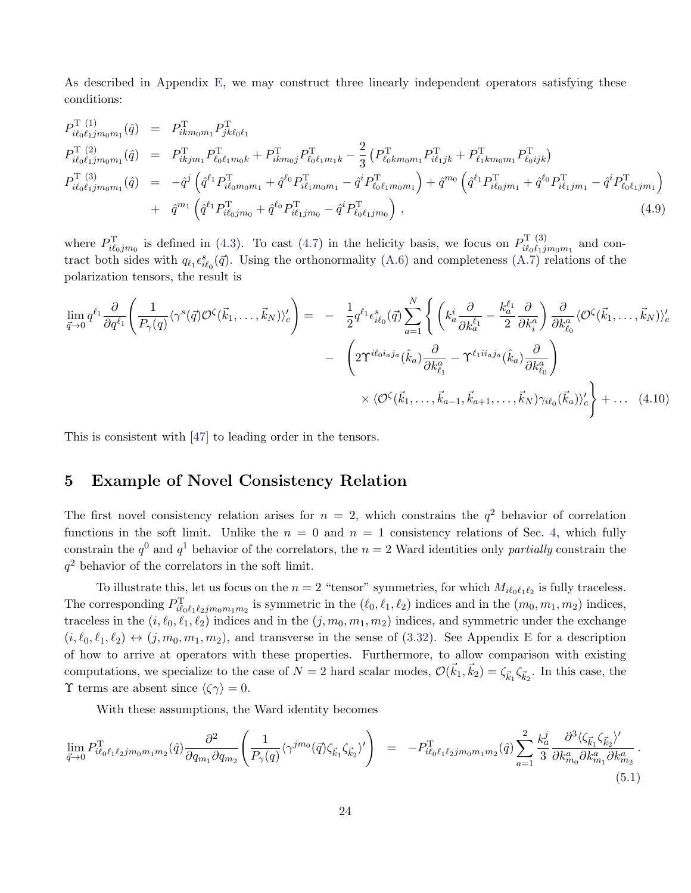As described in Appendix E, we may construct three linearly independent operators satisfying these conditions:

$$
\begin{aligned}
P^{\mathrm{T}\,(1)}_{i\ell_0\ell_1 jm_0m_1}(\hat{q}) &= P^{\mathrm{T}}_{ikm_0m_1}P^{\mathrm{T}}_{jk\ell_0\ell_1} \\
P^{\mathrm{T}\,(2)}_{i\ell_0\ell_1 jm_0m_1}(\hat{q}) &= P^{\mathrm{T}}_{ikjm_1}P^{\mathrm{T}}_{\ell_0\ell_1m_0k} + P^{\mathrm{T}}_{ikm_0j}P^{\mathrm{T}}_{\ell_0\ell_1m_1k} - \frac{2}{3}\left(P^{\mathrm{T}}_{\ell_0km_0m_1}P^{\mathrm{T}}_{i\ell_1jk} + P^{\mathrm{T}}_{\ell_1km_0m_1}P^{\mathrm{T}}_{\ell_0ijk}\right) \\
P^{\mathrm{T}\,(3)}_{i\ell_0\ell_1 jm_0m_1}(\hat{q}) &= -\hat{q}^j\left(\hat{q}^{\ell_1}P^{\mathrm{T}}_{i\ell_0m_0m_1} + \hat{q}^{\ell_0}P^{\mathrm{T}}_{i\ell_1m_0m_1} - \hat{q}^iP^{\mathrm{T}}_{\ell_0\ell_1m_0m_1}\right) + \hat{q}^{m_0}\left(\hat{q}^{\ell_1}P^{\mathrm{T}}_{i\ell_0jm_1} + \hat{q}^{\ell_0}P^{\mathrm{T}}_{i\ell_1jm_1} - \hat{q}^iP^{\mathrm{T}}_{\ell_0\ell_1jm_1}\right) \\
&\quad + \hat{q}^{m_1}\left(\hat{q}^{\ell_1}P^{\mathrm{T}}_{i\ell_0jm_0} + \hat{q}^{\ell_0}P^{\mathrm{T}}_{i\ell_1jm_0} - \hat{q}^iP^{\mathrm{T}}_{\ell_0\ell_1jm_0}\right)\,, 
\end{aligned}
\tag{4.9}
$$

where $P^{\mathrm{T}}_{i\ell_0jm_0}$ is defined in (4.3). To cast (4.7) in the helicity basis, we focus on $P^{\mathrm{T}\,(3)}_{i\ell_0\ell_1jm_0m_1}$ and contract both sides with $q_{\ell_1}\epsilon^s_{i\ell_0}(\vec{q})$. Using the orthonormality (A.6) and completeness (A.7) relations of the polarization tensors, the result is

$$
\begin{aligned}
\lim_{\vec{q}\to 0} q^{\ell_1}\frac{\partial}{\partial q^{\ell_1}}\left(\frac{1}{P_\gamma(q)}\langle\gamma^s(\vec{q})\mathcal{O}^\zeta(\vec{k}_1,\ldots,\vec{k}_N)\rangle_c'\right) = &-\frac{1}{2}q^{\ell_1}\epsilon^s_{i\ell_0}(\vec{q})\sum_{a=1}^N\Bigg\{\left(k_a^i\frac{\partial}{\partial k_a^{\ell_1}} - \frac{k_a^{\ell_1}}{2}\frac{\partial}{\partial k_i^a}\right)\frac{\partial}{\partial k^a_{\ell_0}}\langle\mathcal{O}^\zeta(\vec{k}_1,\ldots,\vec{k}_N)\rangle_c' \\
&-\left(2\Upsilon^{i\ell_0 i_a j_a}(\hat{k}_a)\frac{\partial}{\partial k^a_{\ell_1}} - \Upsilon^{\ell_1 i i_a j_a}(\hat{k}_a)\frac{\partial}{\partial k^a_{\ell_0}}\right) \\
&\times\langle\mathcal{O}^\zeta(\vec{k}_1,\ldots,\vec{k}_{a-1},\vec{k}_{a+1},\ldots,\vec{k}_N)\gamma_{i\ell_0}(\vec{k}_a)\rangle_c'\Bigg\} + \ldots
\end{aligned}
\tag{4.10}
$$

This is consistent with [47] to leading order in the tensors.

# 5 Example of Novel Consistency Relation

The first novel consistency relation arises for $n = 2$, which constrains the $q^2$ behavior of correlation functions in the soft limit. Unlike the $n = 0$ and $n = 1$ consistency relations of Sec. 4, which fully constrain the $q^0$ and $q^1$ behavior of the correlators, the $n = 2$ Ward identities only *partially* constrain the $q^2$ behavior of the correlators in the soft limit.

To illustrate this, let us focus on the $n = 2$ "tensor" symmetries, for which $M_{i\ell_0\ell_1\ell_2}$ is fully traceless. The corresponding $P^{\mathrm{T}}_{i\ell_0\ell_1\ell_2jm_0m_1m_2}$ is symmetric in the $(\ell_0,\ell_1,\ell_2)$ indices and in the $(m_0,m_1,m_2)$ indices, traceless in the $(i,\ell_0,\ell_1,\ell_2)$ indices and in the $(j,m_0,m_1,m_2)$ indices, and symmetric under the exchange $(i,\ell_0,\ell_1,\ell_2)\leftrightarrow(j,m_0,m_1,m_2)$, and transverse in the sense of (3.32). See Appendix E for a description of how to arrive at operators with these properties. Furthermore, to allow comparison with existing computations, we specialize to the case of $N = 2$ hard scalar modes, $\mathcal{O}(\vec{k}_1,\vec{k}_2) = \zeta_{\vec{k}_1}\zeta_{\vec{k}_2}$. In this case, the $\Upsilon$ terms are absent since $\langle\zeta\gamma\rangle = 0$.

With these assumptions, the Ward identity becomes

$$
\lim_{\vec{q}\to 0} P^{\mathrm{T}}_{i\ell_0\ell_1\ell_2jm_0m_1m_2}(\hat{q})\frac{\partial^2}{\partial q_{m_1}\partial q_{m_2}}\left(\frac{1}{P_\gamma(q)}\langle\gamma^{jm_0}(\vec{q})\zeta_{\vec{k}_1}\zeta_{\vec{k}_2}\rangle'\right) = -P^{\mathrm{T}}_{i\ell_0\ell_1\ell_2jm_0m_1m_2}(\hat{q})\sum_{a=1}^2\frac{k_a^j}{3}\frac{\partial^3\langle\zeta_{\vec{k}_1}\zeta_{\vec{k}_2}\rangle'}{\partial k^a_{m_0}\partial k^a_{m_1}\partial k^a_{m_2}}\,.
\tag{5.1}
$$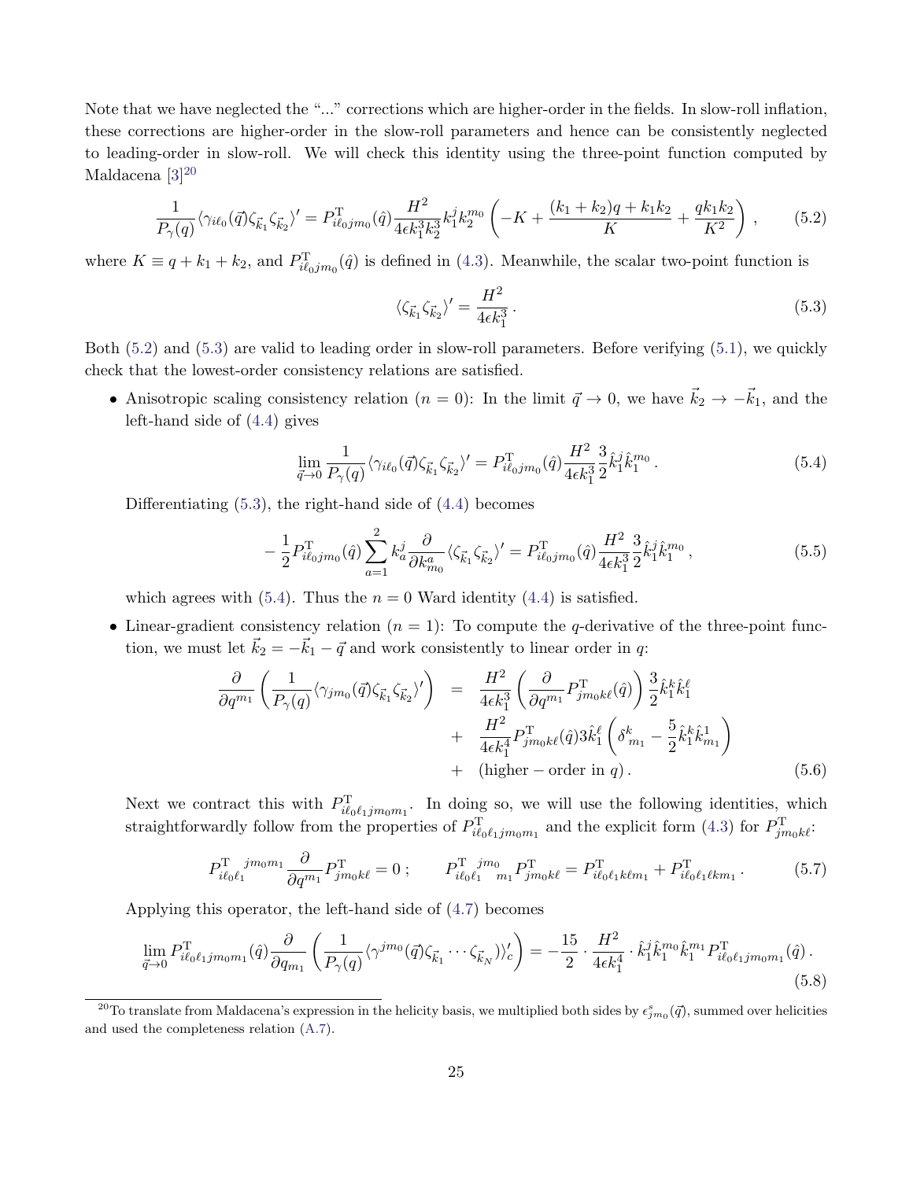Note that we have neglected the "..." corrections which are higher-order in the fields. In slow-roll inflation, these corrections are higher-order in the slow-roll parameters and hence can be consistently neglected to leading-order in slow-roll. We will check this identity using the three-point function computed by Maldacena [3][20]

$$\frac{1}{P_\gamma(q)}\langle\gamma_{i\ell_0}(\vec{q})\zeta_{\vec{k}_1}\zeta_{\vec{k}_2}\rangle' = P^{\rm T}_{i\ell_0 jm_0}(\hat{q})\frac{H^2}{4\epsilon k_1^3 k_2^3}k_1^j k_2^{m_0}\left(-K + \frac{(k_1+k_2)q + k_1k_2}{K} + \frac{qk_1k_2}{K^2}\right)\,, \tag{5.2}$$

where $K \equiv q + k_1 + k_2$, and $P^{\rm T}_{i\ell_0 jm_0}(\hat{q})$ is defined in (4.3). Meanwhile, the scalar two-point function is

$$\langle\zeta_{\vec{k}_1}\zeta_{\vec{k}_2}\rangle' = \frac{H^2}{4\epsilon k_1^3}\,. \tag{5.3}$$

Both (5.2) and (5.3) are valid to leading order in slow-roll parameters. Before verifying (5.1), we quickly check that the lowest-order consistency relations are satisfied.

- Anisotropic scaling consistency relation ($n=0$): In the limit $\vec{q}\to 0$, we have $\vec{k}_2 \to -\vec{k}_1$, and the left-hand side of (4.4) gives

$$\lim_{\vec{q}\to 0}\frac{1}{P_\gamma(q)}\langle\gamma_{i\ell_0}(\vec{q})\zeta_{\vec{k}_1}\zeta_{\vec{k}_2}\rangle' = P^{\rm T}_{i\ell_0 jm_0}(\hat{q})\frac{H^2}{4\epsilon k_1^3}\frac{3}{2}\hat{k}_1^j\hat{k}_1^{m_0}\,. \tag{5.4}$$

  Differentiating (5.3), the right-hand side of (4.4) becomes

$$-\frac{1}{2}P^{\rm T}_{i\ell_0 jm_0}(\hat{q})\sum_{a=1}^{2}k_a^j\frac{\partial}{\partial k_a^{m_0}}\langle\zeta_{\vec{k}_1}\zeta_{\vec{k}_2}\rangle' = P^{\rm T}_{i\ell_0 jm_0}(\hat{q})\frac{H^2}{4\epsilon k_1^3}\frac{3}{2}\hat{k}_1^j\hat{k}_1^{m_0}\,, \tag{5.5}$$

  which agrees with (5.4). Thus the $n=0$ Ward identity (4.4) is satisfied.

- Linear-gradient consistency relation ($n=1$): To compute the $q$-derivative of the three-point function, we must let $\vec{k}_2 = -\vec{k}_1 - \vec{q}$ and work consistently to linear order in $q$:

$$\begin{aligned}\frac{\partial}{\partial q^{m_1}}\left(\frac{1}{P_\gamma(q)}\langle\gamma_{jm_0}(\vec{q})\zeta_{\vec{k}_1}\zeta_{\vec{k}_2}\rangle'\right) &= \frac{H^2}{4\epsilon k_1^3}\left(\frac{\partial}{\partial q^{m_1}}P^{\rm T}_{jm_0k\ell}(\hat{q})\right)\frac{3}{2}\hat{k}_1^k\hat{k}_1^\ell \\ &+ \frac{H^2}{4\epsilon k_1^4}P^{\rm T}_{jm_0k\ell}(\hat{q})3\hat{k}_1^\ell\left(\delta^k_{\ m_1} - \frac{5}{2}\hat{k}_1^k\hat{k}^1_{m_1}\right) \\ &+ (\text{higher}-\text{order in } q)\,. \end{aligned}\tag{5.6}$$

  Next we contract this with $P^{\rm T}_{i\ell_0\ell_1 jm_0m_1}$. In doing so, we will use the following identities, which straightforwardly follow from the properties of $P^{\rm T}_{i\ell_0\ell_1 jm_0m_1}$ and the explicit form (4.3) for $P^{\rm T}_{jm_0k\ell}$:

$$P^{\rm T\ \ jm_0m_1}_{i\ell_0\ell_1}\frac{\partial}{\partial q^{m_1}}P^{\rm T}_{jm_0k\ell} = 0\,;\qquad P^{\rm T\ \ jm_0}_{i\ell_0\ell_1\ \ m_1}P^{\rm T}_{jm_0k\ell} = P^{\rm T}_{i\ell_0\ell_1k\ell m_1} + P^{\rm T}_{i\ell_0\ell_1\ell km_1}\,. \tag{5.7}$$

  Applying this operator, the left-hand side of (4.7) becomes

$$\lim_{\vec{q}\to 0}P^{\rm T}_{i\ell_0\ell_1 jm_0m_1}(\hat{q})\frac{\partial}{\partial q_{m_1}}\left(\frac{1}{P_\gamma(q)}\langle\gamma^{jm_0}(\vec{q})\zeta_{\vec{k}_1}\cdots\zeta_{\vec{k}_N}\rangle'_c\right) = -\frac{15}{2}\cdot\frac{H^2}{4\epsilon k_1^4}\cdot\hat{k}_1^j\hat{k}_1^{m_0}\hat{k}_1^{m_1}P^{\rm T}_{i\ell_0\ell_1 jm_0m_1}(\hat{q})\,. \tag{5.8}$$

[20] To translate from Maldacena's expression in the helicity basis, we multiplied both sides by $\epsilon^s_{jm_0}(\vec{q})$, summed over helicities and used the completeness relation (A.7).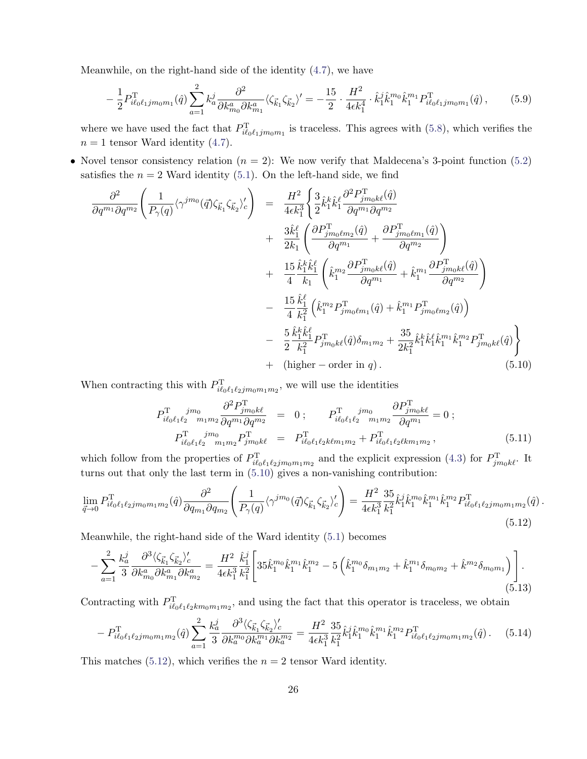Meanwhile, on the right-hand side of the identity (4.7), we have

$$
-\frac{1}{2}P^{\rm T}_{i\ell_0\ell_1 jm_0m_1}(\hat{q})\sum_{a=1}^{2}k_a^j\frac{\partial^2}{\partial k^a_{m_0}\partial k^a_{m_1}}\langle\zeta_{\vec{k}_1}\zeta_{\vec{k}_2}\rangle' = -\frac{15}{2}\cdot\frac{H^2}{4\epsilon k_1^4}\cdot\hat{k}_1^j\hat{k}_1^{m_0}\hat{k}_1^{m_1}P^{\rm T}_{i\ell_0\ell_1 jm_0m_1}(\hat{q})\,, \tag{5.9}
$$

where we have used the fact that $P^{\rm T}_{i\ell_0\ell_1 jm_0m_1}$ is traceless. This agrees with (5.8), which verifies the $n=1$ tensor Ward identity (4.7).

- Novel tensor consistency relation ($n=2$): We now verify that Maldecena's 3-point function (5.2) satisfies the $n=2$ Ward identity (5.1). On the left-hand side, we find

$$
\begin{aligned}
\frac{\partial^2}{\partial q^{m_1}\partial q^{m_2}}\left(\frac{1}{P_\gamma(q)}\langle\gamma^{jm_0}(\vec{q})\zeta_{\vec{k}_1}\zeta_{\vec{k}_2}\rangle_c'\right) &= \frac{H^2}{4\epsilon k_1^3}\Bigg\{\frac{3}{2}\hat{k}_1^k\hat{k}_1^\ell\frac{\partial^2 P^{\rm T}_{jm_0k\ell}(\hat{q})}{\partial q^{m_1}\partial q^{m_2}} \\
&+ \frac{3\hat{k}_1^\ell}{2k_1}\left(\frac{\partial P^{\rm T}_{jm_0\ell m_2}(\hat{q})}{\partial q^{m_1}}+\frac{\partial P^{\rm T}_{jm_0\ell m_1}(\hat{q})}{\partial q^{m_2}}\right) \\
&+ \frac{15}{4}\frac{\hat{k}_1^k\hat{k}_1^\ell}{k_1}\left(\hat{k}_1^{m_2}\frac{\partial P^{\rm T}_{jm_0k\ell}(\hat{q})}{\partial q^{m_1}}+\hat{k}_1^{m_1}\frac{\partial P^{\rm T}_{jm_0k\ell}(\hat{q})}{\partial q^{m_2}}\right) \\
&- \frac{15}{4}\frac{\hat{k}_1^\ell}{k_1^2}\left(\hat{k}_1^{m_2}P^{\rm T}_{jm_0\ell m_1}(\hat{q})+\hat{k}_1^{m_1}P^{\rm T}_{jm_0\ell m_2}(\hat{q})\right) \\
&- \frac{5}{2}\frac{\hat{k}_1^k\hat{k}_1^\ell}{k_1^2}P^{\rm T}_{jm_0k\ell}(\hat{q})\delta_{m_1m_2}+\frac{35}{2k_1^2}\hat{k}_1^k\hat{k}_1^\ell\hat{k}_1^{m_1}\hat{k}_1^{m_2}P^{\rm T}_{jm_0k\ell}(\hat{q})\Bigg\} \\
&+ (\text{higher}-\text{order in } q)\,.
\end{aligned} \tag{5.10}
$$

When contracting this with $P^{\rm T}_{i\ell_0\ell_1\ell_2 jm_0m_1m_2}$, we will use the identities

$$
\begin{aligned}
P^{\rm T}_{i\ell_0\ell_1\ell_2}{}^{jm_0}{}_{m_1m_2}\frac{\partial^2 P^{\rm T}_{jm_0k\ell}}{\partial q^{m_1}\partial q^{m_2}} &= 0\,;\qquad P^{\rm T}_{i\ell_0\ell_1\ell_2}{}^{jm_0}{}_{m_1m_2}\frac{\partial P^{\rm T}_{jm_0k\ell}}{\partial q^{m_1}}=0\,; \\
P^{\rm T}_{i\ell_0\ell_1\ell_2}{}^{jm_0}{}_{m_1m_2}P^{\rm T}_{jm_0k\ell} &= P^{\rm T}_{i\ell_0\ell_1\ell_2k\ell m_1m_2}+P^{\rm T}_{i\ell_0\ell_1\ell_2\ell km_1m_2}\,,
\end{aligned} \tag{5.11}
$$

which follow from the properties of $P^{\rm T}_{i\ell_0\ell_1\ell_2 jm_0m_1m_2}$ and the explicit expression (4.3) for $P^{\rm T}_{jm_0k\ell}$. It turns out that only the last term in (5.10) gives a non-vanishing contribution:

$$
\lim_{\vec{q}\to 0}P^{\rm T}_{i\ell_0\ell_1\ell_2 jm_0m_1m_2}(\hat{q})\frac{\partial^2}{\partial q_{m_1}\partial q_{m_2}}\left(\frac{1}{P_\gamma(q)}\langle\gamma^{jm_0}(\vec{q})\zeta_{\vec{k}_1}\zeta_{\vec{k}_2}\rangle_c'\right) = \frac{H^2}{4\epsilon k_1^3}\frac{35}{k_1^2}\hat{k}_1^j\hat{k}_1^{m_0}\hat{k}_1^{m_1}\hat{k}_1^{m_2}P^{\rm T}_{i\ell_0\ell_1\ell_2 jm_0m_1m_2}(\hat{q})\,. \tag{5.12}
$$

Meanwhile, the right-hand side of the Ward identity (5.1) becomes

$$
-\sum_{a=1}^{2}\frac{k_a^j}{3}\frac{\partial^3\langle\zeta_{\vec{k}_1}\zeta_{\vec{k}_2}\rangle_c'}{\partial k^a_{m_0}\partial k^a_{m_1}\partial k^a_{m_2}} = \frac{H^2}{4\epsilon k_1^3}\frac{\hat{k}_1^j}{k_1^2}\left[35\hat{k}_1^{m_0}\hat{k}_1^{m_1}\hat{k}_1^{m_2}-5\left(\hat{k}_1^{m_0}\delta_{m_1m_2}+\hat{k}_1^{m_1}\delta_{m_0m_2}+\hat{k}^{m_2}\delta_{m_0m_1}\right)\right]. \tag{5.13}
$$

Contracting with $P^{\rm T}_{i\ell_0\ell_1\ell_2 km_0m_1m_2}$, and using the fact that this operator is traceless, we obtain

$$
-P^{\rm T}_{i\ell_0\ell_1\ell_2 jm_0m_1m_2}(\hat{q})\sum_{a=1}^{2}\frac{k_a^j}{3}\frac{\partial^3\langle\zeta_{\vec{k}_1}\zeta_{\vec{k}_2}\rangle_c'}{\partial k_a^{m_0}\partial k_a^{m_1}\partial k_a^{m_2}} = \frac{H^2}{4\epsilon k_1^3}\frac{35}{k_1^2}\hat{k}_1^j\hat{k}_1^{m_0}\hat{k}_1^{m_1}\hat{k}_1^{m_2}P^{\rm T}_{i\ell_0\ell_1\ell_2 jm_0m_1m_2}(\hat{q})\,. \tag{5.14}
$$

This matches (5.12), which verifies the $n=2$ tensor Ward identity.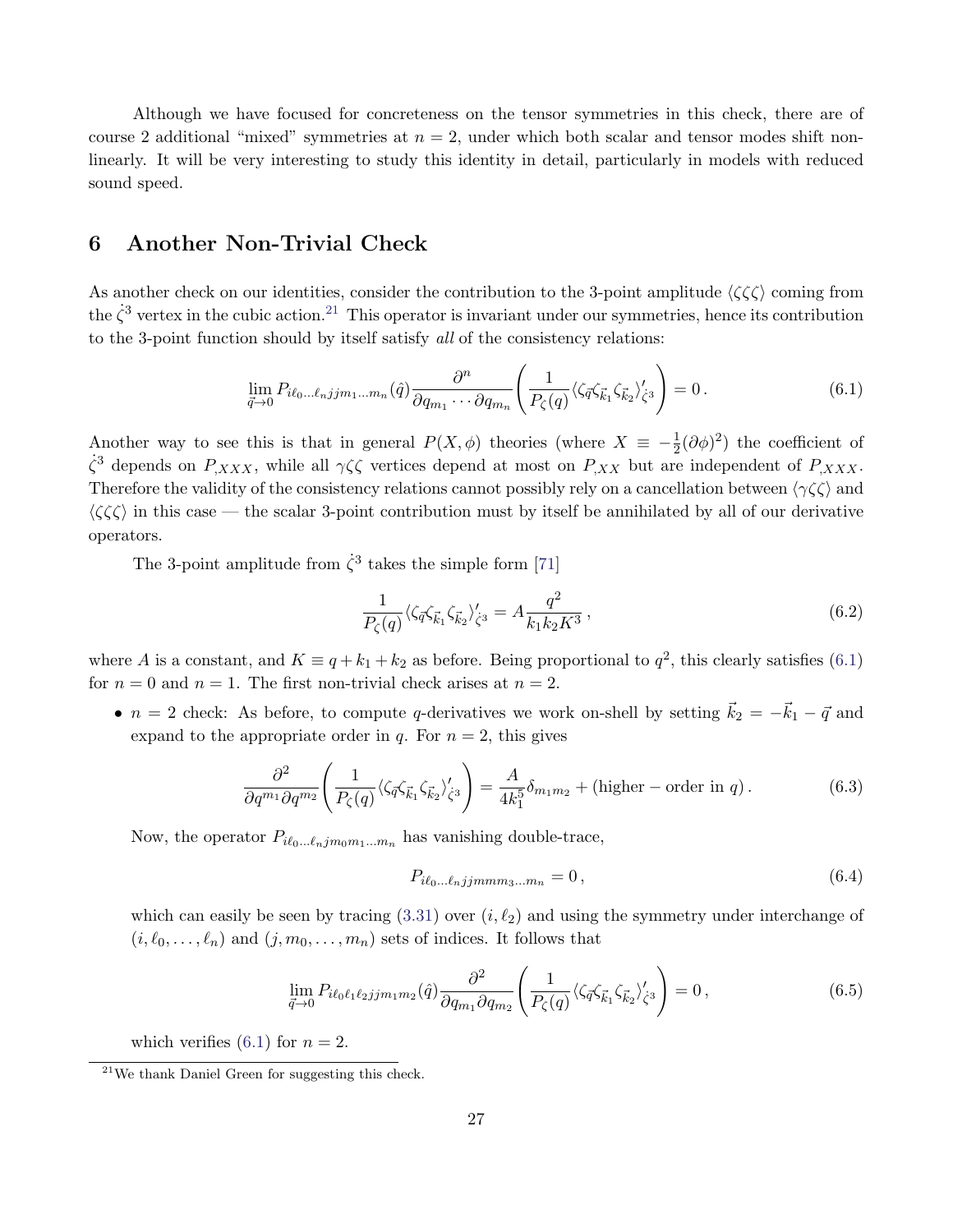Although we have focused for concreteness on the tensor symmetries in this check, there are of course 2 additional "mixed" symmetries at $n = 2$, under which both scalar and tensor modes shift non-linearly. It will be very interesting to study this identity in detail, particularly in models with reduced sound speed.

## 6 Another Non-Trivial Check

As another check on our identities, consider the contribution to the 3-point amplitude $\langle\zeta\zeta\zeta\rangle$ coming from the $\dot{\zeta}^3$ vertex in the cubic action.[21] This operator is invariant under our symmetries, hence its contribution to the 3-point function should by itself satisfy *all* of the consistency relations:

$$\lim_{\vec{q}\to 0} P_{i\ell_0\ldots\ell_n jjm_1\ldots m_n}(\hat{q})\frac{\partial^n}{\partial q_{m_1}\cdots\partial q_{m_n}}\left(\frac{1}{P_\zeta(q)}\langle\zeta_{\vec{q}}\zeta_{\vec{k}_1}\zeta_{\vec{k}_2}\rangle'_{\dot{\zeta}^3}\right) = 0\,. \tag{6.1}$$

Another way to see this is that in general $P(X,\phi)$ theories (where $X \equiv -\frac{1}{2}(\partial\phi)^2$) the coefficient of $\dot{\zeta}^3$ depends on $P_{,XXX}$, while all $\gamma\zeta\zeta$ vertices depend at most on $P_{,XX}$ but are independent of $P_{,XXX}$. Therefore the validity of the consistency relations cannot possibly rely on a cancellation between $\langle\gamma\zeta\zeta\rangle$ and $\langle\zeta\zeta\zeta\rangle$ in this case — the scalar 3-point contribution must by itself be annihilated by all of our derivative operators.

The 3-point amplitude from $\dot{\zeta}^3$ takes the simple form [71]

$$\frac{1}{P_\zeta(q)}\langle\zeta_{\vec{q}}\zeta_{\vec{k}_1}\zeta_{\vec{k}_2}\rangle'_{\dot{\zeta}^3} = A\frac{q^2}{k_1 k_2 K^3}\,, \tag{6.2}$$

where $A$ is a constant, and $K \equiv q + k_1 + k_2$ as before. Being proportional to $q^2$, this clearly satisfies (6.1) for $n = 0$ and $n = 1$. The first non-trivial check arises at $n = 2$.

- $n = 2$ check: As before, to compute $q$-derivatives we work on-shell by setting $\vec{k}_2 = -\vec{k}_1 - \vec{q}$ and expand to the appropriate order in $q$. For $n = 2$, this gives

$$\frac{\partial^2}{\partial q^{m_1}\partial q^{m_2}}\left(\frac{1}{P_\zeta(q)}\langle\zeta_{\vec{q}}\zeta_{\vec{k}_1}\zeta_{\vec{k}_2}\rangle'_{\dot{\zeta}^3}\right) = \frac{A}{4k_1^5}\delta_{m_1 m_2} + (\text{higher}-\text{order in } q)\,. \tag{6.3}$$

  Now, the operator $P_{i\ell_0\ldots\ell_n jm_0m_1\ldots m_n}$ has vanishing double-trace,

$$P_{i\ell_0\ldots\ell_n jjmmm_3\ldots m_n} = 0\,, \tag{6.4}$$

  which can easily be seen by tracing (3.31) over $(i,\ell_2)$ and using the symmetry under interchange of $(i,\ell_0,\ldots,\ell_n)$ and $(j,m_0,\ldots,m_n)$ sets of indices. It follows that

$$\lim_{\vec{q}\to 0} P_{i\ell_0\ell_1\ell_2 jjm_1m_2}(\hat{q})\frac{\partial^2}{\partial q_{m_1}\partial q_{m_2}}\left(\frac{1}{P_\zeta(q)}\langle\zeta_{\vec{q}}\zeta_{\vec{k}_1}\zeta_{\vec{k}_2}\rangle'_{\dot{\zeta}^3}\right) = 0\,, \tag{6.5}$$

  which verifies (6.1) for $n = 2$.

[21] We thank Daniel Green for suggesting this check.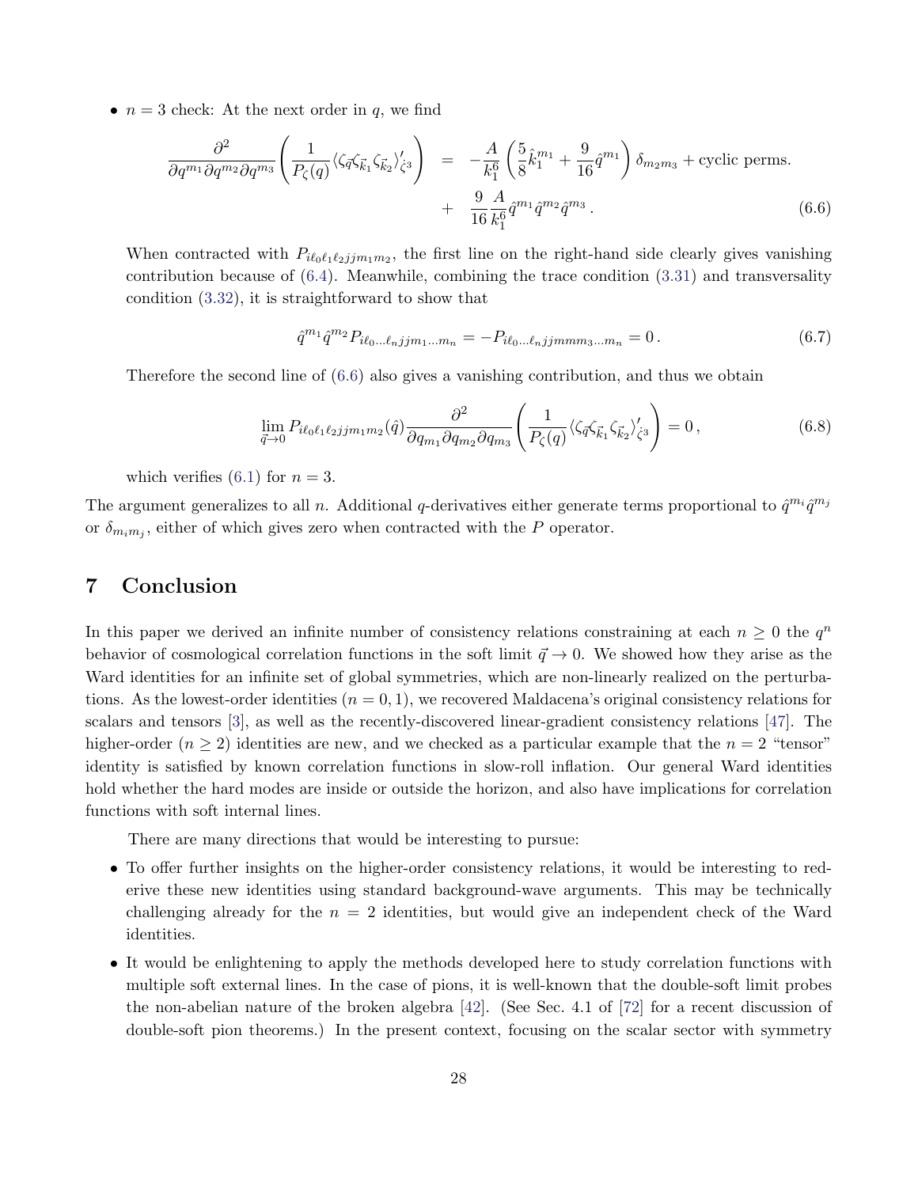- $n = 3$ check: At the next order in $q$, we find

$$
\begin{aligned}
\frac{\partial^2}{\partial q^{m_1}\partial q^{m_2}\partial q^{m_3}}\left(\frac{1}{P_\zeta(q)}\langle\zeta_{\vec{q}}\zeta_{\vec{k}_1}\zeta_{\vec{k}_2}\rangle'_{\dot{\zeta}^3}\right) \;&=\; -\frac{A}{k_1^6}\left(\frac{5}{8}\hat{k}_1^{m_1}+\frac{9}{16}\hat{q}^{m_1}\right)\delta_{m_2m_3}+\text{cyclic perms.} \\
&+\;\; \frac{9}{16}\frac{A}{k_1^6}\hat{q}^{m_1}\hat{q}^{m_2}\hat{q}^{m_3}\,.
\end{aligned}
\tag{6.6}
$$

  When contracted with $P_{i\ell_0\ell_1\ell_2jjm_1m_2}$, the first line on the right-hand side clearly gives vanishing contribution because of (6.4). Meanwhile, combining the trace condition (3.31) and transversality condition (3.32), it is straightforward to show that

$$
\hat{q}^{m_1}\hat{q}^{m_2}P_{i\ell_0\ldots\ell_njjm_1\ldots m_n} = -P_{i\ell_0\ldots\ell_njjmmm_3\ldots m_n} = 0\,. \tag{6.7}
$$

  Therefore the second line of (6.6) also gives a vanishing contribution, and thus we obtain

$$
\lim_{\vec{q}\to 0} P_{i\ell_0\ell_1\ell_2jjm_1m_2}(\hat{q})\frac{\partial^2}{\partial q_{m_1}\partial q_{m_2}\partial q_{m_3}}\left(\frac{1}{P_\zeta(q)}\langle\zeta_{\vec{q}}\zeta_{\vec{k}_1}\zeta_{\vec{k}_2}\rangle'_{\dot{\zeta}^3}\right) = 0\,, \tag{6.8}
$$

  which verifies (6.1) for $n = 3$.

The argument generalizes to all $n$. Additional $q$-derivatives either generate terms proportional to $\hat{q}^{m_i}\hat{q}^{m_j}$ or $\delta_{m_im_j}$, either of which gives zero when contracted with the $P$ operator.

# 7 Conclusion

In this paper we derived an infinite number of consistency relations constraining at each $n \geq 0$ the $q^n$ behavior of cosmological correlation functions in the soft limit $\vec{q} \to 0$. We showed how they arise as the Ward identities for an infinite set of global symmetries, which are non-linearly realized on the perturbations. As the lowest-order identities ($n = 0, 1$), we recovered Maldacena's original consistency relations for scalars and tensors [3], as well as the recently-discovered linear-gradient consistency relations [47]. The higher-order ($n \geq 2$) identities are new, and we checked as a particular example that the $n = 2$ "tensor" identity is satisfied by known correlation functions in slow-roll inflation. Our general Ward identities hold whether the hard modes are inside or outside the horizon, and also have implications for correlation functions with soft internal lines.

There are many directions that would be interesting to pursue:

- To offer further insights on the higher-order consistency relations, it would be interesting to rederive these new identities using standard background-wave arguments. This may be technically challenging already for the $n = 2$ identities, but would give an independent check of the Ward identities.
- It would be enlightening to apply the methods developed here to study correlation functions with multiple soft external lines. In the case of pions, it is well-known that the double-soft limit probes the non-abelian nature of the broken algebra [42]. (See Sec. 4.1 of [72] for a recent discussion of double-soft pion theorems.) In the present context, focusing on the scalar sector with symmetry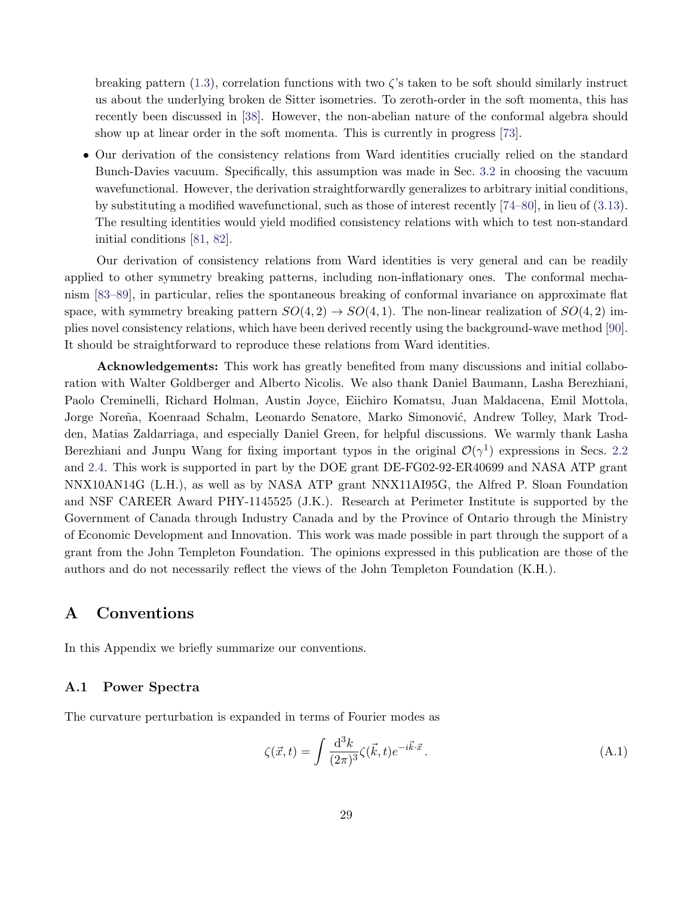breaking pattern (1.3), correlation functions with two $\zeta$'s taken to be soft should similarly instruct us about the underlying broken de Sitter isometries. To zeroth-order in the soft momenta, this has recently been discussed in [38]. However, the non-abelian nature of the conformal algebra should show up at linear order in the soft momenta. This is currently in progress [73].

- Our derivation of the consistency relations from Ward identities crucially relied on the standard Bunch-Davies vacuum. Specifically, this assumption was made in Sec. 3.2 in choosing the vacuum wavefunctional. However, the derivation straightforwardly generalizes to arbitrary initial conditions, by substituting a modified wavefunctional, such as those of interest recently [74–80], in lieu of (3.13). The resulting identities would yield modified consistency relations with which to test non-standard initial conditions [81, 82].

Our derivation of consistency relations from Ward identities is very general and can be readily applied to other symmetry breaking patterns, including non-inflationary ones. The conformal mechanism [83–89], in particular, relies the spontaneous breaking of conformal invariance on approximate flat space, with symmetry breaking pattern $SO(4,2) \to SO(4,1)$. The non-linear realization of $SO(4,2)$ implies novel consistency relations, which have been derived recently using the background-wave method [90]. It should be straightforward to reproduce these relations from Ward identities.

**Acknowledgements:** This work has greatly benefited from many discussions and initial collaboration with Walter Goldberger and Alberto Nicolis. We also thank Daniel Baumann, Lasha Berezhiani, Paolo Creminelli, Richard Holman, Austin Joyce, Eiichiro Komatsu, Juan Maldacena, Emil Mottola, Jorge Noreña, Koenraad Schalm, Leonardo Senatore, Marko Simonović, Andrew Tolley, Mark Trodden, Matias Zaldarriaga, and especially Daniel Green, for helpful discussions. We warmly thank Lasha Berezhiani and Junpu Wang for fixing important typos in the original $\mathcal{O}(\gamma^1)$ expressions in Secs. 2.2 and 2.4. This work is supported in part by the DOE grant DE-FG02-92-ER40699 and NASA ATP grant NNX10AN14G (L.H.), as well as by NASA ATP grant NNX11AI95G, the Alfred P. Sloan Foundation and NSF CAREER Award PHY-1145525 (J.K.). Research at Perimeter Institute is supported by the Government of Canada through Industry Canada and by the Province of Ontario through the Ministry of Economic Development and Innovation. This work was made possible in part through the support of a grant from the John Templeton Foundation. The opinions expressed in this publication are those of the authors and do not necessarily reflect the views of the John Templeton Foundation (K.H.).

# A Conventions

In this Appendix we briefly summarize our conventions.

## A.1 Power Spectra

The curvature perturbation is expanded in terms of Fourier modes as

$$\zeta(\vec{x},t) = \int \frac{\mathrm{d}^3 k}{(2\pi)^3} \zeta(\vec{k},t) e^{-i\vec{k}\cdot\vec{x}} \,. \tag{A.1}$$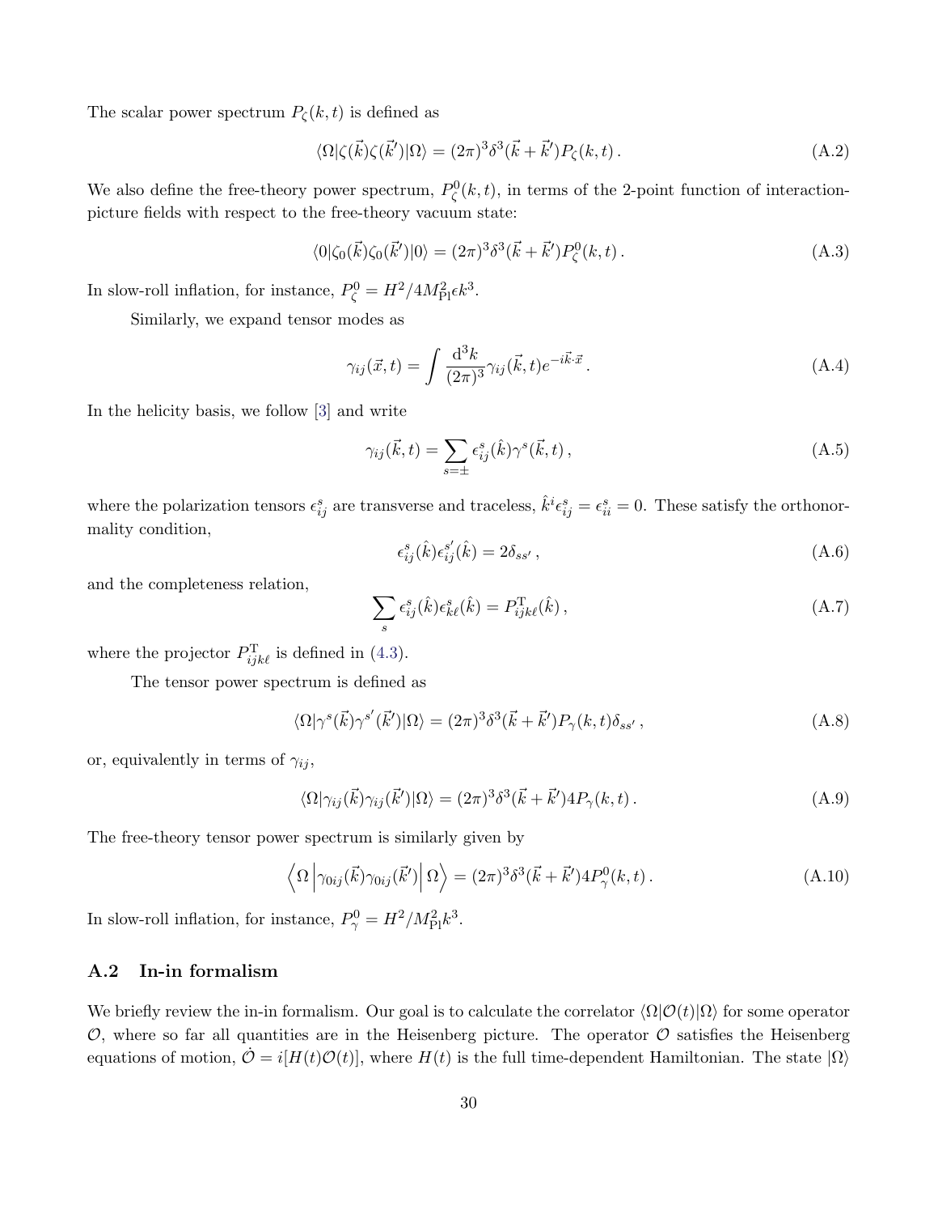The scalar power spectrum $P_\zeta(k,t)$ is defined as

$$\langle\Omega|\zeta(\vec{k})\zeta(\vec{k}')|\Omega\rangle = (2\pi)^3\delta^3(\vec{k}+\vec{k}')P_\zeta(k,t)\,. \tag{A.2}$$

We also define the free-theory power spectrum, $P^0_\zeta(k,t)$, in terms of the 2-point function of interaction-picture fields with respect to the free-theory vacuum state:

$$\langle 0|\zeta_0(\vec{k})\zeta_0(\vec{k}')|0\rangle = (2\pi)^3\delta^3(\vec{k}+\vec{k}')P^0_\zeta(k,t)\,. \tag{A.3}$$

In slow-roll inflation, for instance, $P^0_\zeta = H^2/4M_{\rm Pl}^2\epsilon k^3$.

Similarly, we expand tensor modes as

$$\gamma_{ij}(\vec{x},t) = \int \frac{{\rm d}^3k}{(2\pi)^3}\gamma_{ij}(\vec{k},t)e^{-i\vec{k}\cdot\vec{x}}\,. \tag{A.4}$$

In the helicity basis, we follow [3] and write

$$\gamma_{ij}(\vec{k},t) = \sum_{s=\pm}\epsilon^s_{ij}(\hat{k})\gamma^s(\vec{k},t)\,, \tag{A.5}$$

where the polarization tensors $\epsilon^s_{ij}$ are transverse and traceless, $\hat{k}^i\epsilon^s_{ij} = \epsilon^s_{ii} = 0$. These satisfy the orthonormality condition,

$$\epsilon^s_{ij}(\hat{k})\epsilon^{s'}_{ij}(\hat{k}) = 2\delta_{ss'}\,, \tag{A.6}$$

and the completeness relation,

$$\sum_s \epsilon^s_{ij}(\hat{k})\epsilon^s_{k\ell}(\hat{k}) = P^{\rm T}_{ijk\ell}(\hat{k})\,, \tag{A.7}$$

where the projector $P^{\rm T}_{ijk\ell}$ is defined in (4.3).

The tensor power spectrum is defined as

$$\langle\Omega|\gamma^s(\vec{k})\gamma^{s'}(\vec{k}')|\Omega\rangle = (2\pi)^3\delta^3(\vec{k}+\vec{k}')P_\gamma(k,t)\delta_{ss'}\,, \tag{A.8}$$

or, equivalently in terms of $\gamma_{ij}$,

$$\langle\Omega|\gamma_{ij}(\vec{k})\gamma_{ij}(\vec{k}')|\Omega\rangle = (2\pi)^3\delta^3(\vec{k}+\vec{k}')4P_\gamma(k,t)\,. \tag{A.9}$$

The free-theory tensor power spectrum is similarly given by

$$\left\langle\Omega\left|\gamma_{0ij}(\vec{k})\gamma_{0ij}(\vec{k}')\right|\Omega\right\rangle = (2\pi)^3\delta^3(\vec{k}+\vec{k}')4P^0_\gamma(k,t)\,. \tag{A.10}$$

In slow-roll inflation, for instance, $P^0_\gamma = H^2/M_{\rm Pl}^2k^3$.

### A.2 In-in formalism

We briefly review the in-in formalism. Our goal is to calculate the correlator $\langle\Omega|\mathcal{O}(t)|\Omega\rangle$ for some operator $\mathcal{O}$, where so far all quantities are in the Heisenberg picture. The operator $\mathcal{O}$ satisfies the Heisenberg equations of motion, $\dot{\mathcal{O}} = i[H(t)\mathcal{O}(t)]$, where $H(t)$ is the full time-dependent Hamiltonian. The state $|\Omega\rangle$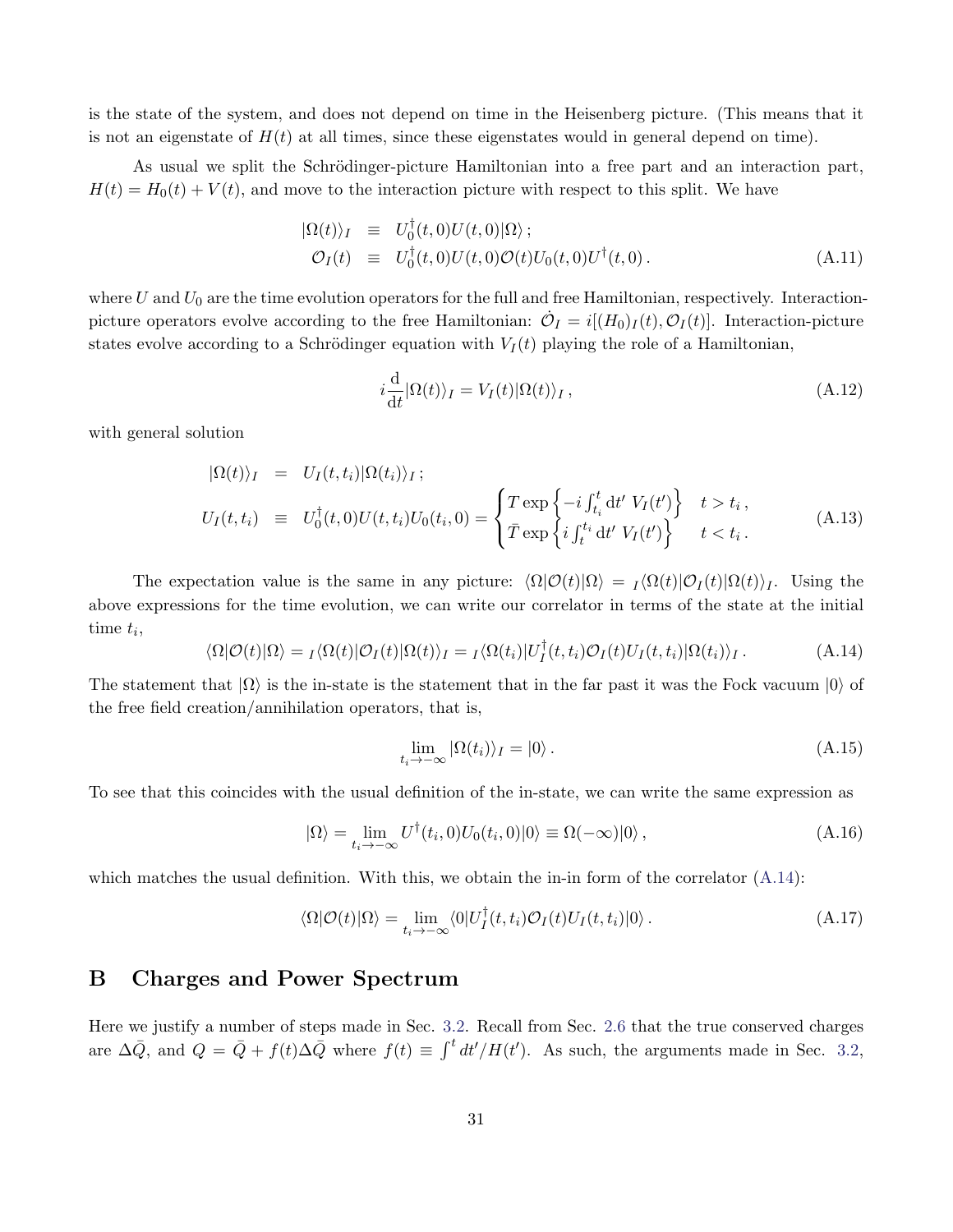is the state of the system, and does not depend on time in the Heisenberg picture. (This means that it is not an eigenstate of $H(t)$ at all times, since these eigenstates would in general depend on time).

As usual we split the Schrödinger-picture Hamiltonian into a free part and an interaction part, $H(t) = H_0(t) + V(t)$, and move to the interaction picture with respect to this split. We have

$$
\begin{aligned}
|\Omega(t)\rangle_I &\equiv U_0^\dagger(t,0)U(t,0)|\Omega\rangle\,; \\
\mathcal{O}_I(t) &\equiv U_0^\dagger(t,0)U(t,0)\mathcal{O}(t)U_0(t,0)U^\dagger(t,0)\,.
\end{aligned}
\tag{A.11}
$$

where $U$ and $U_0$ are the time evolution operators for the full and free Hamiltonian, respectively. Interaction-picture operators evolve according to the free Hamiltonian: $\dot{\mathcal{O}}_I = i[(H_0)_I(t), \mathcal{O}_I(t)]$. Interaction-picture states evolve according to a Schrödinger equation with $V_I(t)$ playing the role of a Hamiltonian,

$$
i\frac{\mathrm{d}}{\mathrm{d}t}|\Omega(t)\rangle_I = V_I(t)|\Omega(t)\rangle_I\,,
\tag{A.12}
$$

with general solution

$$
\begin{aligned}
|\Omega(t)\rangle_I &= U_I(t,t_i)|\Omega(t_i)\rangle_I\,; \\
U_I(t,t_i) &\equiv U_0^\dagger(t,0)U(t,t_i)U_0(t_i,0) = \begin{cases} T\exp\left\{-i\int_{t_i}^t \mathrm{d}t'\ V_I(t')\right\} & t > t_i\,, \\ \bar{T}\exp\left\{i\int_t^{t_i} \mathrm{d}t'\ V_I(t')\right\} & t < t_i\,. \end{cases}
\end{aligned}
\tag{A.13}
$$

The expectation value is the same in any picture: $\langle\Omega|\mathcal{O}(t)|\Omega\rangle = {}_I\langle\Omega(t)|\mathcal{O}_I(t)|\Omega(t)\rangle_I$. Using the above expressions for the time evolution, we can write our correlator in terms of the state at the initial time $t_i$,

$$
\langle\Omega|\mathcal{O}(t)|\Omega\rangle = {}_I\langle\Omega(t)|\mathcal{O}_I(t)|\Omega(t)\rangle_I = {}_I\langle\Omega(t_i)|U_I^\dagger(t,t_i)\mathcal{O}_I(t)U_I(t,t_i)|\Omega(t_i)\rangle_I\,.
\tag{A.14}
$$

The statement that $|\Omega\rangle$ is the in-state is the statement that in the far past it was the Fock vacuum $|0\rangle$ of the free field creation/annihilation operators, that is,

$$
\lim_{t_i\to-\infty}|\Omega(t_i)\rangle_I = |0\rangle\,.
\tag{A.15}
$$

To see that this coincides with the usual definition of the in-state, we can write the same expression as

$$
|\Omega\rangle = \lim_{t_i\to-\infty} U^\dagger(t_i,0)U_0(t_i,0)|0\rangle \equiv \Omega(-\infty)|0\rangle\,,
\tag{A.16}
$$

which matches the usual definition. With this, we obtain the in-in form of the correlator (A.14):

$$
\langle\Omega|\mathcal{O}(t)|\Omega\rangle = \lim_{t_i\to-\infty}\langle 0|U_I^\dagger(t,t_i)\mathcal{O}_I(t)U_I(t,t_i)|0\rangle\,.
\tag{A.17}
$$

# B Charges and Power Spectrum

Here we justify a number of steps made in Sec. 3.2. Recall from Sec. 2.6 that the true conserved charges are $\Delta\bar{Q}$, and $Q = \bar{Q} + f(t)\Delta\bar{Q}$ where $f(t) \equiv \int^t dt'/H(t')$. As such, the arguments made in Sec. 3.2,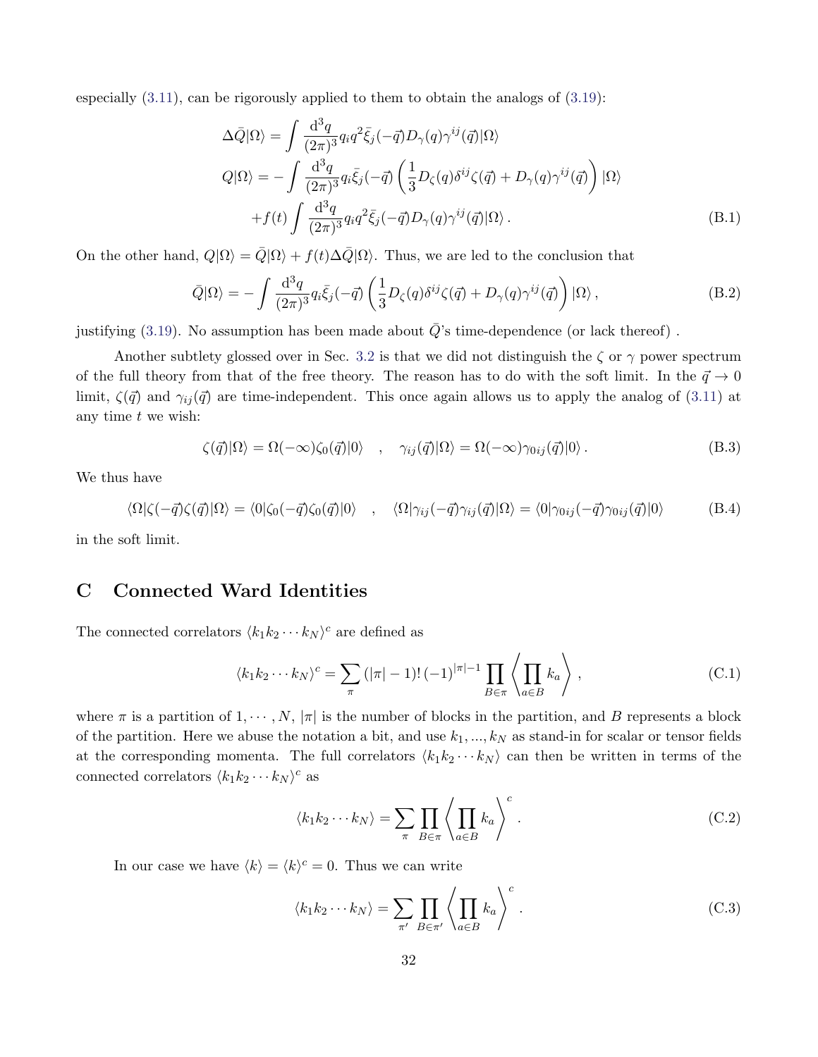especially (3.11), can be rigorously applied to them to obtain the analogs of (3.19):

$$
\begin{aligned}
\Delta\bar{Q}|\Omega\rangle &= \int \frac{\mathrm{d}^3q}{(2\pi)^3} q_i q^2 \bar{\xi}_j(-\vec{q}) D_\gamma(q) \gamma^{ij}(\vec{q})|\Omega\rangle \\
Q|\Omega\rangle &= -\int \frac{\mathrm{d}^3q}{(2\pi)^3} q_i \bar{\xi}_j(-\vec{q}) \left(\frac{1}{3} D_\zeta(q)\delta^{ij}\zeta(\vec{q}) + D_\gamma(q)\gamma^{ij}(\vec{q})\right)|\Omega\rangle \\
&\quad + f(t)\int \frac{\mathrm{d}^3q}{(2\pi)^3} q_i q^2 \bar{\xi}_j(-\vec{q}) D_\gamma(q)\gamma^{ij}(\vec{q})|\Omega\rangle\,.
\end{aligned}
\tag{B.1}
$$

On the other hand, $Q|\Omega\rangle = \bar{Q}|\Omega\rangle + f(t)\Delta\bar{Q}|\Omega\rangle$. Thus, we are led to the conclusion that

$$
\bar{Q}|\Omega\rangle = -\int \frac{\mathrm{d}^3q}{(2\pi)^3} q_i \bar{\xi}_j(-\vec{q}) \left(\frac{1}{3} D_\zeta(q)\delta^{ij}\zeta(\vec{q}) + D_\gamma(q)\gamma^{ij}(\vec{q})\right)|\Omega\rangle\,,
\tag{B.2}
$$

justifying (3.19). No assumption has been made about $\bar{Q}$'s time-dependence (or lack thereof) .

Another subtlety glossed over in Sec. 3.2 is that we did not distinguish the $\zeta$ or $\gamma$ power spectrum of the full theory from that of the free theory. The reason has to do with the soft limit. In the $\vec{q} \to 0$ limit, $\zeta(\vec{q})$ and $\gamma_{ij}(\vec{q})$ are time-independent. This once again allows us to apply the analog of (3.11) at any time $t$ we wish:

$$
\zeta(\vec{q})|\Omega\rangle = \Omega(-\infty)\zeta_0(\vec{q})|0\rangle \quad , \quad \gamma_{ij}(\vec{q})|\Omega\rangle = \Omega(-\infty)\gamma_{0ij}(\vec{q})|0\rangle\,.
\tag{B.3}
$$

We thus have

$$
\langle\Omega|\zeta(-\vec{q})\zeta(\vec{q})|\Omega\rangle = \langle 0|\zeta_0(-\vec{q})\zeta_0(\vec{q})|0\rangle \quad , \quad \langle\Omega|\gamma_{ij}(-\vec{q})\gamma_{ij}(\vec{q})|\Omega\rangle = \langle 0|\gamma_{0ij}(-\vec{q})\gamma_{0ij}(\vec{q})|0\rangle
\tag{B.4}
$$

in the soft limit.

# C Connected Ward Identities

The connected correlators $\langle k_1 k_2 \cdots k_N\rangle^c$ are defined as

$$
\langle k_1 k_2 \cdots k_N\rangle^c = \sum_\pi (|\pi|-1)!\,(-1)^{|\pi|-1} \prod_{B\in\pi} \left\langle \prod_{a\in B} k_a \right\rangle\,,
\tag{C.1}
$$

where $\pi$ is a partition of $1, \cdots, N$, $|\pi|$ is the number of blocks in the partition, and $B$ represents a block of the partition. Here we abuse the notation a bit, and use $k_1, ..., k_N$ as stand-in for scalar or tensor fields at the corresponding momenta. The full correlators $\langle k_1 k_2 \cdots k_N\rangle$ can then be written in terms of the connected correlators $\langle k_1 k_2 \cdots k_N\rangle^c$ as

$$
\langle k_1 k_2 \cdots k_N\rangle = \sum_\pi \prod_{B\in\pi} \left\langle \prod_{a\in B} k_a \right\rangle^c\,.
\tag{C.2}
$$

In our case we have $\langle k\rangle = \langle k\rangle^c = 0$. Thus we can write

$$
\langle k_1 k_2 \cdots k_N\rangle = \sum_{\pi'} \prod_{B\in\pi'} \left\langle \prod_{a\in B} k_a \right\rangle^c\,.
\tag{C.3}
$$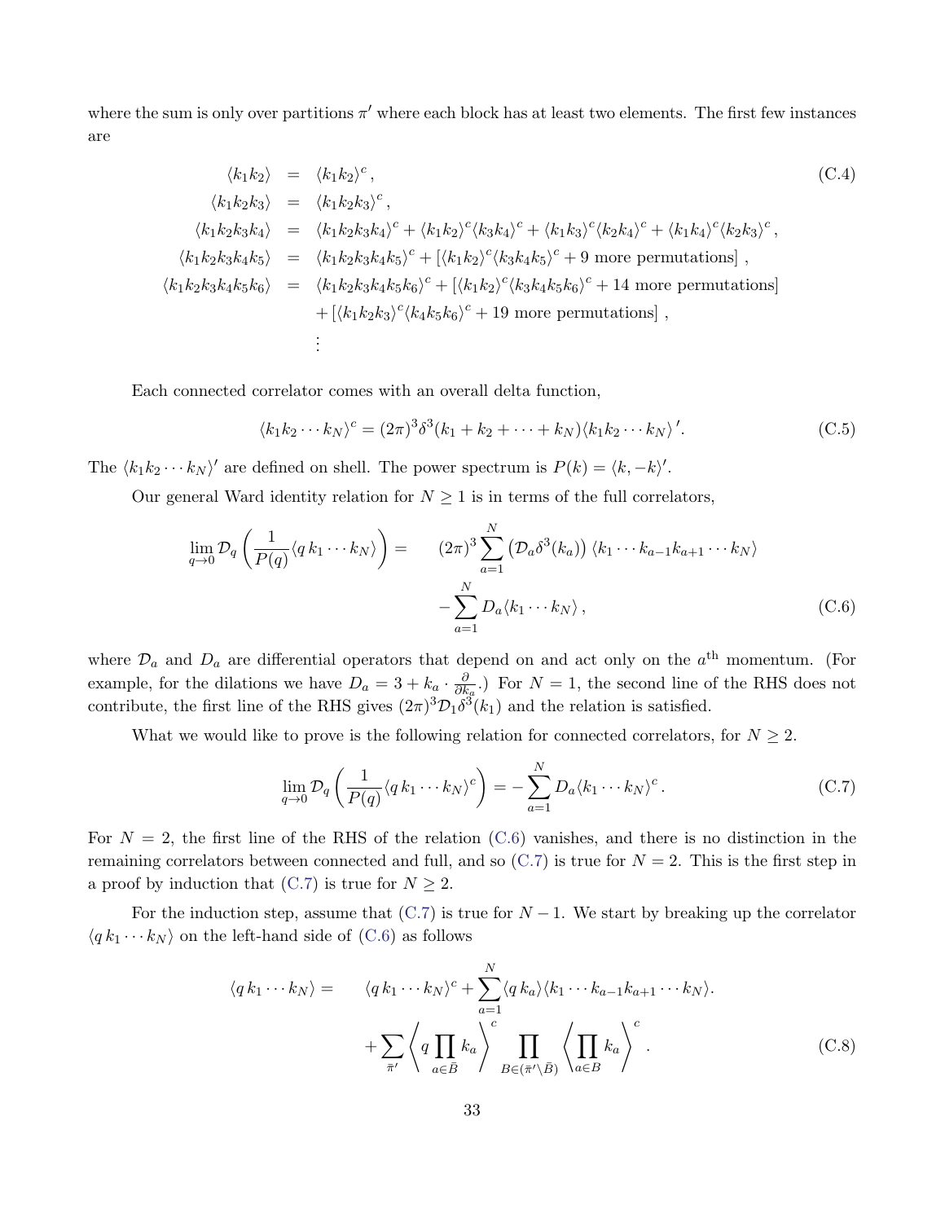where the sum is only over partitions $\pi'$ where each block has at least two elements. The first few instances are

$$
\begin{aligned}
\langle k_1 k_2 \rangle &= \langle k_1 k_2 \rangle^c , \\
\langle k_1 k_2 k_3 \rangle &= \langle k_1 k_2 k_3 \rangle^c , \\
\langle k_1 k_2 k_3 k_4 \rangle &= \langle k_1 k_2 k_3 k_4 \rangle^c + \langle k_1 k_2 \rangle^c \langle k_3 k_4 \rangle^c + \langle k_1 k_3 \rangle^c \langle k_2 k_4 \rangle^c + \langle k_1 k_4 \rangle^c \langle k_2 k_3 \rangle^c , \\
\langle k_1 k_2 k_3 k_4 k_5 \rangle &= \langle k_1 k_2 k_3 k_4 k_5 \rangle^c + \left[ \langle k_1 k_2 \rangle^c \langle k_3 k_4 k_5 \rangle^c + 9 \text{ more permutations} \right] , \\
\langle k_1 k_2 k_3 k_4 k_5 k_6 \rangle &= \langle k_1 k_2 k_3 k_4 k_5 k_6 \rangle^c + \left[ \langle k_1 k_2 \rangle^c \langle k_3 k_4 k_5 k_6 \rangle^c + 14 \text{ more permutations} \right] \\
&\quad + \left[ \langle k_1 k_2 k_3 \rangle^c \langle k_4 k_5 k_6 \rangle^c + 19 \text{ more permutations} \right] , \\
&\ \ \vdots
\end{aligned}
\tag{C.4}
$$

Each connected correlator comes with an overall delta function,

$$
\langle k_1 k_2 \cdots k_N \rangle^c = (2\pi)^3 \delta^3(k_1 + k_2 + \cdots + k_N) \langle k_1 k_2 \cdots k_N \rangle' . \tag{C.5}
$$

The $\langle k_1 k_2 \cdots k_N \rangle'$ are defined on shell. The power spectrum is $P(k) = \langle k, -k \rangle'$.

Our general Ward identity relation for $N \geq 1$ is in terms of the full correlators,

$$
\begin{aligned}
\lim_{q \to 0} \mathcal{D}_q \left( \frac{1}{P(q)} \langle q \, k_1 \cdots k_N \rangle \right) = \quad & (2\pi)^3 \sum_{a=1}^{N} \left( \mathcal{D}_a \delta^3(k_a) \right) \langle k_1 \cdots k_{a-1} k_{a+1} \cdots k_N \rangle \\
& - \sum_{a=1}^{N} D_a \langle k_1 \cdots k_N \rangle ,
\end{aligned}
\tag{C.6}
$$

where $\mathcal{D}_a$ and $D_a$ are differential operators that depend on and act only on the $a^{\text{th}}$ momentum. (For example, for the dilations we have $D_a = 3 + k_a \cdot \frac{\partial}{\partial k_a}$.) For $N = 1$, the second line of the RHS does not contribute, the first line of the RHS gives $(2\pi)^3 \mathcal{D}_1 \delta^3(k_1)$ and the relation is satisfied.

What we would like to prove is the following relation for connected correlators, for $N \geq 2$.

$$
\lim_{q \to 0} \mathcal{D}_q \left( \frac{1}{P(q)} \langle q \, k_1 \cdots k_N \rangle^c \right) = - \sum_{a=1}^{N} D_a \langle k_1 \cdots k_N \rangle^c . \tag{C.7}
$$

For $N = 2$, the first line of the RHS of the relation (C.6) vanishes, and there is no distinction in the remaining correlators between connected and full, and so (C.7) is true for $N = 2$. This is the first step in a proof by induction that (C.7) is true for $N \geq 2$.

For the induction step, assume that (C.7) is true for $N - 1$. We start by breaking up the correlator $\langle q \, k_1 \cdots k_N \rangle$ on the left-hand side of (C.6) as follows

$$
\begin{aligned}
\langle q \, k_1 \cdots k_N \rangle = \quad & \langle q \, k_1 \cdots k_N \rangle^c + \sum_{a=1}^{N} \langle q \, k_a \rangle \langle k_1 \cdots k_{a-1} k_{a+1} \cdots k_N \rangle . \\
& + \sum_{\bar{\pi}'} \left\langle q \prod_{a \in \bar{B}} k_a \right\rangle^c \prod_{B \in (\bar{\pi}' \setminus \bar{B})} \left\langle \prod_{a \in B} k_a \right\rangle^c .
\end{aligned}
\tag{C.8}
$$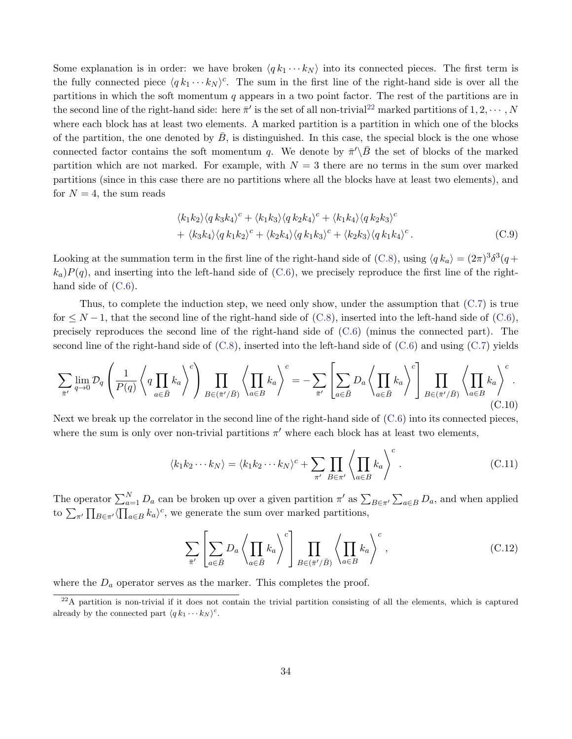Some explanation is in order: we have broken $\langle q\, k_1 \cdots k_N \rangle$ into its connected pieces. The first term is the fully connected piece $\langle q\, k_1 \cdots k_N \rangle^c$. The sum in the first line of the right-hand side is over all the partitions in which the soft momentum $q$ appears in a two point factor. The rest of the partitions are in the second line of the right-hand side: here $\bar{\pi}'$ is the set of all non-trivial[22] marked partitions of $1, 2, \cdots, N$ where each block has at least two elements. A marked partition is a partition in which one of the blocks of the partition, the one denoted by $\bar{B}$, is distinguished. In this case, the special block is the one whose connected factor contains the soft momentum $q$. We denote by $\bar{\pi}' \backslash \bar{B}$ the set of blocks of the marked partition which are not marked. For example, with $N = 3$ there are no terms in the sum over marked partitions (since in this case there are no partitions where all the blocks have at least two elements), and for $N = 4$, the sum reads

$$
\begin{aligned}
&\langle k_1 k_2 \rangle \langle q\, k_3 k_4 \rangle^c + \langle k_1 k_3 \rangle \langle q\, k_2 k_4 \rangle^c + \langle k_1 k_4 \rangle \langle q\, k_2 k_3 \rangle^c \\
&+ \langle k_3 k_4 \rangle \langle q\, k_1 k_2 \rangle^c + \langle k_2 k_4 \rangle \langle q\, k_1 k_3 \rangle^c + \langle k_2 k_3 \rangle \langle q\, k_1 k_4 \rangle^c \, .
\end{aligned}
\tag{C.9}
$$

Looking at the summation term in the first line of the right-hand side of (C.8), using $\langle q\, k_a \rangle = (2\pi)^3 \delta^3(q + k_a) P(q)$, and inserting into the left-hand side of (C.6), we precisely reproduce the first line of the right-hand side of (C.6).

Thus, to complete the induction step, we need only show, under the assumption that (C.7) is true for $\leq N - 1$, that the second line of the right-hand side of (C.8), inserted into the left-hand side of (C.6), precisely reproduces the second line of the right-hand side of (C.6) (minus the connected part). The second line of the right-hand side of (C.8), inserted into the left-hand side of (C.6) and using (C.7) yields

$$
\sum_{\bar{\pi}'} \lim_{q \to 0} \mathcal{D}_q \left( \frac{1}{P(q)} \left\langle q \prod_{a \in \bar{B}} k_a \right\rangle^c \right) \prod_{B \in (\bar{\pi}'/\bar{B})} \left\langle \prod_{a \in B} k_a \right\rangle^c = - \sum_{\bar{\pi}'} \left[ \sum_{a \in \bar{B}} D_a \left\langle \prod_{a \in \bar{B}} k_a \right\rangle^c \right] \prod_{B \in (\bar{\pi}'/\bar{B})} \left\langle \prod_{a \in B} k_a \right\rangle^c .
\tag{C.10}
$$

Next we break up the correlator in the second line of the right-hand side of (C.6) into its connected pieces, where the sum is only over non-trivial partitions $\pi'$ where each block has at least two elements,

$$
\langle k_1 k_2 \cdots k_N \rangle = \langle k_1 k_2 \cdots k_N \rangle^c + \sum_{\pi'} \prod_{B \in \pi'} \left\langle \prod_{a \in B} k_a \right\rangle^c .
\tag{C.11}
$$

The operator $\sum_{a=1}^N D_a$ can be broken up over a given partition $\pi'$ as $\sum_{B \in \pi'} \sum_{a \in B} D_a$, and when applied to $\sum_{\pi'} \prod_{B \in \pi'} \langle \prod_{a \in B} k_a \rangle^c$, we generate the sum over marked partitions,

$$
\sum_{\bar{\pi}'} \left[ \sum_{a \in \bar{B}} D_a \left\langle \prod_{a \in \bar{B}} k_a \right\rangle^c \right] \prod_{B \in (\bar{\pi}'/\bar{B})} \left\langle \prod_{a \in B} k_a \right\rangle^c ,
\tag{C.12}
$$

where the $D_a$ operator serves as the marker. This completes the proof.

[22] A partition is non-trivial if it does not contain the trivial partition consisting of all the elements, which is captured already by the connected part $\langle q\, k_1 \cdots k_N \rangle^c$.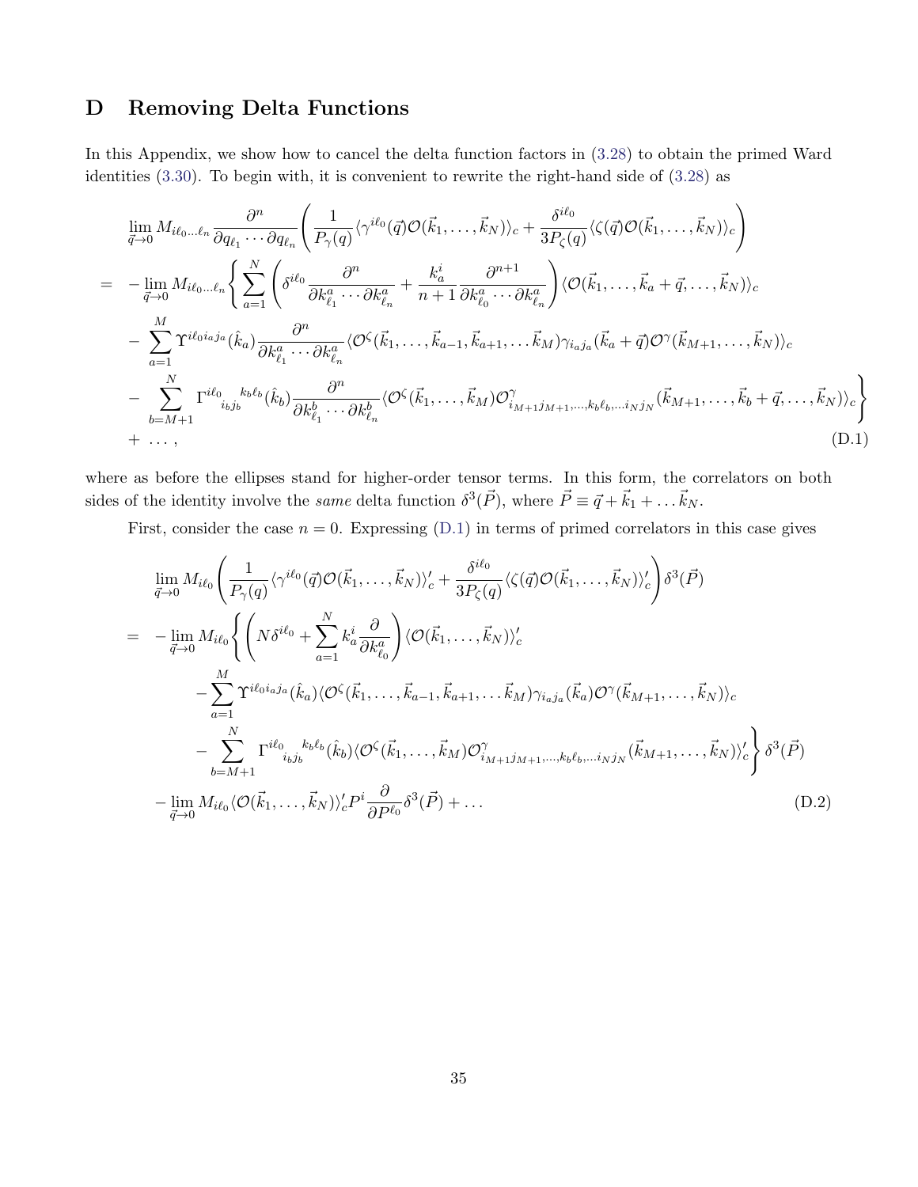## D Removing Delta Functions

In this Appendix, we show how to cancel the delta function factors in (3.28) to obtain the primed Ward identities (3.30). To begin with, it is convenient to rewrite the right-hand side of (3.28) as

$$
\begin{aligned}
&\lim_{\vec{q}\to 0} M_{i\ell_0\ldots\ell_n} \frac{\partial^n}{\partial q_{\ell_1}\cdots\partial q_{\ell_n}} \left( \frac{1}{P_\gamma(q)} \langle \gamma^{i\ell_0}(\vec{q})\mathcal{O}(\vec{k}_1,\ldots,\vec{k}_N)\rangle_c + \frac{\delta^{i\ell_0}}{3P_\zeta(q)} \langle \zeta(\vec{q})\mathcal{O}(\vec{k}_1,\ldots,\vec{k}_N)\rangle_c \right) \\
= \; & -\lim_{\vec{q}\to 0} M_{i\ell_0\ldots\ell_n} \Bigg\{ \sum_{a=1}^N \left( \delta^{i\ell_0} \frac{\partial^n}{\partial k^a_{\ell_1}\cdots\partial k^a_{\ell_n}} + \frac{k^i_a}{n+1} \frac{\partial^{n+1}}{\partial k^a_{\ell_0}\cdots\partial k^a_{\ell_n}} \right) \langle \mathcal{O}(\vec{k}_1,\ldots,\vec{k}_a+\vec{q},\ldots,\vec{k}_N)\rangle_c \\
& - \sum_{a=1}^M \Upsilon^{i\ell_0 i_a j_a}(\hat{k}_a) \frac{\partial^n}{\partial k^a_{\ell_1}\cdots\partial k^a_{\ell_n}} \langle \mathcal{O}^\zeta(\vec{k}_1,\ldots,\vec{k}_{a-1},\vec{k}_{a+1},\ldots\vec{k}_M)\gamma_{i_a j_a}(\vec{k}_a+\vec{q})\mathcal{O}^\gamma(\vec{k}_{M+1},\ldots,\vec{k}_N)\rangle_c \\
& - \sum_{b=M+1}^N \Gamma^{i\ell_0}{}_{i_b j_b}{}^{k_b\ell_b}(\hat{k}_b) \frac{\partial^n}{\partial k^b_{\ell_1}\cdots\partial k^b_{\ell_n}} \langle \mathcal{O}^\zeta(\vec{k}_1,\ldots,\vec{k}_M)\mathcal{O}^\gamma_{i_{M+1}j_{M+1},\ldots,k_b\ell_b,\ldots i_N j_N}(\vec{k}_{M+1},\ldots,\vec{k}_b+\vec{q},\ldots,\vec{k}_N)\rangle_c \Bigg\} \\
& + \; \ldots \,,
\end{aligned}
\tag{D.1}
$$

where as before the ellipses stand for higher-order tensor terms. In this form, the correlators on both sides of the identity involve the *same* delta function $\delta^3(\vec{P})$, where $\vec{P} \equiv \vec{q} + \vec{k}_1 + \ldots \vec{k}_N$.

First, consider the case $n = 0$. Expressing (D.1) in terms of primed correlators in this case gives

$$
\begin{aligned}
&\lim_{\vec{q}\to 0} M_{i\ell_0} \left( \frac{1}{P_\gamma(q)} \langle \gamma^{i\ell_0}(\vec{q})\mathcal{O}(\vec{k}_1,\ldots,\vec{k}_N)\rangle'_c + \frac{\delta^{i\ell_0}}{3P_\zeta(q)} \langle \zeta(\vec{q})\mathcal{O}(\vec{k}_1,\ldots,\vec{k}_N)\rangle'_c \right) \delta^3(\vec{P}) \\
= \; & -\lim_{\vec{q}\to 0} M_{i\ell_0} \Bigg\{ \left( N\delta^{i\ell_0} + \sum_{a=1}^N k^i_a \frac{\partial}{\partial k^a_{\ell_0}} \right) \langle \mathcal{O}(\vec{k}_1,\ldots,\vec{k}_N)\rangle'_c \\
& \qquad - \sum_{a=1}^M \Upsilon^{i\ell_0 i_a j_a}(\hat{k}_a) \langle \mathcal{O}^\zeta(\vec{k}_1,\ldots,\vec{k}_{a-1},\vec{k}_{a+1},\ldots\vec{k}_M)\gamma_{i_a j_a}(\vec{k}_a)\mathcal{O}^\gamma(\vec{k}_{M+1},\ldots,\vec{k}_N)\rangle_c \\
& \qquad - \sum_{b=M+1}^N \Gamma^{i\ell_0}{}_{i_b j_b}{}^{k_b\ell_b}(\hat{k}_b) \langle \mathcal{O}^\zeta(\vec{k}_1,\ldots,\vec{k}_M)\mathcal{O}^\gamma_{i_{M+1}j_{M+1},\ldots,k_b\ell_b,\ldots i_N j_N}(\vec{k}_{M+1},\ldots,\vec{k}_N)\rangle'_c \Bigg\} \delta^3(\vec{P}) \\
& - \lim_{\vec{q}\to 0} M_{i\ell_0} \langle \mathcal{O}(\vec{k}_1,\ldots,\vec{k}_N)\rangle'_c P^i \frac{\partial}{\partial P^{\ell_0}} \delta^3(\vec{P}) + \ldots
\end{aligned}
\tag{D.2}
$$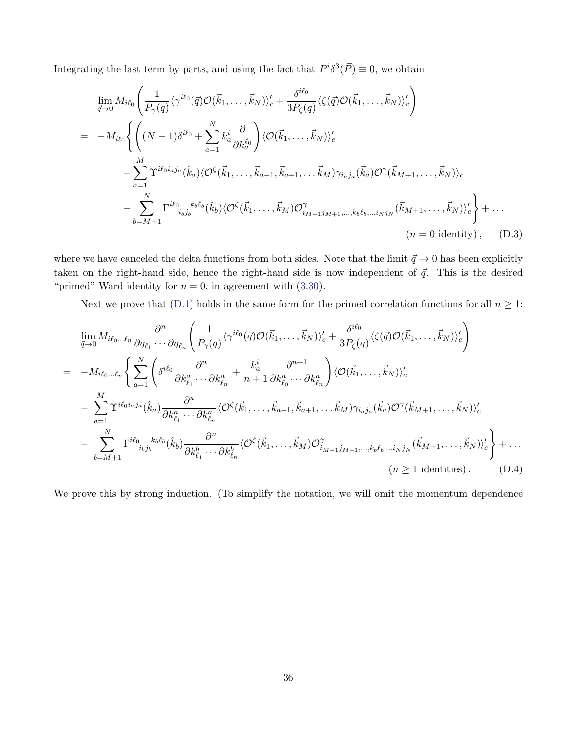Integrating the last term by parts, and using the fact that $P^i\delta^3(\vec{P}) \equiv 0$, we obtain

$$
\begin{aligned}
&\lim_{\vec{q}\to 0} M_{i\ell_0}\left(\frac{1}{P_\gamma(q)}\langle\gamma^{i\ell_0}(\vec{q})\mathcal{O}(\vec{k}_1,\ldots,\vec{k}_N)\rangle_c' + \frac{\delta^{i\ell_0}}{3P_\zeta(q)}\langle\zeta(\vec{q})\mathcal{O}(\vec{k}_1,\ldots,\vec{k}_N)\rangle_c'\right) \\
=\;& -M_{i\ell_0}\Bigg\{\left((N-1)\delta^{i\ell_0} + \sum_{a=1}^N k_a^i\frac{\partial}{\partial k_a^{\ell_0}}\right)\langle\mathcal{O}(\vec{k}_1,\ldots,\vec{k}_N)\rangle_c' \\
&-\sum_{a=1}^M \Upsilon^{i\ell_0 i_a j_a}(\hat{k}_a)\langle\mathcal{O}^\zeta(\vec{k}_1,\ldots,\vec{k}_{a-1},\vec{k}_{a+1},\ldots\vec{k}_M)\gamma_{i_a j_a}(\vec{k}_a)\mathcal{O}^\gamma(\vec{k}_{M+1},\ldots,\vec{k}_N)\rangle_c \\
&-\sum_{b=M+1}^N \Gamma^{i\ell_0}{}_{i_b j_b}{}^{k_b\ell_b}(\hat{k}_b)\langle\mathcal{O}^\zeta(\vec{k}_1,\ldots,\vec{k}_M)\mathcal{O}^\gamma_{i_{M+1}j_{M+1},\ldots,k_b\ell_b,\ldots i_N j_N}(\vec{k}_{M+1},\ldots,\vec{k}_N)\rangle_c'\Bigg\} + \ldots \\
&\hspace{9cm}(n=0\text{ identity}), \qquad \text{(D.3)}
\end{aligned}
$$

where we have canceled the delta functions from both sides. Note that the limit $\vec{q}\to 0$ has been explicitly taken on the right-hand side, hence the right-hand side is now independent of $\vec{q}$. This is the desired "primed" Ward identity for $n = 0$, in agreement with (3.30).

Next we prove that (D.1) holds in the same form for the primed correlation functions for all $n \geq 1$:

$$
\begin{aligned}
&\lim_{\vec{q}\to 0} M_{i\ell_0\ldots\ell_n}\frac{\partial^n}{\partial q_{\ell_1}\cdots\partial q_{\ell_n}}\left(\frac{1}{P_\gamma(q)}\langle\gamma^{i\ell_0}(\vec{q})\mathcal{O}(\vec{k}_1,\ldots,\vec{k}_N)\rangle_c' + \frac{\delta^{i\ell_0}}{3P_\zeta(q)}\langle\zeta(\vec{q})\mathcal{O}(\vec{k}_1,\ldots,\vec{k}_N)\rangle_c'\right) \\
=\;& -M_{i\ell_0\ldots\ell_n}\Bigg\{\sum_{a=1}^N\left(\delta^{i\ell_0}\frac{\partial^n}{\partial k^a_{\ell_1}\cdots\partial k^a_{\ell_n}} + \frac{k_a^i}{n+1}\frac{\partial^{n+1}}{\partial k^a_{\ell_0}\cdots\partial k^a_{\ell_n}}\right)\langle\mathcal{O}(\vec{k}_1,\ldots,\vec{k}_N)\rangle_c' \\
&-\sum_{a=1}^M \Upsilon^{i\ell_0 i_a j_a}(\hat{k}_a)\frac{\partial^n}{\partial k^a_{\ell_1}\cdots\partial k^a_{\ell_n}}\langle\mathcal{O}^\zeta(\vec{k}_1,\ldots,\vec{k}_{a-1},\vec{k}_{a+1},\ldots\vec{k}_M)\gamma_{i_a j_a}(\vec{k}_a)\mathcal{O}^\gamma(\vec{k}_{M+1},\ldots,\vec{k}_N)\rangle_c' \\
&-\sum_{b=M+1}^N \Gamma^{i\ell_0}{}_{i_b j_b}{}^{k_b\ell_b}(\hat{k}_b)\frac{\partial^n}{\partial k^b_{\ell_1}\cdots\partial k^b_{\ell_n}}\langle\mathcal{O}^\zeta(\vec{k}_1,\ldots,\vec{k}_M)\mathcal{O}^\gamma_{i_{M+1}j_{M+1},\ldots,k_b\ell_b,\ldots i_N j_N}(\vec{k}_{M+1},\ldots,\vec{k}_N)\rangle_c'\Bigg\} + \ldots \\
&\hspace{9cm}(n\geq 1\text{ identities}). \qquad \text{(D.4)}
\end{aligned}
$$

We prove this by strong induction. (To simplify the notation, we will omit the momentum dependence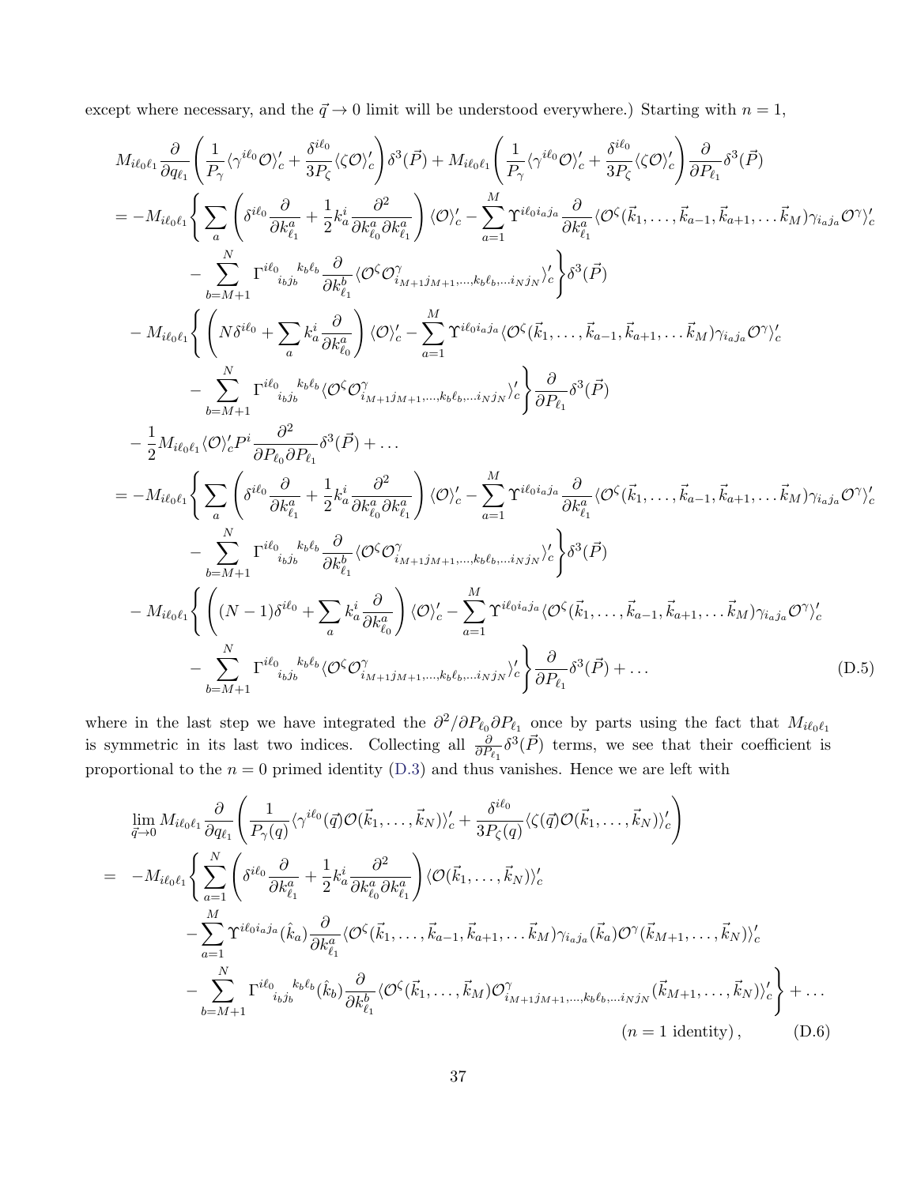except where necessary, and the $\vec{q}\to 0$ limit will be understood everywhere.) Starting with $n=1$,

$$
\begin{aligned}
&M_{i\ell_0\ell_1}\frac{\partial}{\partial q_{\ell_1}}\left(\frac{1}{P_\gamma}\langle\gamma^{i\ell_0}\mathcal{O}\rangle_c' + \frac{\delta^{i\ell_0}}{3P_\zeta}\langle\zeta\mathcal{O}\rangle_c'\right)\delta^3(\vec{P}) + M_{i\ell_0\ell_1}\left(\frac{1}{P_\gamma}\langle\gamma^{i\ell_0}\mathcal{O}\rangle_c' + \frac{\delta^{i\ell_0}}{3P_\zeta}\langle\zeta\mathcal{O}\rangle_c'\right)\frac{\partial}{\partial P_{\ell_1}}\delta^3(\vec{P})\\
&= -M_{i\ell_0\ell_1}\Bigg\{\sum_a\left(\delta^{i\ell_0}\frac{\partial}{\partial k^a_{\ell_1}} + \frac{1}{2}k^i_a\frac{\partial^2}{\partial k^a_{\ell_0}\partial k^a_{\ell_1}}\right)\langle\mathcal{O}\rangle_c' - \sum_{a=1}^M \Upsilon^{i\ell_0 i_a j_a}\frac{\partial}{\partial k^a_{\ell_1}}\langle\mathcal{O}^\zeta(\vec{k}_1,\ldots,\vec{k}_{a-1},\vec{k}_{a+1},\ldots\vec{k}_M)\gamma_{i_a j_a}\mathcal{O}^\gamma\rangle_c'\\
&\qquad - \sum_{b=M+1}^N \Gamma^{i\ell_0}{}_{i_b j_b}{}^{k_b\ell_b}\frac{\partial}{\partial k^b_{\ell_1}}\langle\mathcal{O}^\zeta\mathcal{O}^\gamma_{i_{M+1}j_{M+1},\ldots,k_b\ell_b,\ldots i_N j_N}\rangle_c'\Bigg\}\delta^3(\vec{P})\\
&\quad - M_{i\ell_0\ell_1}\Bigg\{\left(N\delta^{i\ell_0} + \sum_a k^i_a\frac{\partial}{\partial k^a_{\ell_0}}\right)\langle\mathcal{O}\rangle_c' - \sum_{a=1}^M \Upsilon^{i\ell_0 i_a j_a}\langle\mathcal{O}^\zeta(\vec{k}_1,\ldots,\vec{k}_{a-1},\vec{k}_{a+1},\ldots\vec{k}_M)\gamma_{i_a j_a}\mathcal{O}^\gamma\rangle_c'\\
&\qquad - \sum_{b=M+1}^N \Gamma^{i\ell_0}{}_{i_b j_b}{}^{k_b\ell_b}\langle\mathcal{O}^\zeta\mathcal{O}^\gamma_{i_{M+1}j_{M+1},\ldots,k_b\ell_b,\ldots i_N j_N}\rangle_c'\Bigg\}\frac{\partial}{\partial P_{\ell_1}}\delta^3(\vec{P})\\
&\quad - \frac{1}{2}M_{i\ell_0\ell_1}\langle\mathcal{O}\rangle_c' P^i\frac{\partial^2}{\partial P_{\ell_0}\partial P_{\ell_1}}\delta^3(\vec{P}) + \ldots\\
&= -M_{i\ell_0\ell_1}\Bigg\{\sum_a\left(\delta^{i\ell_0}\frac{\partial}{\partial k^a_{\ell_1}} + \frac{1}{2}k^i_a\frac{\partial^2}{\partial k^a_{\ell_0}\partial k^a_{\ell_1}}\right)\langle\mathcal{O}\rangle_c' - \sum_{a=1}^M \Upsilon^{i\ell_0 i_a j_a}\frac{\partial}{\partial k^a_{\ell_1}}\langle\mathcal{O}^\zeta(\vec{k}_1,\ldots,\vec{k}_{a-1},\vec{k}_{a+1},\ldots\vec{k}_M)\gamma_{i_a j_a}\mathcal{O}^\gamma\rangle_c'\\
&\qquad - \sum_{b=M+1}^N \Gamma^{i\ell_0}{}_{i_b j_b}{}^{k_b\ell_b}\frac{\partial}{\partial k^b_{\ell_1}}\langle\mathcal{O}^\zeta\mathcal{O}^\gamma_{i_{M+1}j_{M+1},\ldots,k_b\ell_b,\ldots i_N j_N}\rangle_c'\Bigg\}\delta^3(\vec{P})\\
&\quad - M_{i\ell_0\ell_1}\Bigg\{\left((N-1)\delta^{i\ell_0} + \sum_a k^i_a\frac{\partial}{\partial k^a_{\ell_0}}\right)\langle\mathcal{O}\rangle_c' - \sum_{a=1}^M \Upsilon^{i\ell_0 i_a j_a}\langle\mathcal{O}^\zeta(\vec{k}_1,\ldots,\vec{k}_{a-1},\vec{k}_{a+1},\ldots\vec{k}_M)\gamma_{i_a j_a}\mathcal{O}^\gamma\rangle_c'\\
&\qquad - \sum_{b=M+1}^N \Gamma^{i\ell_0}{}_{i_b j_b}{}^{k_b\ell_b}\langle\mathcal{O}^\zeta\mathcal{O}^\gamma_{i_{M+1}j_{M+1},\ldots,k_b\ell_b,\ldots i_N j_N}\rangle_c'\Bigg\}\frac{\partial}{\partial P_{\ell_1}}\delta^3(\vec{P}) + \ldots
\end{aligned}
\tag{D.5}
$$

where in the last step we have integrated the $\partial^2/\partial P_{\ell_0}\partial P_{\ell_1}$ once by parts using the fact that $M_{i\ell_0\ell_1}$ is symmetric in its last two indices. Collecting all $\frac{\partial}{\partial P_{\ell_1}}\delta^3(\vec{P})$ terms, we see that their coefficient is proportional to the $n=0$ primed identity (D.3) and thus vanishes. Hence we are left with

$$
\begin{aligned}
&\lim_{\vec{q}\to 0} M_{i\ell_0\ell_1}\frac{\partial}{\partial q_{\ell_1}}\left(\frac{1}{P_\gamma(q)}\langle\gamma^{i\ell_0}(\vec{q})\mathcal{O}(\vec{k}_1,\ldots,\vec{k}_N)\rangle_c' + \frac{\delta^{i\ell_0}}{3P_\zeta(q)}\langle\zeta(\vec{q})\mathcal{O}(\vec{k}_1,\ldots,\vec{k}_N)\rangle_c'\right)\\
&= -M_{i\ell_0\ell_1}\Bigg\{\sum_{a=1}^N\left(\delta^{i\ell_0}\frac{\partial}{\partial k^a_{\ell_1}} + \frac{1}{2}k^i_a\frac{\partial^2}{\partial k^a_{\ell_0}\partial k^a_{\ell_1}}\right)\langle\mathcal{O}(\vec{k}_1,\ldots,\vec{k}_N)\rangle_c'\\
&\qquad - \sum_{a=1}^M \Upsilon^{i\ell_0 i_a j_a}(\hat{k}_a)\frac{\partial}{\partial k^a_{\ell_1}}\langle\mathcal{O}^\zeta(\vec{k}_1,\ldots,\vec{k}_{a-1},\vec{k}_{a+1},\ldots\vec{k}_M)\gamma_{i_a j_a}(\vec{k}_a)\mathcal{O}^\gamma(\vec{k}_{M+1},\ldots,\vec{k}_N)\rangle_c'\\
&\qquad - \sum_{b=M+1}^N \Gamma^{i\ell_0}{}_{i_b j_b}{}^{k_b\ell_b}(\hat{k}_b)\frac{\partial}{\partial k^b_{\ell_1}}\langle\mathcal{O}^\zeta(\vec{k}_1,\ldots,\vec{k}_M)\mathcal{O}^\gamma_{i_{M+1}j_{M+1},\ldots,k_b\ell_b,\ldots i_N j_N}(\vec{k}_{M+1},\ldots,\vec{k}_N)\rangle_c'\Bigg\} + \ldots\\
&\qquad\qquad (n=1\ \text{identity}),
\end{aligned}
\tag{D.6}
$$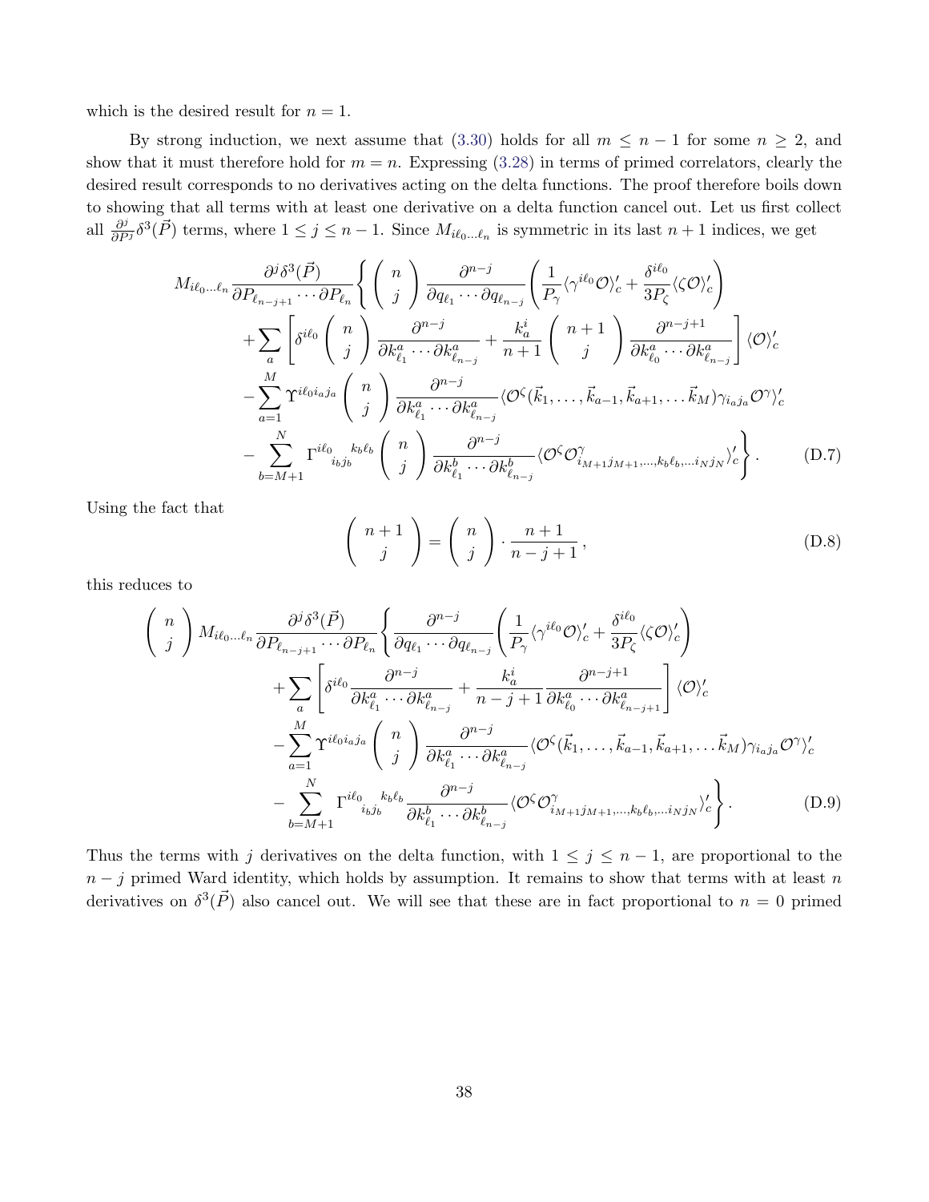which is the desired result for $n = 1$.

By strong induction, we next assume that (3.30) holds for all $m \leq n-1$ for some $n \geq 2$, and show that it must therefore hold for $m = n$. Expressing (3.28) in terms of primed correlators, clearly the desired result corresponds to no derivatives acting on the delta functions. The proof therefore boils down to showing that all terms with at least one derivative on a delta function cancel out. Let us first collect all $\frac{\partial^j}{\partial P^j}\delta^3(\vec{P})$ terms, where $1 \leq j \leq n-1$. Since $M_{i\ell_0\ldots\ell_n}$ is symmetric in its last $n+1$ indices, we get

$$
\begin{aligned}
M_{i\ell_0\ldots\ell_n}\frac{\partial^j\delta^3(\vec{P})}{\partial P_{\ell_{n-j+1}}\cdots\partial P_{\ell_n}}\Bigg\{&\left(\begin{array}{c} n \\ j \end{array}\right)\frac{\partial^{n-j}}{\partial q_{\ell_1}\cdots\partial q_{\ell_{n-j}}}\left(\frac{1}{P_\gamma}\langle\gamma^{i\ell_0}\mathcal{O}\rangle_c' + \frac{\delta^{i\ell_0}}{3P_\zeta}\langle\zeta\mathcal{O}\rangle_c'\right) \\
&+\sum_a\left[\delta^{i\ell_0}\left(\begin{array}{c} n \\ j \end{array}\right)\frac{\partial^{n-j}}{\partial k^a_{\ell_1}\cdots\partial k^a_{\ell_{n-j}}} + \frac{k^i_a}{n+1}\left(\begin{array}{c} n+1 \\ j \end{array}\right)\frac{\partial^{n-j+1}}{\partial k^a_{\ell_0}\cdots\partial k^a_{\ell_{n-j}}}\right]\langle\mathcal{O}\rangle_c' \\
&-\sum_{a=1}^{M}\Upsilon^{i\ell_0 i_a j_a}\left(\begin{array}{c} n \\ j \end{array}\right)\frac{\partial^{n-j}}{\partial k^a_{\ell_1}\cdots\partial k^a_{\ell_{n-j}}}\langle\mathcal{O}^\zeta(\vec{k}_1,\ldots,\vec{k}_{a-1},\vec{k}_{a+1},\ldots\vec{k}_M)\gamma_{i_a j_a}\mathcal{O}^\gamma\rangle_c' \\
&-\sum_{b=M+1}^{N}\Gamma^{i\ell_0}{}_{i_b j_b}{}^{k_b\ell_b}\left(\begin{array}{c} n \\ j \end{array}\right)\frac{\partial^{n-j}}{\partial k^b_{\ell_1}\cdots\partial k^b_{\ell_{n-j}}}\langle\mathcal{O}^\zeta\mathcal{O}^\gamma_{i_{M+1}j_{M+1},\ldots,k_b\ell_b,\ldots i_N j_N}\rangle_c'\Bigg\}\,. \qquad \text{(D.7)}
\end{aligned}
$$

Using the fact that

$$
\left(\begin{array}{c} n+1 \\ j \end{array}\right) = \left(\begin{array}{c} n \\ j \end{array}\right)\cdot\frac{n+1}{n-j+1}\,, \qquad \text{(D.8)}
$$

this reduces to

$$
\begin{aligned}
\left(\begin{array}{c} n \\ j \end{array}\right)M_{i\ell_0\ldots\ell_n}\frac{\partial^j\delta^3(\vec{P})}{\partial P_{\ell_{n-j+1}}\cdots\partial P_{\ell_n}}\Bigg\{&\frac{\partial^{n-j}}{\partial q_{\ell_1}\cdots\partial q_{\ell_{n-j}}}\left(\frac{1}{P_\gamma}\langle\gamma^{i\ell_0}\mathcal{O}\rangle_c' + \frac{\delta^{i\ell_0}}{3P_\zeta}\langle\zeta\mathcal{O}\rangle_c'\right) \\
&+\sum_a\left[\delta^{i\ell_0}\frac{\partial^{n-j}}{\partial k^a_{\ell_1}\cdots\partial k^a_{\ell_{n-j}}} + \frac{k^i_a}{n-j+1}\frac{\partial^{n-j+1}}{\partial k^a_{\ell_0}\cdots\partial k^a_{\ell_{n-j+1}}}\right]\langle\mathcal{O}\rangle_c' \\
&-\sum_{a=1}^{M}\Upsilon^{i\ell_0 i_a j_a}\left(\begin{array}{c} n \\ j \end{array}\right)\frac{\partial^{n-j}}{\partial k^a_{\ell_1}\cdots\partial k^a_{\ell_{n-j}}}\langle\mathcal{O}^\zeta(\vec{k}_1,\ldots,\vec{k}_{a-1},\vec{k}_{a+1},\ldots\vec{k}_M)\gamma_{i_a j_a}\mathcal{O}^\gamma\rangle_c' \\
&-\sum_{b=M+1}^{N}\Gamma^{i\ell_0}{}_{i_b j_b}{}^{k_b\ell_b}\frac{\partial^{n-j}}{\partial k^b_{\ell_1}\cdots\partial k^b_{\ell_{n-j}}}\langle\mathcal{O}^\zeta\mathcal{O}^\gamma_{i_{M+1}j_{M+1},\ldots,k_b\ell_b,\ldots i_N j_N}\rangle_c'\Bigg\}\,. \qquad \text{(D.9)}
\end{aligned}
$$

Thus the terms with $j$ derivatives on the delta function, with $1 \leq j \leq n-1$, are proportional to the $n-j$ primed Ward identity, which holds by assumption. It remains to show that terms with at least $n$ derivatives on $\delta^3(\vec{P})$ also cancel out. We will see that these are in fact proportional to $n = 0$ primed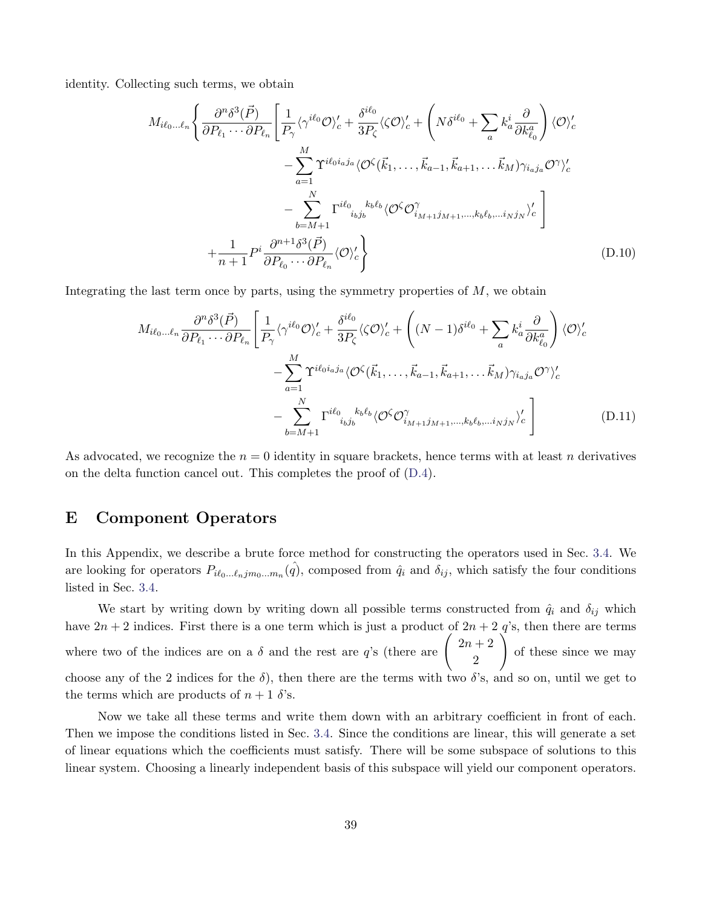identity. Collecting such terms, we obtain

$$
\begin{aligned}
M_{i\ell_0\ldots\ell_n}\Bigg\{ \frac{\partial^n\delta^3(\vec{P})}{\partial P_{\ell_1}\cdots\partial P_{\ell_n}} \Bigg[ & \frac{1}{P_\gamma}\langle\gamma^{i\ell_0}\mathcal{O}\rangle_c' + \frac{\delta^{i\ell_0}}{3P_\zeta}\langle\zeta\mathcal{O}\rangle_c' + \left( N\delta^{i\ell_0} + \sum_a k_a^i \frac{\partial}{\partial k_{\ell_0}^a} \right)\langle\mathcal{O}\rangle_c' \\
& - \sum_{a=1}^{M} \Upsilon^{i\ell_0 i_a j_a} \langle \mathcal{O}^\zeta(\vec{k}_1,\ldots,\vec{k}_{a-1},\vec{k}_{a+1},\ldots\vec{k}_M)\gamma_{i_a j_a}\mathcal{O}^\gamma\rangle_c' \\
& - \sum_{b=M+1}^{N} \Gamma^{i\ell_0}{}_{i_b j_b}{}^{k_b\ell_b} \langle \mathcal{O}^\zeta \mathcal{O}^\gamma_{i_{M+1}j_{M+1},\ldots,k_b\ell_b,\ldots i_N j_N}\rangle_c' \Bigg] \\
+ \frac{1}{n+1} P^i \frac{\partial^{n+1}\delta^3(\vec{P})}{\partial P_{\ell_0}\cdots\partial P_{\ell_n}} \langle\mathcal{O}\rangle_c' \Bigg\}
\end{aligned} \tag{D.10}
$$

Integrating the last term once by parts, using the symmetry properties of $M$, we obtain

$$
\begin{aligned}
M_{i\ell_0\ldots\ell_n} \frac{\partial^n\delta^3(\vec{P})}{\partial P_{\ell_1}\cdots\partial P_{\ell_n}} \Bigg[ & \frac{1}{P_\gamma}\langle\gamma^{i\ell_0}\mathcal{O}\rangle_c' + \frac{\delta^{i\ell_0}}{3P_\zeta}\langle\zeta\mathcal{O}\rangle_c' + \left( (N-1)\delta^{i\ell_0} + \sum_a k_a^i \frac{\partial}{\partial k_{\ell_0}^a} \right)\langle\mathcal{O}\rangle_c' \\
& - \sum_{a=1}^{M} \Upsilon^{i\ell_0 i_a j_a} \langle \mathcal{O}^\zeta(\vec{k}_1,\ldots,\vec{k}_{a-1},\vec{k}_{a+1},\ldots\vec{k}_M)\gamma_{i_a j_a}\mathcal{O}^\gamma\rangle_c' \\
& - \sum_{b=M+1}^{N} \Gamma^{i\ell_0}{}_{i_b j_b}{}^{k_b\ell_b} \langle \mathcal{O}^\zeta \mathcal{O}^\gamma_{i_{M+1}j_{M+1},\ldots,k_b\ell_b,\ldots i_N j_N}\rangle_c' \Bigg]
\end{aligned} \tag{D.11}
$$

As advocated, we recognize the $n = 0$ identity in square brackets, hence terms with at least $n$ derivatives on the delta function cancel out. This completes the proof of (D.4).

# E Component Operators

In this Appendix, we describe a brute force method for constructing the operators used in Sec. 3.4. We are looking for operators $P_{i\ell_0\ldots\ell_n jm_0\ldots m_n}(\hat{q})$, composed from $\hat{q}_i$ and $\delta_{ij}$, which satisfy the four conditions listed in Sec. 3.4.

We start by writing down by writing down all possible terms constructed from $\hat{q}_i$ and $\delta_{ij}$ which have $2n+2$ indices. First there is a one term which is just a product of $2n+2$ $q$'s, then there are terms where two of the indices are on a $\delta$ and the rest are $q$'s (there are $\begin{pmatrix} 2n+2 \\ 2 \end{pmatrix}$ of these since we may choose any of the 2 indices for the $\delta$), then there are the terms with two $\delta$'s, and so on, until we get to the terms which are products of $n+1$ $\delta$'s.

Now we take all these terms and write them down with an arbitrary coefficient in front of each. Then we impose the conditions listed in Sec. 3.4. Since the conditions are linear, this will generate a set of linear equations which the coefficients must satisfy. There will be some subspace of solutions to this linear system. Choosing a linearly independent basis of this subspace will yield our component operators.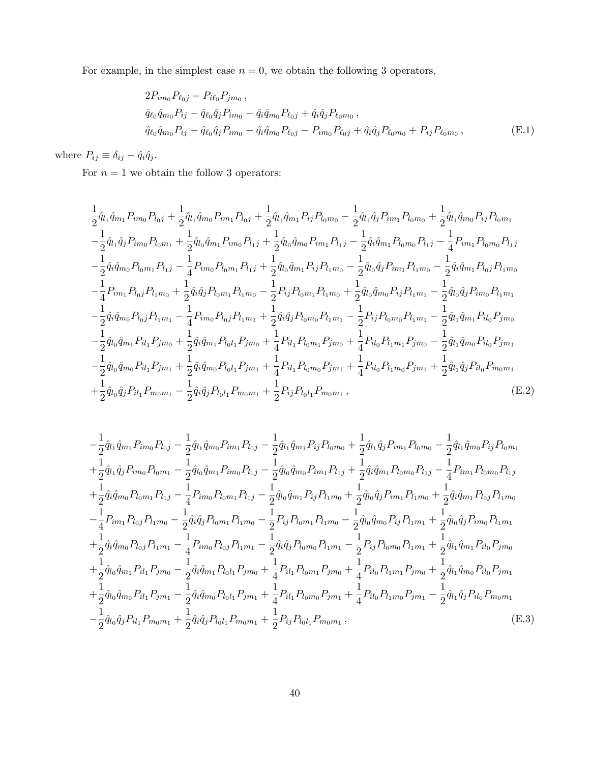For example, in the simplest case $n = 0$, we obtain the following 3 operators,

$$
\begin{aligned}
&2P_{im_0}P_{\ell_0 j} - P_{i\ell_0}P_{jm_0}\,, \\
&\hat{q}_{\ell_0}\hat{q}_{m_0}P_{ij} - \hat{q}_{\ell_0}\hat{q}_j P_{im_0} - \hat{q}_i\hat{q}_{m_0}P_{\ell_0 j} + \hat{q}_i\hat{q}_j P_{\ell_0 m_0}\,, \\
&\hat{q}_{\ell_0}\hat{q}_{m_0}P_{ij} - \hat{q}_{\ell_0}\hat{q}_j P_{im_0} - \hat{q}_i\hat{q}_{m_0}P_{\ell_0 j} - P_{im_0}P_{\ell_0 j} + \hat{q}_i\hat{q}_j P_{\ell_0 m_0} + P_{ij}P_{\ell_0 m_0}\,,
\end{aligned} \tag{E.1}
$$

where $P_{ij} \equiv \delta_{ij} - \hat{q}_i\hat{q}_j$.

For $n = 1$ we obtain the follow 3 operators:

$$
\begin{aligned}
&\frac{1}{2}\hat{q}_{l_1}\hat{q}_{m_1}P_{im_0}P_{l_0j} + \frac{1}{2}\hat{q}_{l_1}\hat{q}_{m_0}P_{im_1}P_{l_0j} + \frac{1}{2}\hat{q}_{l_1}\hat{q}_{m_1}P_{ij}P_{l_0m_0} - \frac{1}{2}\hat{q}_{l_1}\hat{q}_j P_{im_1}P_{l_0m_0} + \frac{1}{2}\hat{q}_{l_1}\hat{q}_{m_0}P_{ij}P_{l_0m_1} \\
&-\frac{1}{2}\hat{q}_{l_1}\hat{q}_j P_{im_0}P_{l_0m_1} + \frac{1}{2}\hat{q}_{l_0}\hat{q}_{m_1}P_{im_0}P_{l_1j} + \frac{1}{2}\hat{q}_{l_0}\hat{q}_{m_0}P_{im_1}P_{l_1j} - \frac{1}{2}\hat{q}_i\hat{q}_{m_1}P_{l_0m_0}P_{l_1j} - \frac{1}{4}P_{im_1}P_{l_0m_0}P_{l_1j} \\
&-\frac{1}{2}\hat{q}_i\hat{q}_{m_0}P_{l_0m_1}P_{l_1j} - \frac{1}{4}P_{im_0}P_{l_0m_1}P_{l_1j} + \frac{1}{2}\hat{q}_{l_0}\hat{q}_{m_1}P_{ij}P_{l_1m_0} - \frac{1}{2}\hat{q}_{l_0}\hat{q}_j P_{im_1}P_{l_1m_0} - \frac{1}{2}\hat{q}_i\hat{q}_{m_1}P_{l_0j}P_{l_1m_0} \\
&-\frac{1}{4}P_{im_1}P_{l_0j}P_{l_1m_0} + \frac{1}{2}\hat{q}_i\hat{q}_j P_{l_0m_1}P_{l_1m_0} - \frac{1}{2}P_{ij}P_{l_0m_1}P_{l_1m_0} + \frac{1}{2}\hat{q}_{l_0}\hat{q}_{m_0}P_{ij}P_{l_1m_1} - \frac{1}{2}\hat{q}_{l_0}\hat{q}_j P_{im_0}P_{l_1m_1} \\
&-\frac{1}{2}\hat{q}_i\hat{q}_{m_0}P_{l_0j}P_{l_1m_1} - \frac{1}{4}P_{im_0}P_{l_0j}P_{l_1m_1} + \frac{1}{2}\hat{q}_i\hat{q}_j P_{l_0m_0}P_{l_1m_1} - \frac{1}{2}P_{ij}P_{l_0m_0}P_{l_1m_1} - \frac{1}{2}\hat{q}_{l_1}\hat{q}_{m_1}P_{il_0}P_{jm_0} \\
&-\frac{1}{2}\hat{q}_{l_0}\hat{q}_{m_1}P_{il_1}P_{jm_0} + \frac{1}{2}\hat{q}_i\hat{q}_{m_1}P_{l_0l_1}P_{jm_0} + \frac{1}{4}P_{il_1}P_{l_0m_1}P_{jm_0} + \frac{1}{4}P_{il_0}P_{l_1m_1}P_{jm_0} - \frac{1}{2}\hat{q}_{l_1}\hat{q}_{m_0}P_{il_0}P_{jm_1} \\
&-\frac{1}{2}\hat{q}_{l_0}\hat{q}_{m_0}P_{il_1}P_{jm_1} + \frac{1}{2}\hat{q}_i\hat{q}_{m_0}P_{l_0l_1}P_{jm_1} + \frac{1}{4}P_{il_1}P_{l_0m_0}P_{jm_1} + \frac{1}{4}P_{il_0}P_{l_1m_0}P_{jm_1} + \frac{1}{2}\hat{q}_{l_1}\hat{q}_j P_{il_0}P_{m_0m_1} \\
&+\frac{1}{2}\hat{q}_{l_0}\hat{q}_j P_{il_1}P_{m_0m_1} - \frac{1}{2}\hat{q}_i\hat{q}_j P_{l_0l_1}P_{m_0m_1} + \frac{1}{2}P_{ij}P_{l_0l_1}P_{m_0m_1}\,,
\end{aligned} \tag{E.2}
$$

$$
\begin{aligned}
&-\frac{1}{2}\hat{q}_{l_1}\hat{q}_{m_1}P_{im_0}P_{l_0j} - \frac{1}{2}\hat{q}_{l_1}\hat{q}_{m_0}P_{im_1}P_{l_0j} - \frac{1}{2}\hat{q}_{l_1}\hat{q}_{m_1}P_{ij}P_{l_0m_0} + \frac{1}{2}\hat{q}_{l_1}\hat{q}_j P_{im_1}P_{l_0m_0} - \frac{1}{2}\hat{q}_{l_1}\hat{q}_{m_0}P_{ij}P_{l_0m_1} \\
&+\frac{1}{2}\hat{q}_{l_1}\hat{q}_j P_{im_0}P_{l_0m_1} - \frac{1}{2}\hat{q}_{l_0}\hat{q}_{m_1}P_{im_0}P_{l_1j} - \frac{1}{2}\hat{q}_{l_0}\hat{q}_{m_0}P_{im_1}P_{l_1j} + \frac{1}{2}\hat{q}_i\hat{q}_{m_1}P_{l_0m_0}P_{l_1j} - \frac{1}{4}P_{im_1}P_{l_0m_0}P_{l_1j} \\
&+\frac{1}{2}\hat{q}_i\hat{q}_{m_0}P_{l_0m_1}P_{l_1j} - \frac{1}{4}P_{im_0}P_{l_0m_1}P_{l_1j} - \frac{1}{2}\hat{q}_{l_0}\hat{q}_{m_1}P_{ij}P_{l_1m_0} + \frac{1}{2}\hat{q}_{l_0}\hat{q}_j P_{im_1}P_{l_1m_0} + \frac{1}{2}\hat{q}_i\hat{q}_{m_1}P_{l_0j}P_{l_1m_0} \\
&-\frac{1}{4}P_{im_1}P_{l_0j}P_{l_1m_0} - \frac{1}{2}\hat{q}_i\hat{q}_j P_{l_0m_1}P_{l_1m_0} - \frac{1}{2}P_{ij}P_{l_0m_1}P_{l_1m_0} - \frac{1}{2}\hat{q}_{l_0}\hat{q}_{m_0}P_{ij}P_{l_1m_1} + \frac{1}{2}\hat{q}_{l_0}\hat{q}_j P_{im_0}P_{l_1m_1} \\
&+\frac{1}{2}\hat{q}_i\hat{q}_{m_0}P_{l_0j}P_{l_1m_1} - \frac{1}{4}P_{im_0}P_{l_0j}P_{l_1m_1} - \frac{1}{2}\hat{q}_i\hat{q}_j P_{l_0m_0}P_{l_1m_1} - \frac{1}{2}P_{ij}P_{l_0m_0}P_{l_1m_1} + \frac{1}{2}\hat{q}_{l_1}\hat{q}_{m_1}P_{il_0}P_{jm_0} \\
&+\frac{1}{2}\hat{q}_{l_0}\hat{q}_{m_1}P_{il_1}P_{jm_0} - \frac{1}{2}\hat{q}_i\hat{q}_{m_1}P_{l_0l_1}P_{jm_0} + \frac{1}{4}P_{il_1}P_{l_0m_1}P_{jm_0} + \frac{1}{4}P_{il_0}P_{l_1m_1}P_{jm_0} + \frac{1}{2}\hat{q}_{l_1}\hat{q}_{m_0}P_{il_0}P_{jm_1} \\
&+\frac{1}{2}\hat{q}_{l_0}\hat{q}_{m_0}P_{il_1}P_{jm_1} - \frac{1}{2}\hat{q}_i\hat{q}_{m_0}P_{l_0l_1}P_{jm_1} + \frac{1}{4}P_{il_1}P_{l_0m_0}P_{jm_1} + \frac{1}{4}P_{il_0}P_{l_1m_0}P_{jm_1} - \frac{1}{2}\hat{q}_{l_1}\hat{q}_j P_{il_0}P_{m_0m_1} \\
&-\frac{1}{2}\hat{q}_{l_0}\hat{q}_j P_{il_1}P_{m_0m_1} + \frac{1}{2}\hat{q}_i\hat{q}_j P_{l_0l_1}P_{m_0m_1} + \frac{1}{2}P_{ij}P_{l_0l_1}P_{m_0m_1}\,,
\end{aligned} \tag{E.3}
$$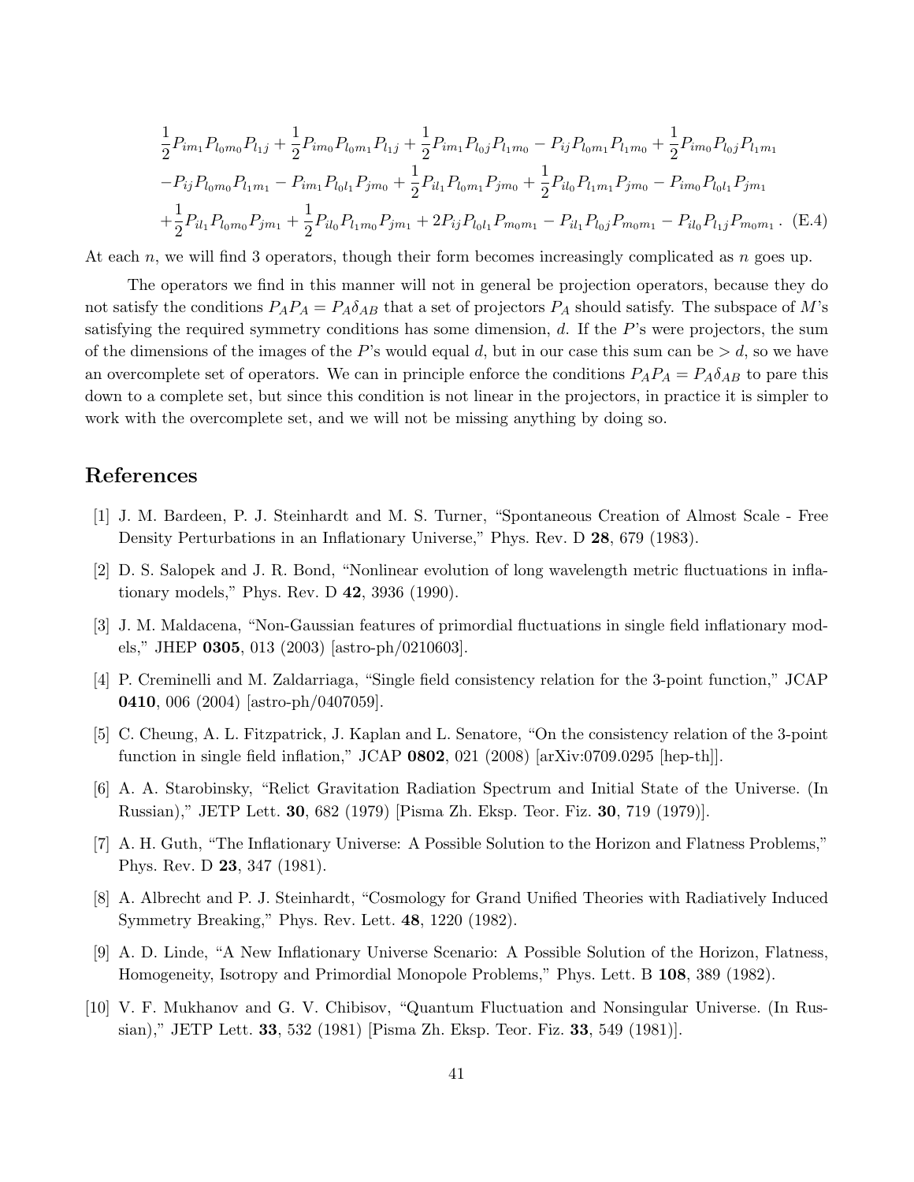$$
\begin{aligned}
&\frac{1}{2}P_{im_1}P_{l_0m_0}P_{l_1j} + \frac{1}{2}P_{im_0}P_{l_0m_1}P_{l_1j} + \frac{1}{2}P_{im_1}P_{l_0j}P_{l_1m_0} - P_{ij}P_{l_0m_1}P_{l_1m_0} + \frac{1}{2}P_{im_0}P_{l_0j}P_{l_1m_1} \\
&-P_{ij}P_{l_0m_0}P_{l_1m_1} - P_{im_1}P_{l_0l_1}P_{jm_0} + \frac{1}{2}P_{il_1}P_{l_0m_1}P_{jm_0} + \frac{1}{2}P_{il_0}P_{l_1m_1}P_{jm_0} - P_{im_0}P_{l_0l_1}P_{jm_1} \\
&+\frac{1}{2}P_{il_1}P_{l_0m_0}P_{jm_1} + \frac{1}{2}P_{il_0}P_{l_1m_0}P_{jm_1} + 2P_{ij}P_{l_0l_1}P_{m_0m_1} - P_{il_1}P_{l_0j}P_{m_0m_1} - P_{il_0}P_{l_1j}P_{m_0m_1} \, . \quad \text{(E.4)}
\end{aligned}
$$

At each $n$, we will find 3 operators, though their form becomes increasingly complicated as $n$ goes up.

The operators we find in this manner will not in general be projection operators, because they do not satisfy the conditions $P_A P_A = P_A \delta_{AB}$ that a set of projectors $P_A$ should satisfy. The subspace of $M$'s satisfying the required symmetry conditions has some dimension, $d$. If the $P$'s were projectors, the sum of the dimensions of the images of the $P$'s would equal $d$, but in our case this sum can be $> d$, so we have an overcomplete set of operators. We can in principle enforce the conditions $P_A P_A = P_A \delta_{AB}$ to pare this down to a complete set, but since this condition is not linear in the projectors, in practice it is simpler to work with the overcomplete set, and we will not be missing anything by doing so.

## References

[1] J. M. Bardeen, P. J. Steinhardt and M. S. Turner, "Spontaneous Creation of Almost Scale - Free Density Perturbations in an Inflationary Universe," Phys. Rev. D **28**, 679 (1983).

[2] D. S. Salopek and J. R. Bond, "Nonlinear evolution of long wavelength metric fluctuations in inflationary models," Phys. Rev. D **42**, 3936 (1990).

[3] J. M. Maldacena, "Non-Gaussian features of primordial fluctuations in single field inflationary models," JHEP **0305**, 013 (2003) [astro-ph/0210603].

[4] P. Creminelli and M. Zaldarriaga, "Single field consistency relation for the 3-point function," JCAP **0410**, 006 (2004) [astro-ph/0407059].

[5] C. Cheung, A. L. Fitzpatrick, J. Kaplan and L. Senatore, "On the consistency relation of the 3-point function in single field inflation," JCAP **0802**, 021 (2008) [arXiv:0709.0295 [hep-th]].

[6] A. A. Starobinsky, "Relict Gravitation Radiation Spectrum and Initial State of the Universe. (In Russian)," JETP Lett. **30**, 682 (1979) [Pisma Zh. Eksp. Teor. Fiz. **30**, 719 (1979)].

[7] A. H. Guth, "The Inflationary Universe: A Possible Solution to the Horizon and Flatness Problems," Phys. Rev. D **23**, 347 (1981).

[8] A. Albrecht and P. J. Steinhardt, "Cosmology for Grand Unified Theories with Radiatively Induced Symmetry Breaking," Phys. Rev. Lett. **48**, 1220 (1982).

[9] A. D. Linde, "A New Inflationary Universe Scenario: A Possible Solution of the Horizon, Flatness, Homogeneity, Isotropy and Primordial Monopole Problems," Phys. Lett. B **108**, 389 (1982).

[10] V. F. Mukhanov and G. V. Chibisov, "Quantum Fluctuation and Nonsingular Universe. (In Russian)," JETP Lett. **33**, 532 (1981) [Pisma Zh. Eksp. Teor. Fiz. **33**, 549 (1981)].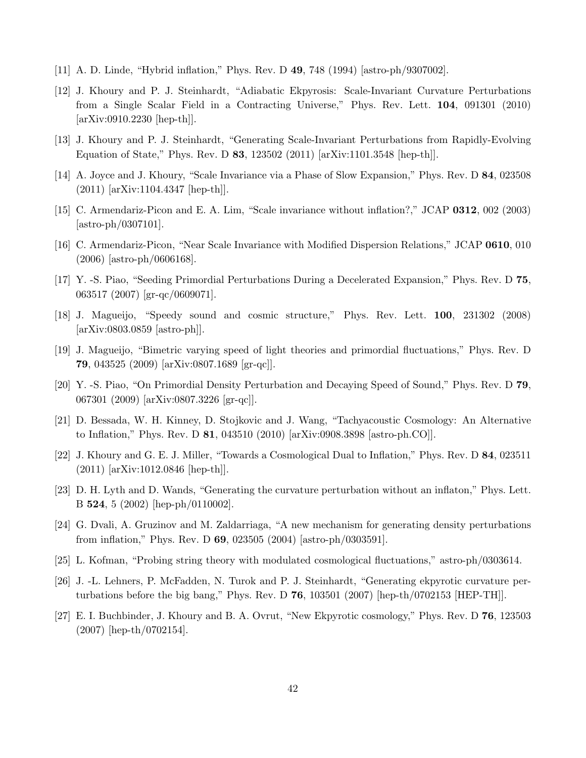[11] A. D. Linde, "Hybrid inflation," Phys. Rev. D **49**, 748 (1994) [astro-ph/9307002].

[12] J. Khoury and P. J. Steinhardt, "Adiabatic Ekpyrosis: Scale-Invariant Curvature Perturbations from a Single Scalar Field in a Contracting Universe," Phys. Rev. Lett. **104**, 091301 (2010) [arXiv:0910.2230 [hep-th]].

[13] J. Khoury and P. J. Steinhardt, "Generating Scale-Invariant Perturbations from Rapidly-Evolving Equation of State," Phys. Rev. D **83**, 123502 (2011) [arXiv:1101.3548 [hep-th]].

[14] A. Joyce and J. Khoury, "Scale Invariance via a Phase of Slow Expansion," Phys. Rev. D **84**, 023508 (2011) [arXiv:1104.4347 [hep-th]].

[15] C. Armendariz-Picon and E. A. Lim, "Scale invariance without inflation?," JCAP **0312**, 002 (2003) [astro-ph/0307101].

[16] C. Armendariz-Picon, "Near Scale Invariance with Modified Dispersion Relations," JCAP **0610**, 010 (2006) [astro-ph/0606168].

[17] Y. -S. Piao, "Seeding Primordial Perturbations During a Decelerated Expansion," Phys. Rev. D **75**, 063517 (2007) [gr-qc/0609071].

[18] J. Magueijo, "Speedy sound and cosmic structure," Phys. Rev. Lett. **100**, 231302 (2008) [arXiv:0803.0859 [astro-ph]].

[19] J. Magueijo, "Bimetric varying speed of light theories and primordial fluctuations," Phys. Rev. D **79**, 043525 (2009) [arXiv:0807.1689 [gr-qc]].

[20] Y. -S. Piao, "On Primordial Density Perturbation and Decaying Speed of Sound," Phys. Rev. D **79**, 067301 (2009) [arXiv:0807.3226 [gr-qc]].

[21] D. Bessada, W. H. Kinney, D. Stojkovic and J. Wang, "Tachyacoustic Cosmology: An Alternative to Inflation," Phys. Rev. D **81**, 043510 (2010) [arXiv:0908.3898 [astro-ph.CO]].

[22] J. Khoury and G. E. J. Miller, "Towards a Cosmological Dual to Inflation," Phys. Rev. D **84**, 023511 (2011) [arXiv:1012.0846 [hep-th]].

[23] D. H. Lyth and D. Wands, "Generating the curvature perturbation without an inflaton," Phys. Lett. B **524**, 5 (2002) [hep-ph/0110002].

[24] G. Dvali, A. Gruzinov and M. Zaldarriaga, "A new mechanism for generating density perturbations from inflation," Phys. Rev. D **69**, 023505 (2004) [astro-ph/0303591].

[25] L. Kofman, "Probing string theory with modulated cosmological fluctuations," astro-ph/0303614.

[26] J. -L. Lehners, P. McFadden, N. Turok and P. J. Steinhardt, "Generating ekpyrotic curvature perturbations before the big bang," Phys. Rev. D **76**, 103501 (2007) [hep-th/0702153 [HEP-TH]].

[27] E. I. Buchbinder, J. Khoury and B. A. Ovrut, "New Ekpyrotic cosmology," Phys. Rev. D **76**, 123503 (2007) [hep-th/0702154].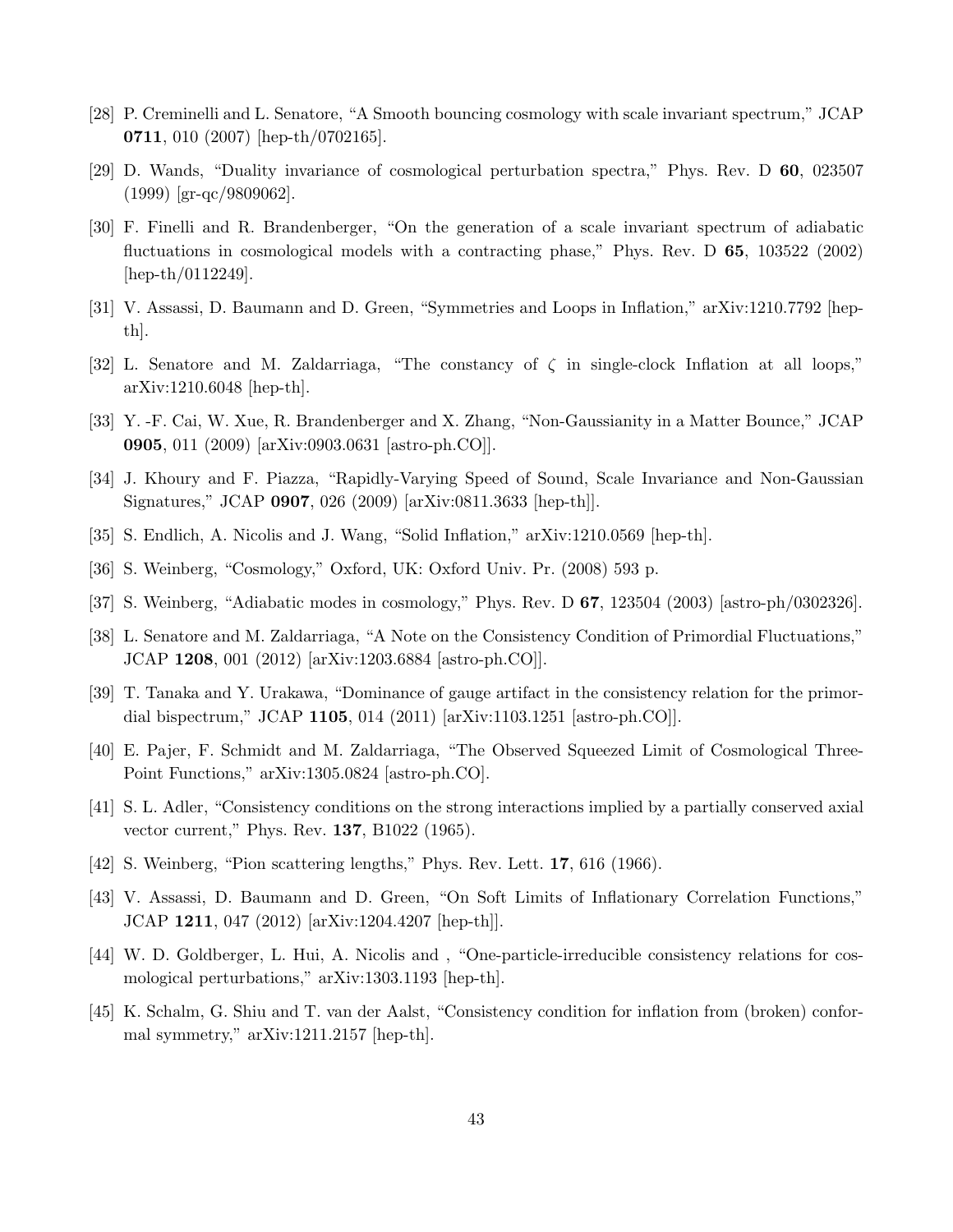[28] P. Creminelli and L. Senatore, "A Smooth bouncing cosmology with scale invariant spectrum," JCAP **0711**, 010 (2007) [hep-th/0702165].

[29] D. Wands, "Duality invariance of cosmological perturbation spectra," Phys. Rev. D **60**, 023507 (1999) [gr-qc/9809062].

[30] F. Finelli and R. Brandenberger, "On the generation of a scale invariant spectrum of adiabatic fluctuations in cosmological models with a contracting phase," Phys. Rev. D **65**, 103522 (2002) [hep-th/0112249].

[31] V. Assassi, D. Baumann and D. Green, "Symmetries and Loops in Inflation," arXiv:1210.7792 [hep-th].

[32] L. Senatore and M. Zaldarriaga, "The constancy of $\zeta$ in single-clock Inflation at all loops," arXiv:1210.6048 [hep-th].

[33] Y. -F. Cai, W. Xue, R. Brandenberger and X. Zhang, "Non-Gaussianity in a Matter Bounce," JCAP **0905**, 011 (2009) [arXiv:0903.0631 [astro-ph.CO]].

[34] J. Khoury and F. Piazza, "Rapidly-Varying Speed of Sound, Scale Invariance and Non-Gaussian Signatures," JCAP **0907**, 026 (2009) [arXiv:0811.3633 [hep-th]].

[35] S. Endlich, A. Nicolis and J. Wang, "Solid Inflation," arXiv:1210.0569 [hep-th].

[36] S. Weinberg, "Cosmology," Oxford, UK: Oxford Univ. Pr. (2008) 593 p.

[37] S. Weinberg, "Adiabatic modes in cosmology," Phys. Rev. D **67**, 123504 (2003) [astro-ph/0302326].

[38] L. Senatore and M. Zaldarriaga, "A Note on the Consistency Condition of Primordial Fluctuations," JCAP **1208**, 001 (2012) [arXiv:1203.6884 [astro-ph.CO]].

[39] T. Tanaka and Y. Urakawa, "Dominance of gauge artifact in the consistency relation for the primordial bispectrum," JCAP **1105**, 014 (2011) [arXiv:1103.1251 [astro-ph.CO]].

[40] E. Pajer, F. Schmidt and M. Zaldarriaga, "The Observed Squeezed Limit of Cosmological Three-Point Functions," arXiv:1305.0824 [astro-ph.CO].

[41] S. L. Adler, "Consistency conditions on the strong interactions implied by a partially conserved axial vector current," Phys. Rev. **137**, B1022 (1965).

[42] S. Weinberg, "Pion scattering lengths," Phys. Rev. Lett. **17**, 616 (1966).

[43] V. Assassi, D. Baumann and D. Green, "On Soft Limits of Inflationary Correlation Functions," JCAP **1211**, 047 (2012) [arXiv:1204.4207 [hep-th]].

[44] W. D. Goldberger, L. Hui, A. Nicolis and , "One-particle-irreducible consistency relations for cosmological perturbations," arXiv:1303.1193 [hep-th].

[45] K. Schalm, G. Shiu and T. van der Aalst, "Consistency condition for inflation from (broken) conformal symmetry," arXiv:1211.2157 [hep-th].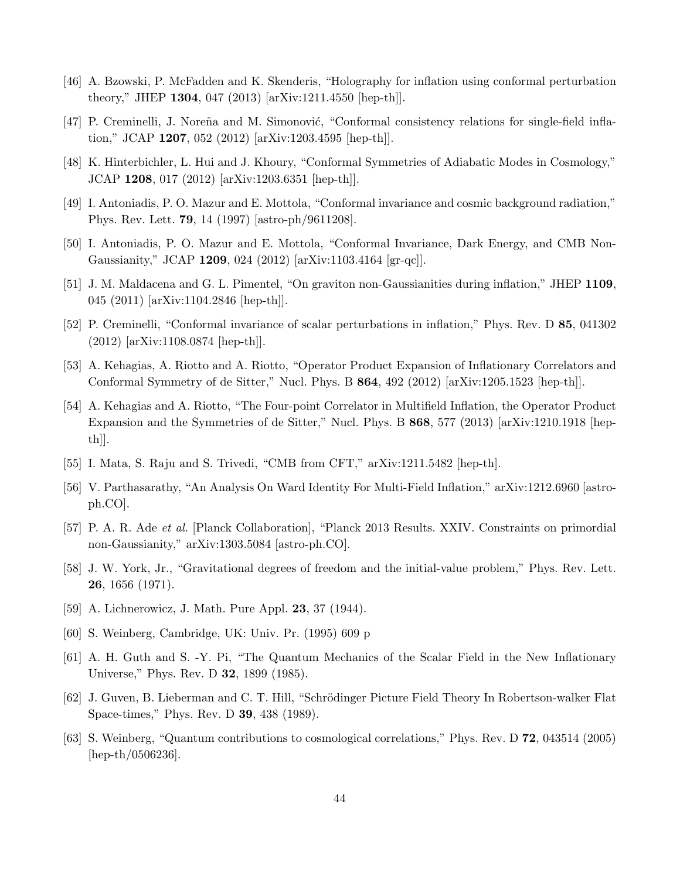[46] A. Bzowski, P. McFadden and K. Skenderis, "Holography for inflation using conformal perturbation theory," JHEP **1304**, 047 (2013) [arXiv:1211.4550 [hep-th]].

[47] P. Creminelli, J. Noreña and M. Simonović, "Conformal consistency relations for single-field inflation," JCAP **1207**, 052 (2012) [arXiv:1203.4595 [hep-th]].

[48] K. Hinterbichler, L. Hui and J. Khoury, "Conformal Symmetries of Adiabatic Modes in Cosmology," JCAP **1208**, 017 (2012) [arXiv:1203.6351 [hep-th]].

[49] I. Antoniadis, P. O. Mazur and E. Mottola, "Conformal invariance and cosmic background radiation," Phys. Rev. Lett. **79**, 14 (1997) [astro-ph/9611208].

[50] I. Antoniadis, P. O. Mazur and E. Mottola, "Conformal Invariance, Dark Energy, and CMB Non-Gaussianity," JCAP **1209**, 024 (2012) [arXiv:1103.4164 [gr-qc]].

[51] J. M. Maldacena and G. L. Pimentel, "On graviton non-Gaussianities during inflation," JHEP **1109**, 045 (2011) [arXiv:1104.2846 [hep-th]].

[52] P. Creminelli, "Conformal invariance of scalar perturbations in inflation," Phys. Rev. D **85**, 041302 (2012) [arXiv:1108.0874 [hep-th]].

[53] A. Kehagias, A. Riotto and A. Riotto, "Operator Product Expansion of Inflationary Correlators and Conformal Symmetry of de Sitter," Nucl. Phys. B **864**, 492 (2012) [arXiv:1205.1523 [hep-th]].

[54] A. Kehagias and A. Riotto, "The Four-point Correlator in Multifield Inflation, the Operator Product Expansion and the Symmetries of de Sitter," Nucl. Phys. B **868**, 577 (2013) [arXiv:1210.1918 [hep-th]].

[55] I. Mata, S. Raju and S. Trivedi, "CMB from CFT," arXiv:1211.5482 [hep-th].

[56] V. Parthasarathy, "An Analysis On Ward Identity For Multi-Field Inflation," arXiv:1212.6960 [astro-ph.CO].

[57] P. A. R. Ade *et al.* [Planck Collaboration], "Planck 2013 Results. XXIV. Constraints on primordial non-Gaussianity," arXiv:1303.5084 [astro-ph.CO].

[58] J. W. York, Jr., "Gravitational degrees of freedom and the initial-value problem," Phys. Rev. Lett. **26**, 1656 (1971).

[59] A. Lichnerowicz, J. Math. Pure Appl. **23**, 37 (1944).

[60] S. Weinberg, Cambridge, UK: Univ. Pr. (1995) 609 p

[61] A. H. Guth and S. -Y. Pi, "The Quantum Mechanics of the Scalar Field in the New Inflationary Universe," Phys. Rev. D **32**, 1899 (1985).

[62] J. Guven, B. Lieberman and C. T. Hill, "Schrödinger Picture Field Theory In Robertson-walker Flat Space-times," Phys. Rev. D **39**, 438 (1989).

[63] S. Weinberg, "Quantum contributions to cosmological correlations," Phys. Rev. D **72**, 043514 (2005) [hep-th/0506236].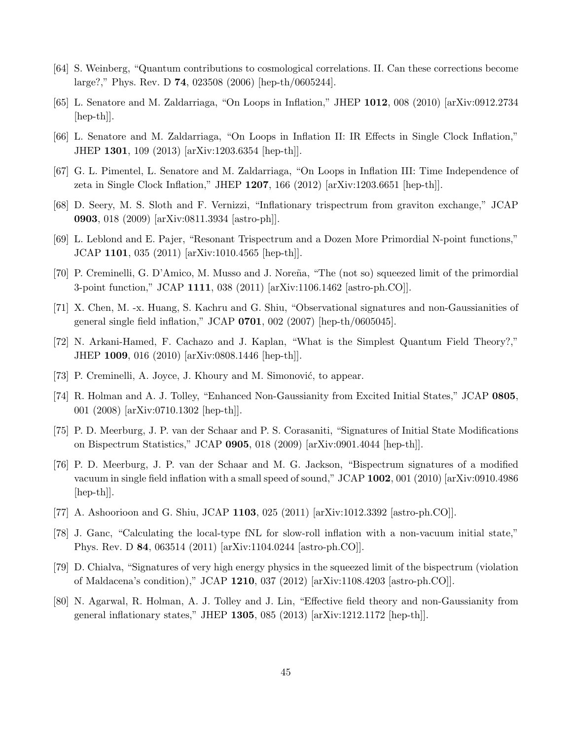[64] S. Weinberg, "Quantum contributions to cosmological correlations. II. Can these corrections become large?," Phys. Rev. D **74**, 023508 (2006) [hep-th/0605244].

[65] L. Senatore and M. Zaldarriaga, "On Loops in Inflation," JHEP **1012**, 008 (2010) [arXiv:0912.2734 [hep-th]].

[66] L. Senatore and M. Zaldarriaga, "On Loops in Inflation II: IR Effects in Single Clock Inflation," JHEP **1301**, 109 (2013) [arXiv:1203.6354 [hep-th]].

[67] G. L. Pimentel, L. Senatore and M. Zaldarriaga, "On Loops in Inflation III: Time Independence of zeta in Single Clock Inflation," JHEP **1207**, 166 (2012) [arXiv:1203.6651 [hep-th]].

[68] D. Seery, M. S. Sloth and F. Vernizzi, "Inflationary trispectrum from graviton exchange," JCAP **0903**, 018 (2009) [arXiv:0811.3934 [astro-ph]].

[69] L. Leblond and E. Pajer, "Resonant Trispectrum and a Dozen More Primordial N-point functions," JCAP **1101**, 035 (2011) [arXiv:1010.4565 [hep-th]].

[70] P. Creminelli, G. D'Amico, M. Musso and J. Noreña, "The (not so) squeezed limit of the primordial 3-point function," JCAP **1111**, 038 (2011) [arXiv:1106.1462 [astro-ph.CO]].

[71] X. Chen, M. -x. Huang, S. Kachru and G. Shiu, "Observational signatures and non-Gaussianities of general single field inflation," JCAP **0701**, 002 (2007) [hep-th/0605045].

[72] N. Arkani-Hamed, F. Cachazo and J. Kaplan, "What is the Simplest Quantum Field Theory?," JHEP **1009**, 016 (2010) [arXiv:0808.1446 [hep-th]].

[73] P. Creminelli, A. Joyce, J. Khoury and M. Simonović, to appear.

[74] R. Holman and A. J. Tolley, "Enhanced Non-Gaussianity from Excited Initial States," JCAP **0805**, 001 (2008) [arXiv:0710.1302 [hep-th]].

[75] P. D. Meerburg, J. P. van der Schaar and P. S. Corasaniti, "Signatures of Initial State Modifications on Bispectrum Statistics," JCAP **0905**, 018 (2009) [arXiv:0901.4044 [hep-th]].

[76] P. D. Meerburg, J. P. van der Schaar and M. G. Jackson, "Bispectrum signatures of a modified vacuum in single field inflation with a small speed of sound," JCAP **1002**, 001 (2010) [arXiv:0910.4986 [hep-th]].

[77] A. Ashoorioon and G. Shiu, JCAP **1103**, 025 (2011) [arXiv:1012.3392 [astro-ph.CO]].

[78] J. Ganc, "Calculating the local-type fNL for slow-roll inflation with a non-vacuum initial state," Phys. Rev. D **84**, 063514 (2011) [arXiv:1104.0244 [astro-ph.CO]].

[79] D. Chialva, "Signatures of very high energy physics in the squeezed limit of the bispectrum (violation of Maldacena's condition)," JCAP **1210**, 037 (2012) [arXiv:1108.4203 [astro-ph.CO]].

[80] N. Agarwal, R. Holman, A. J. Tolley and J. Lin, "Effective field theory and non-Gaussianity from general inflationary states," JHEP **1305**, 085 (2013) [arXiv:1212.1172 [hep-th]].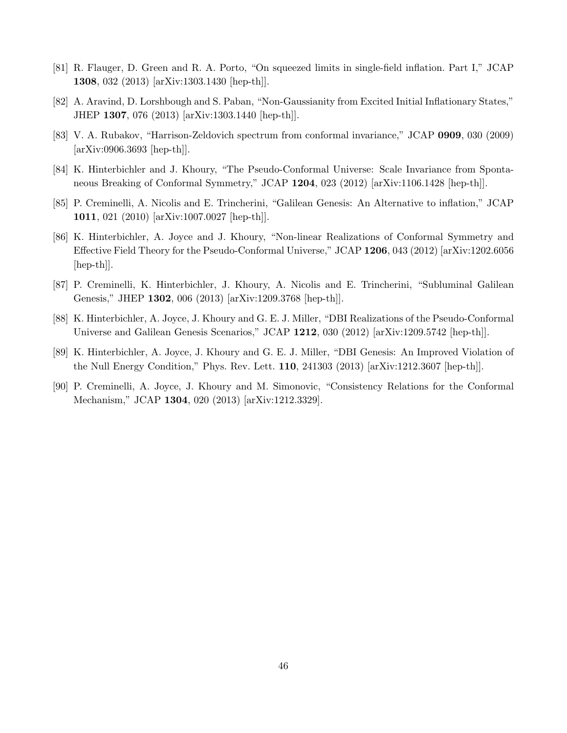[81] R. Flauger, D. Green and R. A. Porto, "On squeezed limits in single-field inflation. Part I," JCAP **1308**, 032 (2013) [arXiv:1303.1430 [hep-th]].

[82] A. Aravind, D. Lorshbough and S. Paban, "Non-Gaussianity from Excited Initial Inflationary States," JHEP **1307**, 076 (2013) [arXiv:1303.1440 [hep-th]].

[83] V. A. Rubakov, "Harrison-Zeldovich spectrum from conformal invariance," JCAP **0909**, 030 (2009) [arXiv:0906.3693 [hep-th]].

[84] K. Hinterbichler and J. Khoury, "The Pseudo-Conformal Universe: Scale Invariance from Spontaneous Breaking of Conformal Symmetry," JCAP **1204**, 023 (2012) [arXiv:1106.1428 [hep-th]].

[85] P. Creminelli, A. Nicolis and E. Trincherini, "Galilean Genesis: An Alternative to inflation," JCAP **1011**, 021 (2010) [arXiv:1007.0027 [hep-th]].

[86] K. Hinterbichler, A. Joyce and J. Khoury, "Non-linear Realizations of Conformal Symmetry and Effective Field Theory for the Pseudo-Conformal Universe," JCAP **1206**, 043 (2012) [arXiv:1202.6056 [hep-th]].

[87] P. Creminelli, K. Hinterbichler, J. Khoury, A. Nicolis and E. Trincherini, "Subluminal Galilean Genesis," JHEP **1302**, 006 (2013) [arXiv:1209.3768 [hep-th]].

[88] K. Hinterbichler, A. Joyce, J. Khoury and G. E. J. Miller, "DBI Realizations of the Pseudo-Conformal Universe and Galilean Genesis Scenarios," JCAP **1212**, 030 (2012) [arXiv:1209.5742 [hep-th]].

[89] K. Hinterbichler, A. Joyce, J. Khoury and G. E. J. Miller, "DBI Genesis: An Improved Violation of the Null Energy Condition," Phys. Rev. Lett. **110**, 241303 (2013) [arXiv:1212.3607 [hep-th]].

[90] P. Creminelli, A. Joyce, J. Khoury and M. Simonovic, "Consistency Relations for the Conformal Mechanism," JCAP **1304**, 020 (2013) [arXiv:1212.3329].